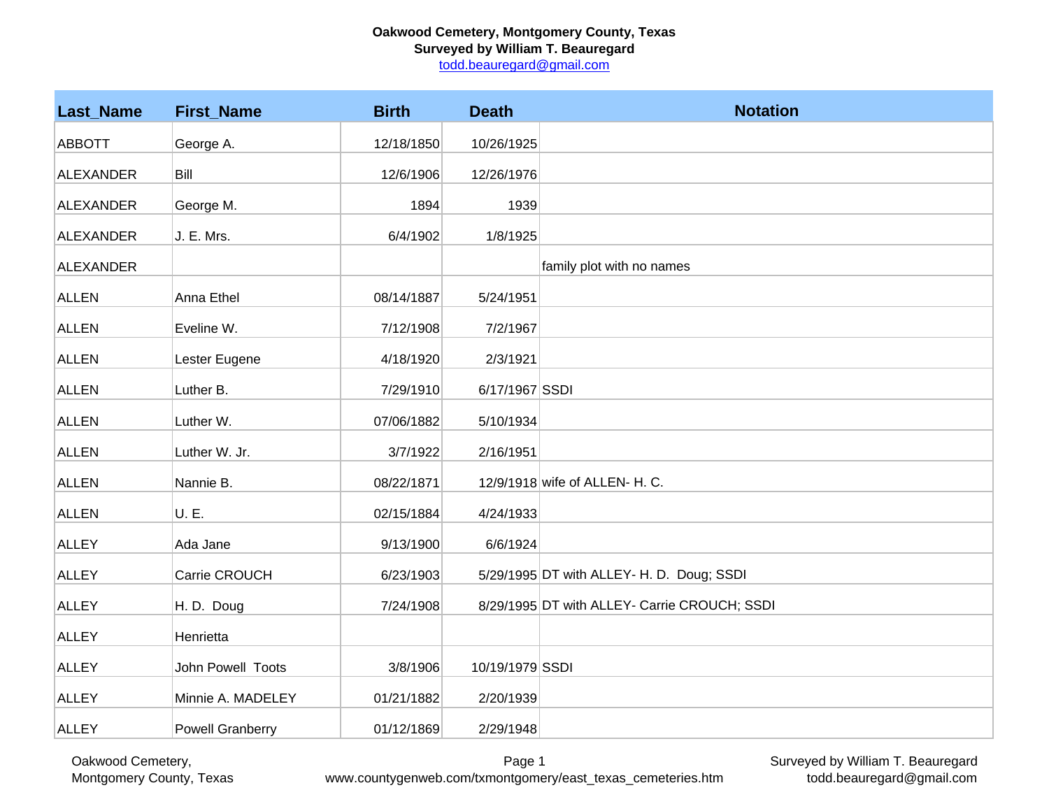**Oakwood Cemetery, Montgomery County, Texas**
**Surveyed by William T. Beauregard**
todd.beauregard@gmail.com

| Last_Name | First_Name | Birth | Death | Notation |
|---|---|---|---|---|
| ABBOTT | George A. | 12/18/1850 | 10/26/1925 | |
| ALEXANDER | Bill | 12/6/1906 | 12/26/1976 | |
| ALEXANDER | George M. | 1894 | 1939 | |
| ALEXANDER | J. E. Mrs. | 6/4/1902 | 1/8/1925 | |
| ALEXANDER | | | | family plot with no names |
| ALLEN | Anna Ethel | 08/14/1887 | 5/24/1951 | |
| ALLEN | Eveline W. | 7/12/1908 | 7/2/1967 | |
| ALLEN | Lester Eugene | 4/18/1920 | 2/3/1921 | |
| ALLEN | Luther B. | 7/29/1910 | 6/17/1967 | SSDI |
| ALLEN | Luther W. | 07/06/1882 | 5/10/1934 | |
| ALLEN | Luther W. Jr. | 3/7/1922 | 2/16/1951 | |
| ALLEN | Nannie B. | 08/22/1871 | 12/9/1918 | wife of ALLEN- H. C. |
| ALLEN | U. E. | 02/15/1884 | 4/24/1933 | |
| ALLEY | Ada Jane | 9/13/1900 | 6/6/1924 | |
| ALLEY | Carrie CROUCH | 6/23/1903 | 5/29/1995 | DT with ALLEY- H. D. Doug; SSDI |
| ALLEY | H. D. Doug | 7/24/1908 | 8/29/1995 | DT with ALLEY- Carrie CROUCH; SSDI |
| ALLEY | Henrietta | | | |
| ALLEY | John Powell Toots | 3/8/1906 | 10/19/1979 | SSDI |
| ALLEY | Minnie A. MADELEY | 01/21/1882 | 2/20/1939 | |
| ALLEY | Powell Granberry | 01/12/1869 | 2/29/1948 | |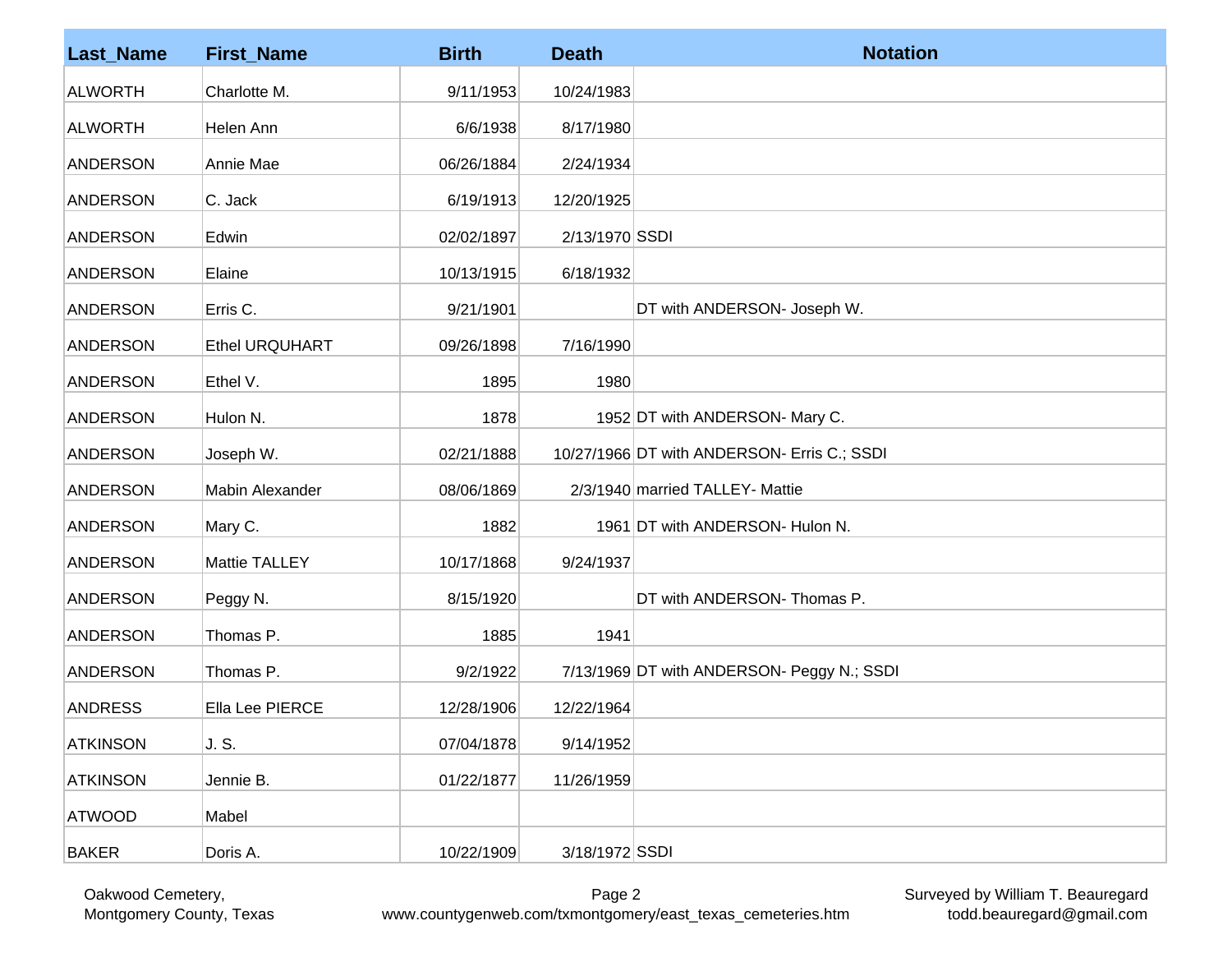| Last_Name | First_Name | Birth | Death | Notation |
|---|---|---|---|---|
| ALWORTH | Charlotte M. | 9/11/1953 | 10/24/1983 | |
| ALWORTH | Helen Ann | 6/6/1938 | 8/17/1980 | |
| ANDERSON | Annie Mae | 06/26/1884 | 2/24/1934 | |
| ANDERSON | C. Jack | 6/19/1913 | 12/20/1925 | |
| ANDERSON | Edwin | 02/02/1897 | 2/13/1970 | SSDI |
| ANDERSON | Elaine | 10/13/1915 | 6/18/1932 | |
| ANDERSON | Erris C. | 9/21/1901 | | DT with ANDERSON- Joseph W. |
| ANDERSON | Ethel URQUHART | 09/26/1898 | 7/16/1990 | |
| ANDERSON | Ethel V. | 1895 | 1980 | |
| ANDERSON | Hulon N. | 1878 | 1952 | DT with ANDERSON- Mary C. |
| ANDERSON | Joseph W. | 02/21/1888 | 10/27/1966 | DT with ANDERSON- Erris C.; SSDI |
| ANDERSON | Mabin Alexander | 08/06/1869 | 2/3/1940 | married TALLEY- Mattie |
| ANDERSON | Mary C. | 1882 | 1961 | DT with ANDERSON- Hulon N. |
| ANDERSON | Mattie TALLEY | 10/17/1868 | 9/24/1937 | |
| ANDERSON | Peggy N. | 8/15/1920 | | DT with ANDERSON- Thomas P. |
| ANDERSON | Thomas P. | 1885 | 1941 | |
| ANDERSON | Thomas P. | 9/2/1922 | 7/13/1969 | DT with ANDERSON- Peggy N.; SSDI |
| ANDRESS | Ella Lee PIERCE | 12/28/1906 | 12/22/1964 | |
| ATKINSON | J. S. | 07/04/1878 | 9/14/1952 | |
| ATKINSON | Jennie B. | 01/22/1877 | 11/26/1959 | |
| ATWOOD | Mabel | | | |
| BAKER | Doris A. | 10/22/1909 | 3/18/1972 | SSDI |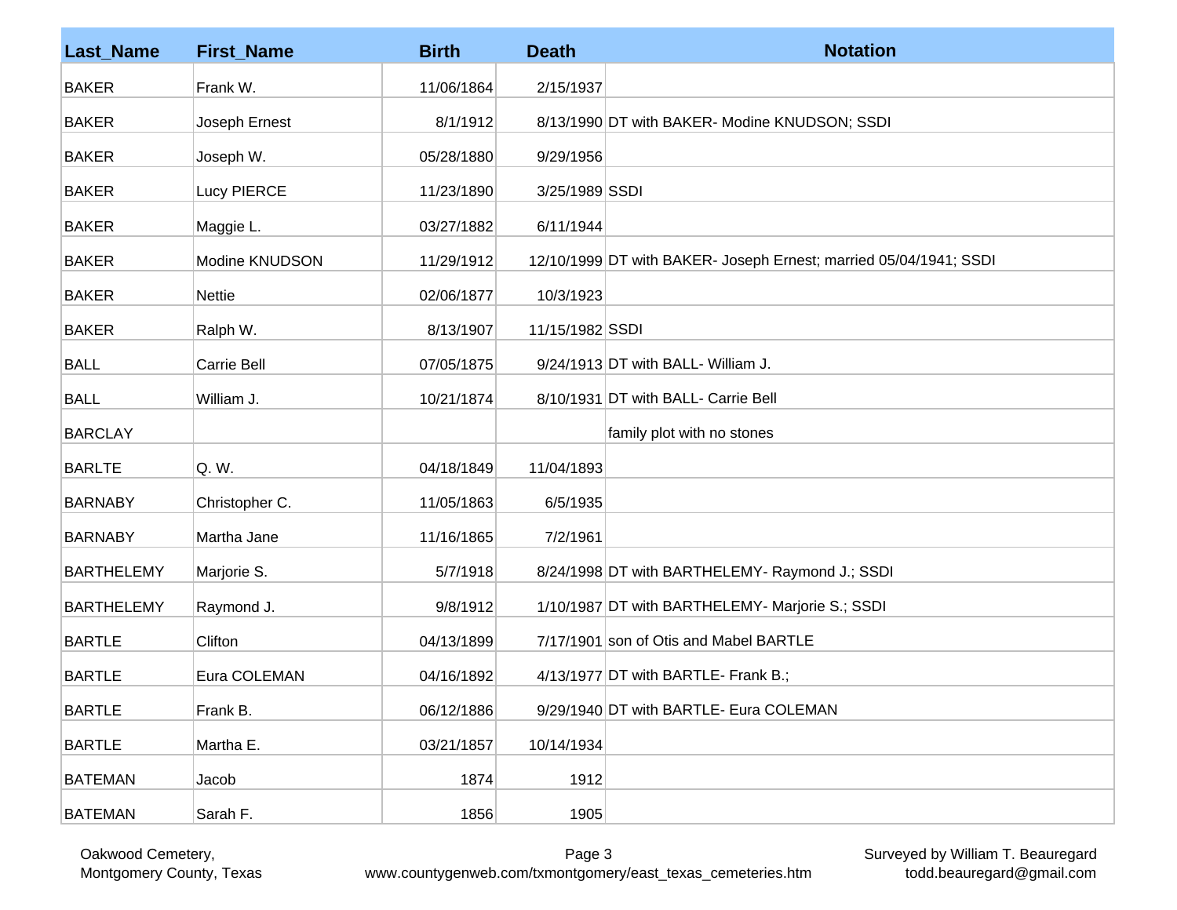| Last_Name | First_Name | Birth | Death | Notation |
|---|---|---|---|---|
| BAKER | Frank W. | 11/06/1864 | 2/15/1937 | |
| BAKER | Joseph Ernest | 8/1/1912 | 8/13/1990 | DT with BAKER- Modine KNUDSON; SSDI |
| BAKER | Joseph W. | 05/28/1880 | 9/29/1956 | |
| BAKER | Lucy PIERCE | 11/23/1890 | 3/25/1989 | SSDI |
| BAKER | Maggie L. | 03/27/1882 | 6/11/1944 | |
| BAKER | Modine KNUDSON | 11/29/1912 | 12/10/1999 | DT with BAKER- Joseph Ernest; married 05/04/1941; SSDI |
| BAKER | Nettie | 02/06/1877 | 10/3/1923 | |
| BAKER | Ralph W. | 8/13/1907 | 11/15/1982 | SSDI |
| BALL | Carrie Bell | 07/05/1875 | 9/24/1913 | DT with BALL- William J. |
| BALL | William J. | 10/21/1874 | 8/10/1931 | DT with BALL- Carrie Bell |
| BARCLAY | | | | family plot with no stones |
| BARLTE | Q. W. | 04/18/1849 | 11/04/1893 | |
| BARNABY | Christopher C. | 11/05/1863 | 6/5/1935 | |
| BARNABY | Martha Jane | 11/16/1865 | 7/2/1961 | |
| BARTHELEMY | Marjorie S. | 5/7/1918 | 8/24/1998 | DT with BARTHELEMY- Raymond J.; SSDI |
| BARTHELEMY | Raymond J. | 9/8/1912 | 1/10/1987 | DT with BARTHELEMY- Marjorie S.; SSDI |
| BARTLE | Clifton | 04/13/1899 | 7/17/1901 | son of Otis and Mabel BARTLE |
| BARTLE | Eura COLEMAN | 04/16/1892 | 4/13/1977 | DT with BARTLE- Frank B.; |
| BARTLE | Frank B. | 06/12/1886 | 9/29/1940 | DT with BARTLE- Eura COLEMAN |
| BARTLE | Martha E. | 03/21/1857 | 10/14/1934 | |
| BATEMAN | Jacob | 1874 | 1912 | |
| BATEMAN | Sarah F. | 1856 | 1905 | |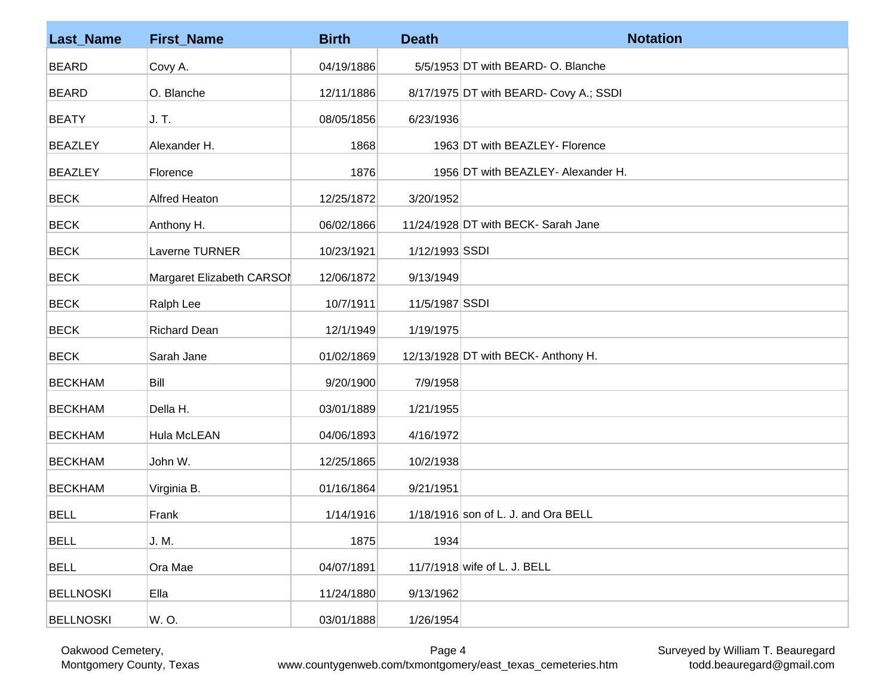| Last_Name | First_Name | Birth | Death | Notation |
|---|---|---|---|---|
| BEARD | Covy A. | 04/19/1886 | 5/5/1953 | DT with BEARD- O. Blanche |
| BEARD | O. Blanche | 12/11/1886 | 8/17/1975 | DT with BEARD- Covy A.; SSDI |
| BEATY | J. T. | 08/05/1856 | 6/23/1936 | |
| BEAZLEY | Alexander H. | 1868 | 1963 | DT with BEAZLEY- Florence |
| BEAZLEY | Florence | 1876 | 1956 | DT with BEAZLEY- Alexander H. |
| BECK | Alfred Heaton | 12/25/1872 | 3/20/1952 | |
| BECK | Anthony H. | 06/02/1866 | 11/24/1928 | DT with BECK- Sarah Jane |
| BECK | Laverne TURNER | 10/23/1921 | 1/12/1993 | SSDI |
| BECK | Margaret Elizabeth CARSON | 12/06/1872 | 9/13/1949 | |
| BECK | Ralph Lee | 10/7/1911 | 11/5/1987 | SSDI |
| BECK | Richard Dean | 12/1/1949 | 1/19/1975 | |
| BECK | Sarah Jane | 01/02/1869 | 12/13/1928 | DT with BECK- Anthony H. |
| BECKHAM | Bill | 9/20/1900 | 7/9/1958 | |
| BECKHAM | Della H. | 03/01/1889 | 1/21/1955 | |
| BECKHAM | Hula McLEAN | 04/06/1893 | 4/16/1972 | |
| BECKHAM | John W. | 12/25/1865 | 10/2/1938 | |
| BECKHAM | Virginia B. | 01/16/1864 | 9/21/1951 | |
| BELL | Frank | 1/14/1916 | 1/18/1916 | son of L. J. and Ora BELL |
| BELL | J. M. | 1875 | 1934 | |
| BELL | Ora Mae | 04/07/1891 | 11/7/1918 | wife of L. J. BELL |
| BELLNOSKI | Ella | 11/24/1880 | 9/13/1962 | |
| BELLNOSKI | W. O. | 03/01/1888 | 1/26/1954 | |

Oakwood Cemetery, Montgomery County, Texas — www.countygenweb.com/txmontgomery/east_texas_cemeteries.htm — Surveyed by William T. Beauregard, todd.beauregard@gmail.com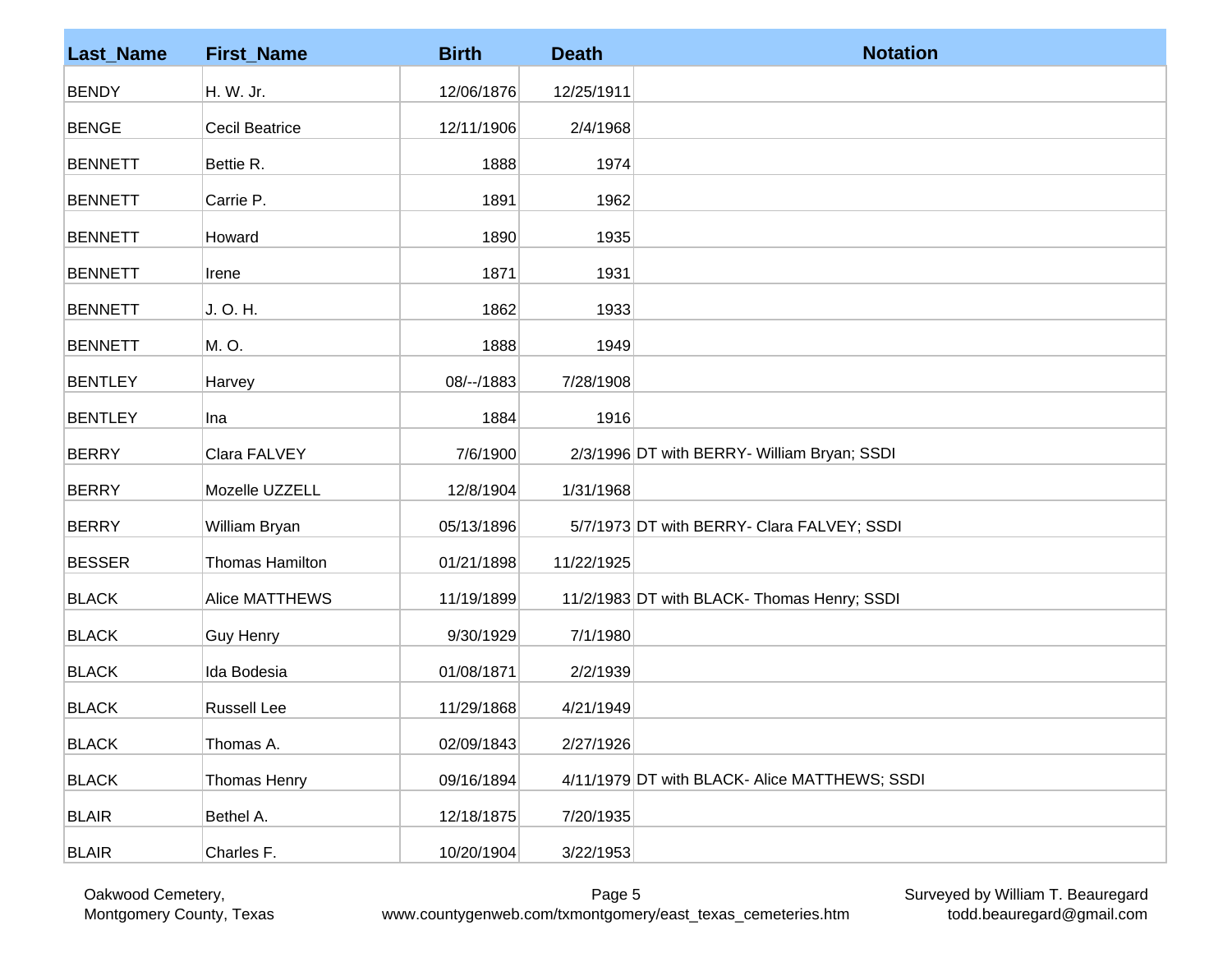| Last_Name | First_Name | Birth | Death | Notation |
|---|---|---|---|---|
| BENDY | H. W. Jr. | 12/06/1876 | 12/25/1911 | |
| BENGE | Cecil Beatrice | 12/11/1906 | 2/4/1968 | |
| BENNETT | Bettie R. | 1888 | 1974 | |
| BENNETT | Carrie P. | 1891 | 1962 | |
| BENNETT | Howard | 1890 | 1935 | |
| BENNETT | Irene | 1871 | 1931 | |
| BENNETT | J. O. H. | 1862 | 1933 | |
| BENNETT | M. O. | 1888 | 1949 | |
| BENTLEY | Harvey | 08/--/1883 | 7/28/1908 | |
| BENTLEY | Ina | 1884 | 1916 | |
| BERRY | Clara FALVEY | 7/6/1900 | 2/3/1996 | DT with BERRY- William Bryan; SSDI |
| BERRY | Mozelle UZZELL | 12/8/1904 | 1/31/1968 | |
| BERRY | William Bryan | 05/13/1896 | 5/7/1973 | DT with BERRY- Clara FALVEY; SSDI |
| BESSER | Thomas Hamilton | 01/21/1898 | 11/22/1925 | |
| BLACK | Alice MATTHEWS | 11/19/1899 | 11/2/1983 | DT with BLACK- Thomas Henry; SSDI |
| BLACK | Guy Henry | 9/30/1929 | 7/1/1980 | |
| BLACK | Ida Bodesia | 01/08/1871 | 2/2/1939 | |
| BLACK | Russell Lee | 11/29/1868 | 4/21/1949 | |
| BLACK | Thomas A. | 02/09/1843 | 2/27/1926 | |
| BLACK | Thomas Henry | 09/16/1894 | 4/11/1979 | DT with BLACK- Alice MATTHEWS; SSDI |
| BLAIR | Bethel A. | 12/18/1875 | 7/20/1935 | |
| BLAIR | Charles F. | 10/20/1904 | 3/22/1953 | |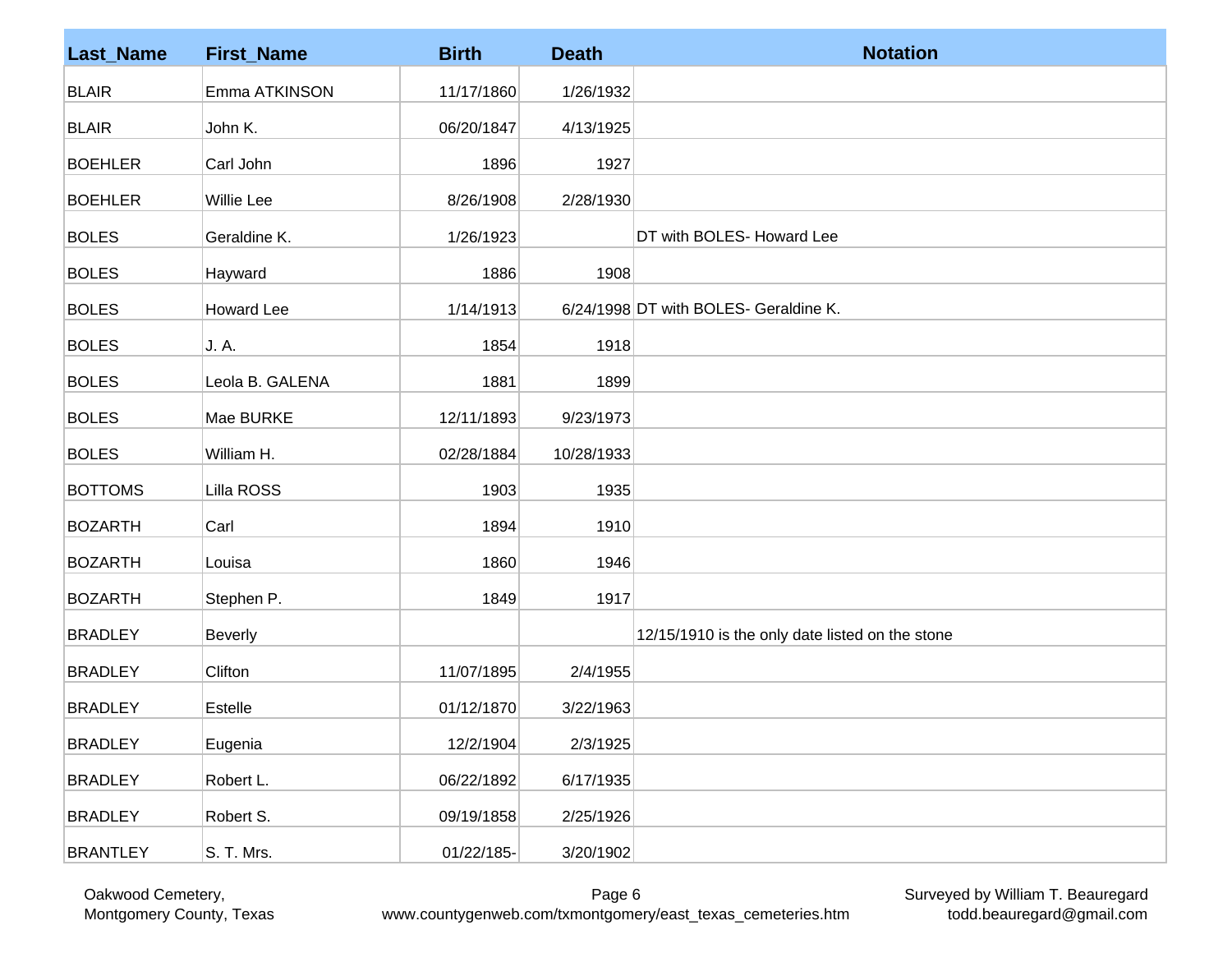| Last_Name | First_Name | Birth | Death | Notation |
|---|---|---|---|---|
| BLAIR | Emma ATKINSON | 11/17/1860 | 1/26/1932 | |
| BLAIR | John K. | 06/20/1847 | 4/13/1925 | |
| BOEHLER | Carl John | 1896 | 1927 | |
| BOEHLER | Willie Lee | 8/26/1908 | 2/28/1930 | |
| BOLES | Geraldine K. | 1/26/1923 | | DT with BOLES- Howard Lee |
| BOLES | Hayward | 1886 | 1908 | |
| BOLES | Howard Lee | 1/14/1913 | 6/24/1998 | DT with BOLES- Geraldine K. |
| BOLES | J. A. | 1854 | 1918 | |
| BOLES | Leola B. GALENA | 1881 | 1899 | |
| BOLES | Mae BURKE | 12/11/1893 | 9/23/1973 | |
| BOLES | William H. | 02/28/1884 | 10/28/1933 | |
| BOTTOMS | Lilla ROSS | 1903 | 1935 | |
| BOZARTH | Carl | 1894 | 1910 | |
| BOZARTH | Louisa | 1860 | 1946 | |
| BOZARTH | Stephen P. | 1849 | 1917 | |
| BRADLEY | Beverly | | | 12/15/1910 is the only date listed on the stone |
| BRADLEY | Clifton | 11/07/1895 | 2/4/1955 | |
| BRADLEY | Estelle | 01/12/1870 | 3/22/1963 | |
| BRADLEY | Eugenia | 12/2/1904 | 2/3/1925 | |
| BRADLEY | Robert L. | 06/22/1892 | 6/17/1935 | |
| BRADLEY | Robert S. | 09/19/1858 | 2/25/1926 | |
| BRANTLEY | S. T. Mrs. | 01/22/185- | 3/20/1902 | |

Oakwood Cemetery,
Montgomery County, Texas

www.countygenweb.com/txmontgomery/east_texas_cemeteries.htm

Surveyed by William T. Beauregard
todd.beauregard@gmail.com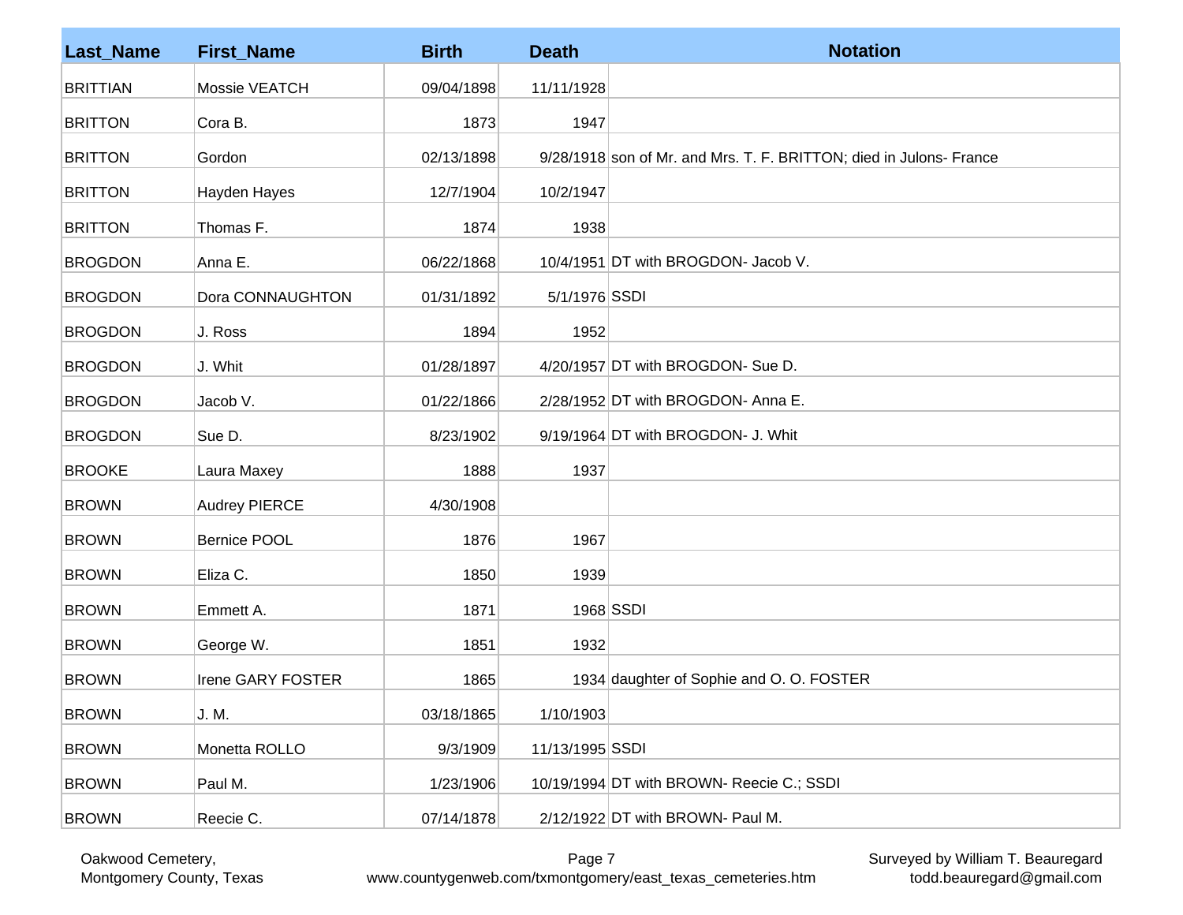| Last_Name | First_Name | Birth | Death | Notation |
|---|---|---|---|---|
| BRITTIAN | Mossie VEATCH | 09/04/1898 | 11/11/1928 | |
| BRITTON | Cora B. | 1873 | 1947 | |
| BRITTON | Gordon | 02/13/1898 | 9/28/1918 | son of Mr. and Mrs. T. F. BRITTON; died in Julons- France |
| BRITTON | Hayden Hayes | 12/7/1904 | 10/2/1947 | |
| BRITTON | Thomas F. | 1874 | 1938 | |
| BROGDON | Anna E. | 06/22/1868 | 10/4/1951 | DT with BROGDON- Jacob V. |
| BROGDON | Dora CONNAUGHTON | 01/31/1892 | 5/1/1976 | SSDI |
| BROGDON | J. Ross | 1894 | 1952 | |
| BROGDON | J. Whit | 01/28/1897 | 4/20/1957 | DT with BROGDON- Sue D. |
| BROGDON | Jacob V. | 01/22/1866 | 2/28/1952 | DT with BROGDON- Anna E. |
| BROGDON | Sue D. | 8/23/1902 | 9/19/1964 | DT with BROGDON- J. Whit |
| BROOKE | Laura Maxey | 1888 | 1937 | |
| BROWN | Audrey PIERCE | 4/30/1908 | | |
| BROWN | Bernice POOL | 1876 | 1967 | |
| BROWN | Eliza C. | 1850 | 1939 | |
| BROWN | Emmett A. | 1871 | 1968 | SSDI |
| BROWN | George W. | 1851 | 1932 | |
| BROWN | Irene GARY FOSTER | 1865 | 1934 | daughter of Sophie and O. O. FOSTER |
| BROWN | J. M. | 03/18/1865 | 1/10/1903 | |
| BROWN | Monetta ROLLO | 9/3/1909 | 11/13/1995 | SSDI |
| BROWN | Paul M. | 1/23/1906 | 10/19/1994 | DT with BROWN- Reecie C.; SSDI |
| BROWN | Reecie C. | 07/14/1878 | 2/12/1922 | DT with BROWN- Paul M. |

Oakwood Cemetery,
Montgomery County, Texas

www.countygenweb.com/txmontgomery/east_texas_cemeteries.htm

Surveyed by William T. Beauregard
todd.beauregard@gmail.com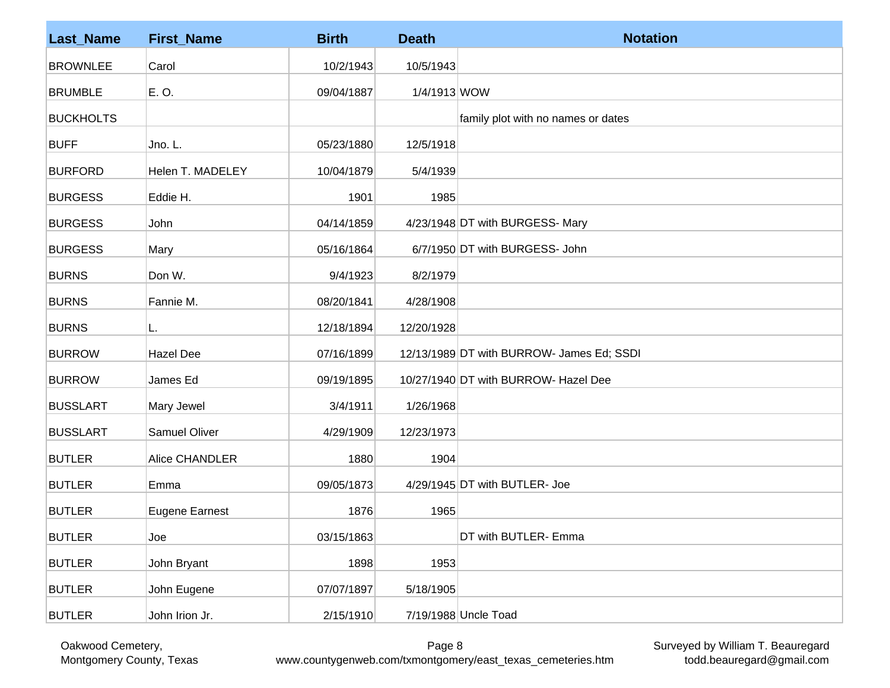| Last_Name | First_Name | Birth | Death | Notation |
|---|---|---|---|---|
| BROWNLEE | Carol | 10/2/1943 | 10/5/1943 | |
| BRUMBLE | E. O. | 09/04/1887 | 1/4/1913 | WOW |
| BUCKHOLTS | | | | family plot with no names or dates |
| BUFF | Jno. L. | 05/23/1880 | 12/5/1918 | |
| BURFORD | Helen T. MADELEY | 10/04/1879 | 5/4/1939 | |
| BURGESS | Eddie H. | 1901 | 1985 | |
| BURGESS | John | 04/14/1859 | 4/23/1948 | DT with BURGESS- Mary |
| BURGESS | Mary | 05/16/1864 | 6/7/1950 | DT with BURGESS- John |
| BURNS | Don W. | 9/4/1923 | 8/2/1979 | |
| BURNS | Fannie M. | 08/20/1841 | 4/28/1908 | |
| BURNS | L. | 12/18/1894 | 12/20/1928 | |
| BURROW | Hazel Dee | 07/16/1899 | 12/13/1989 | DT with BURROW- James Ed; SSDI |
| BURROW | James Ed | 09/19/1895 | 10/27/1940 | DT with BURROW- Hazel Dee |
| BUSSLART | Mary Jewel | 3/4/1911 | 1/26/1968 | |
| BUSSLART | Samuel Oliver | 4/29/1909 | 12/23/1973 | |
| BUTLER | Alice CHANDLER | 1880 | 1904 | |
| BUTLER | Emma | 09/05/1873 | 4/29/1945 | DT with BUTLER- Joe |
| BUTLER | Eugene Earnest | 1876 | 1965 | |
| BUTLER | Joe | 03/15/1863 | | DT with BUTLER- Emma |
| BUTLER | John Bryant | 1898 | 1953 | |
| BUTLER | John Eugene | 07/07/1897 | 5/18/1905 | |
| BUTLER | John Irion Jr. | 2/15/1910 | 7/19/1988 | Uncle Toad |

Oakwood Cemetery, Montgomery County, Texas

www.countygenweb.com/txmontgomery/east_texas_cemeteries.htm

Surveyed by William T. Beauregard todd.beauregard@gmail.com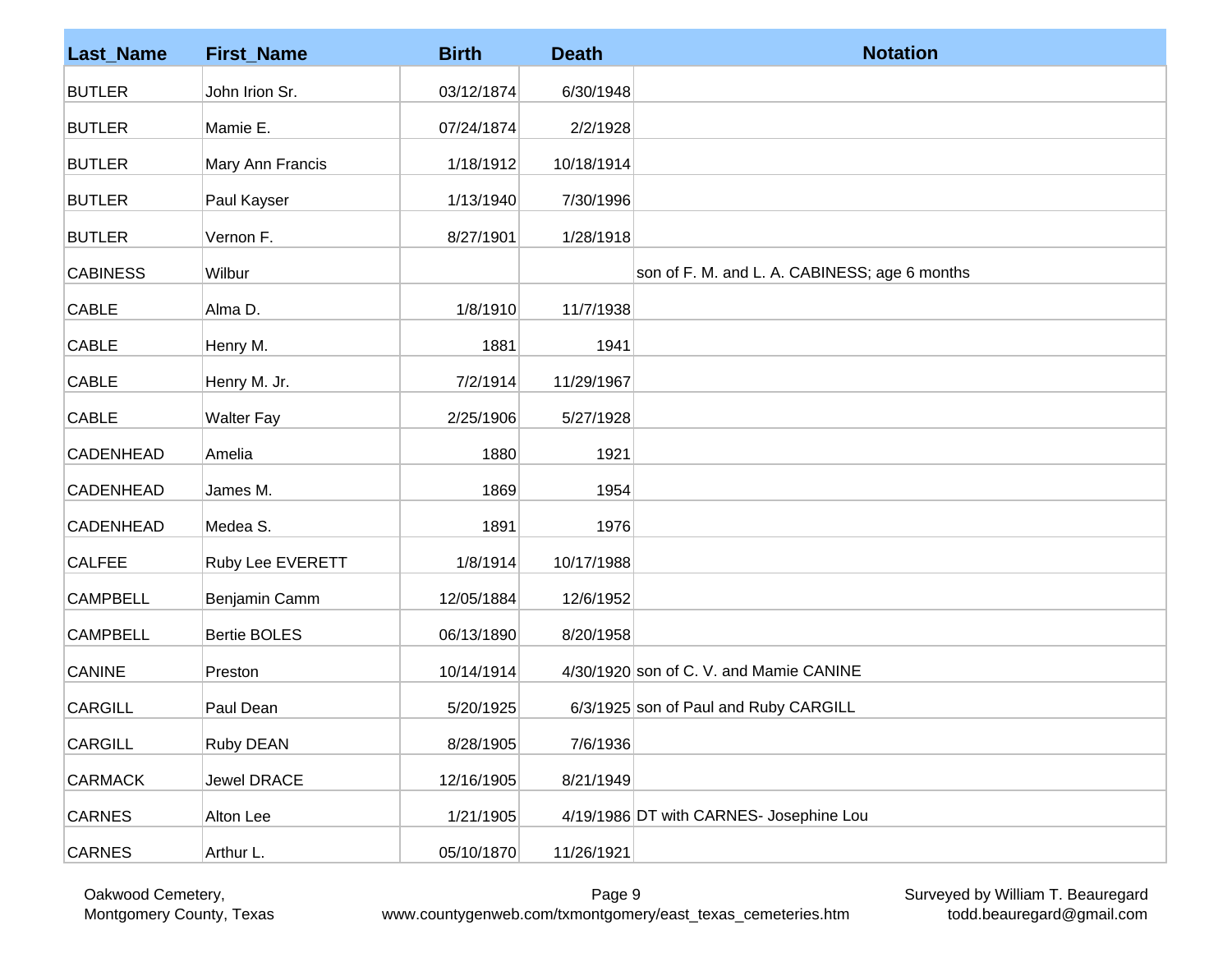| Last_Name | First_Name | Birth | Death | Notation |
|---|---|---|---|---|
| BUTLER | John Irion Sr. | 03/12/1874 | 6/30/1948 | |
| BUTLER | Mamie E. | 07/24/1874 | 2/2/1928 | |
| BUTLER | Mary Ann Francis | 1/18/1912 | 10/18/1914 | |
| BUTLER | Paul Kayser | 1/13/1940 | 7/30/1996 | |
| BUTLER | Vernon F. | 8/27/1901 | 1/28/1918 | |
| CABINESS | Wilbur | | | son of F. M. and L. A. CABINESS; age 6 months |
| CABLE | Alma D. | 1/8/1910 | 11/7/1938 | |
| CABLE | Henry M. | 1881 | 1941 | |
| CABLE | Henry M. Jr. | 7/2/1914 | 11/29/1967 | |
| CABLE | Walter Fay | 2/25/1906 | 5/27/1928 | |
| CADENHEAD | Amelia | 1880 | 1921 | |
| CADENHEAD | James M. | 1869 | 1954 | |
| CADENHEAD | Medea S. | 1891 | 1976 | |
| CALFEE | Ruby Lee EVERETT | 1/8/1914 | 10/17/1988 | |
| CAMPBELL | Benjamin Camm | 12/05/1884 | 12/6/1952 | |
| CAMPBELL | Bertie BOLES | 06/13/1890 | 8/20/1958 | |
| CANINE | Preston | 10/14/1914 | 4/30/1920 | son of C. V. and Mamie CANINE |
| CARGILL | Paul Dean | 5/20/1925 | 6/3/1925 | son of Paul and Ruby CARGILL |
| CARGILL | Ruby DEAN | 8/28/1905 | 7/6/1936 | |
| CARMACK | Jewel DRACE | 12/16/1905 | 8/21/1949 | |
| CARNES | Alton Lee | 1/21/1905 | 4/19/1986 | DT with CARNES- Josephine Lou |
| CARNES | Arthur L. | 05/10/1870 | 11/26/1921 | |

Oakwood Cemetery, Montgomery County, Texas

www.countygenweb.com/txmontgomery/east_texas_cemeteries.htm

Surveyed by William T. Beauregard todd.beauregard@gmail.com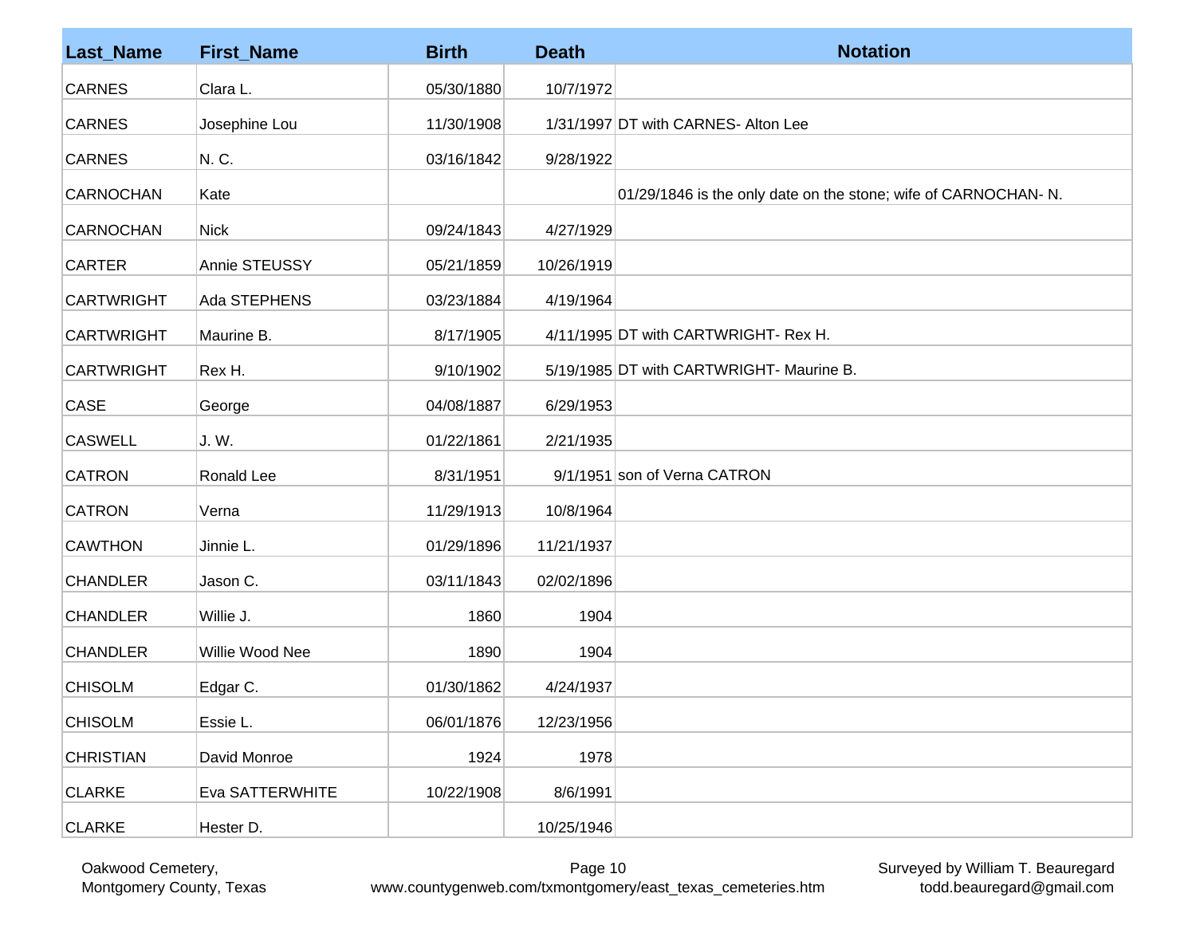| Last_Name | First_Name | Birth | Death | Notation |
|---|---|---|---|---|
| CARNES | Clara L. | 05/30/1880 | 10/7/1972 | |
| CARNES | Josephine Lou | 11/30/1908 | 1/31/1997 | DT with CARNES- Alton Lee |
| CARNES | N. C. | 03/16/1842 | 9/28/1922 | |
| CARNOCHAN | Kate | | | 01/29/1846 is the only date on the stone; wife of CARNOCHAN- N. |
| CARNOCHAN | Nick | 09/24/1843 | 4/27/1929 | |
| CARTER | Annie STEUSSY | 05/21/1859 | 10/26/1919 | |
| CARTWRIGHT | Ada STEPHENS | 03/23/1884 | 4/19/1964 | |
| CARTWRIGHT | Maurine B. | 8/17/1905 | 4/11/1995 | DT with CARTWRIGHT- Rex H. |
| CARTWRIGHT | Rex H. | 9/10/1902 | 5/19/1985 | DT with CARTWRIGHT- Maurine B. |
| CASE | George | 04/08/1887 | 6/29/1953 | |
| CASWELL | J. W. | 01/22/1861 | 2/21/1935 | |
| CATRON | Ronald Lee | 8/31/1951 | 9/1/1951 | son of Verna CATRON |
| CATRON | Verna | 11/29/1913 | 10/8/1964 | |
| CAWTHON | Jinnie L. | 01/29/1896 | 11/21/1937 | |
| CHANDLER | Jason C. | 03/11/1843 | 02/02/1896 | |
| CHANDLER | Willie J. | 1860 | 1904 | |
| CHANDLER | Willie Wood Nee | 1890 | 1904 | |
| CHISOLM | Edgar C. | 01/30/1862 | 4/24/1937 | |
| CHISOLM | Essie L. | 06/01/1876 | 12/23/1956 | |
| CHRISTIAN | David Monroe | 1924 | 1978 | |
| CLARKE | Eva SATTERWHITE | 10/22/1908 | 8/6/1991 | |
| CLARKE | Hester D. | | 10/25/1946 | |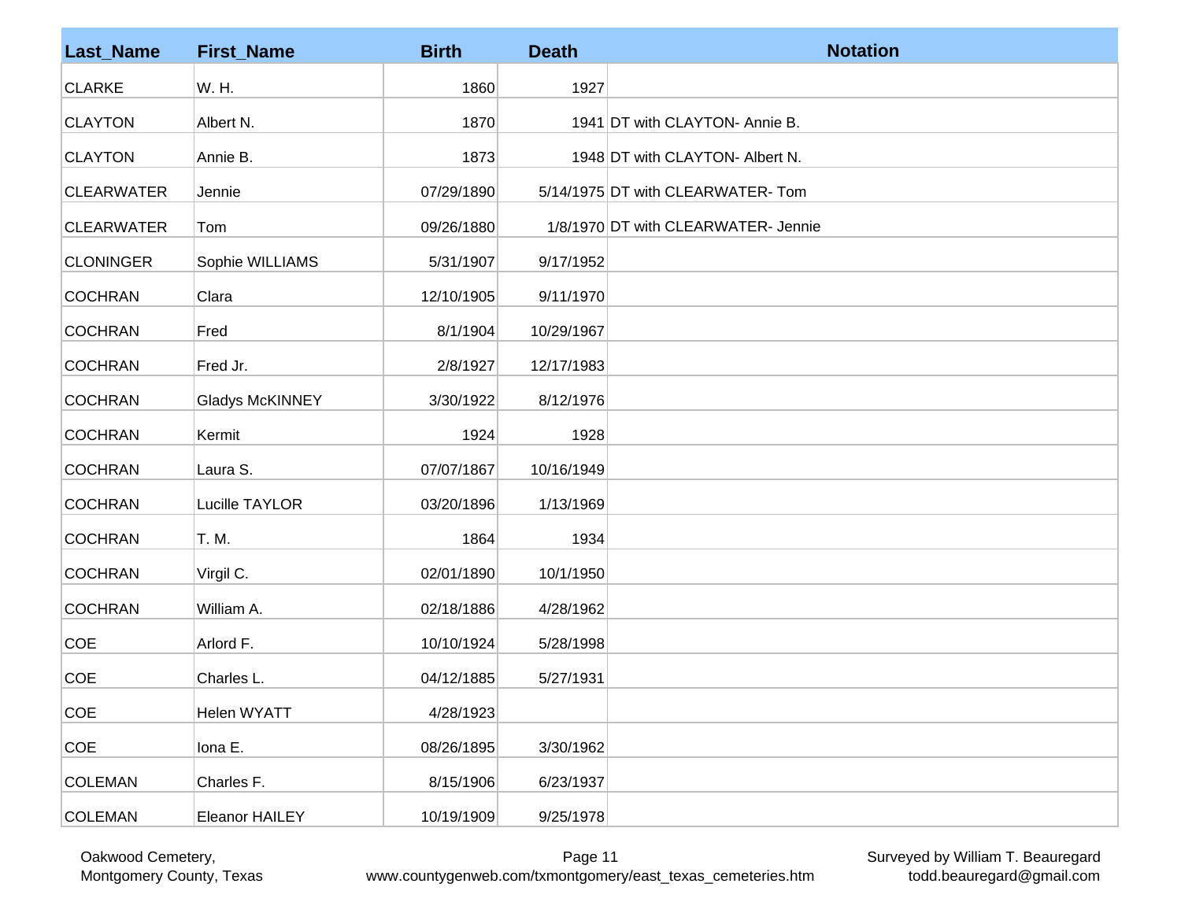| Last_Name | First_Name | Birth | Death | Notation |
|---|---|---|---|---|
| CLARKE | W. H. | 1860 | 1927 | |
| CLAYTON | Albert N. | 1870 | 1941 | DT with CLAYTON- Annie B. |
| CLAYTON | Annie B. | 1873 | 1948 | DT with CLAYTON- Albert N. |
| CLEARWATER | Jennie | 07/29/1890 | 5/14/1975 | DT with CLEARWATER- Tom |
| CLEARWATER | Tom | 09/26/1880 | 1/8/1970 | DT with CLEARWATER- Jennie |
| CLONINGER | Sophie WILLIAMS | 5/31/1907 | 9/17/1952 | |
| COCHRAN | Clara | 12/10/1905 | 9/11/1970 | |
| COCHRAN | Fred | 8/1/1904 | 10/29/1967 | |
| COCHRAN | Fred Jr. | 2/8/1927 | 12/17/1983 | |
| COCHRAN | Gladys McKINNEY | 3/30/1922 | 8/12/1976 | |
| COCHRAN | Kermit | 1924 | 1928 | |
| COCHRAN | Laura S. | 07/07/1867 | 10/16/1949 | |
| COCHRAN | Lucille TAYLOR | 03/20/1896 | 1/13/1969 | |
| COCHRAN | T. M. | 1864 | 1934 | |
| COCHRAN | Virgil C. | 02/01/1890 | 10/1/1950 | |
| COCHRAN | William A. | 02/18/1886 | 4/28/1962 | |
| COE | Arlord F. | 10/10/1924 | 5/28/1998 | |
| COE | Charles L. | 04/12/1885 | 5/27/1931 | |
| COE | Helen WYATT | 4/28/1923 | | |
| COE | Iona E. | 08/26/1895 | 3/30/1962 | |
| COLEMAN | Charles F. | 8/15/1906 | 6/23/1937 | |
| COLEMAN | Eleanor HAILEY | 10/19/1909 | 9/25/1978 | |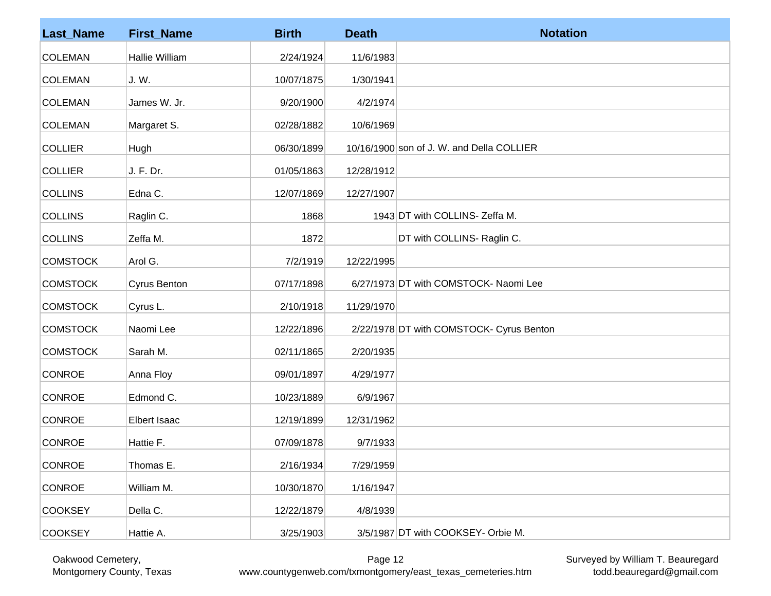| Last_Name | First_Name | Birth | Death | Notation |
|---|---|---|---|---|
| COLEMAN | Hallie William | 2/24/1924 | 11/6/1983 | |
| COLEMAN | J. W. | 10/07/1875 | 1/30/1941 | |
| COLEMAN | James W. Jr. | 9/20/1900 | 4/2/1974 | |
| COLEMAN | Margaret S. | 02/28/1882 | 10/6/1969 | |
| COLLIER | Hugh | 06/30/1899 | 10/16/1900 | son of J. W. and Della COLLIER |
| COLLIER | J. F. Dr. | 01/05/1863 | 12/28/1912 | |
| COLLINS | Edna C. | 12/07/1869 | 12/27/1907 | |
| COLLINS | Raglin C. | 1868 | 1943 | DT with COLLINS- Zeffa M. |
| COLLINS | Zeffa M. | 1872 | | DT with COLLINS- Raglin C. |
| COMSTOCK | Arol G. | 7/2/1919 | 12/22/1995 | |
| COMSTOCK | Cyrus Benton | 07/17/1898 | 6/27/1973 | DT with COMSTOCK- Naomi Lee |
| COMSTOCK | Cyrus L. | 2/10/1918 | 11/29/1970 | |
| COMSTOCK | Naomi Lee | 12/22/1896 | 2/22/1978 | DT with COMSTOCK- Cyrus Benton |
| COMSTOCK | Sarah M. | 02/11/1865 | 2/20/1935 | |
| CONROE | Anna Floy | 09/01/1897 | 4/29/1977 | |
| CONROE | Edmond C. | 10/23/1889 | 6/9/1967 | |
| CONROE | Elbert Isaac | 12/19/1899 | 12/31/1962 | |
| CONROE | Hattie F. | 07/09/1878 | 9/7/1933 | |
| CONROE | Thomas E. | 2/16/1934 | 7/29/1959 | |
| CONROE | William M. | 10/30/1870 | 1/16/1947 | |
| COOKSEY | Della C. | 12/22/1879 | 4/8/1939 | |
| COOKSEY | Hattie A. | 3/25/1903 | 3/5/1987 | DT with COOKSEY- Orbie M. |

Oakwood Cemetery, Montgomery County, Texas

www.countygenweb.com/txmontgomery/east_texas_cemeteries.htm

Surveyed by William T. Beauregard todd.beauregard@gmail.com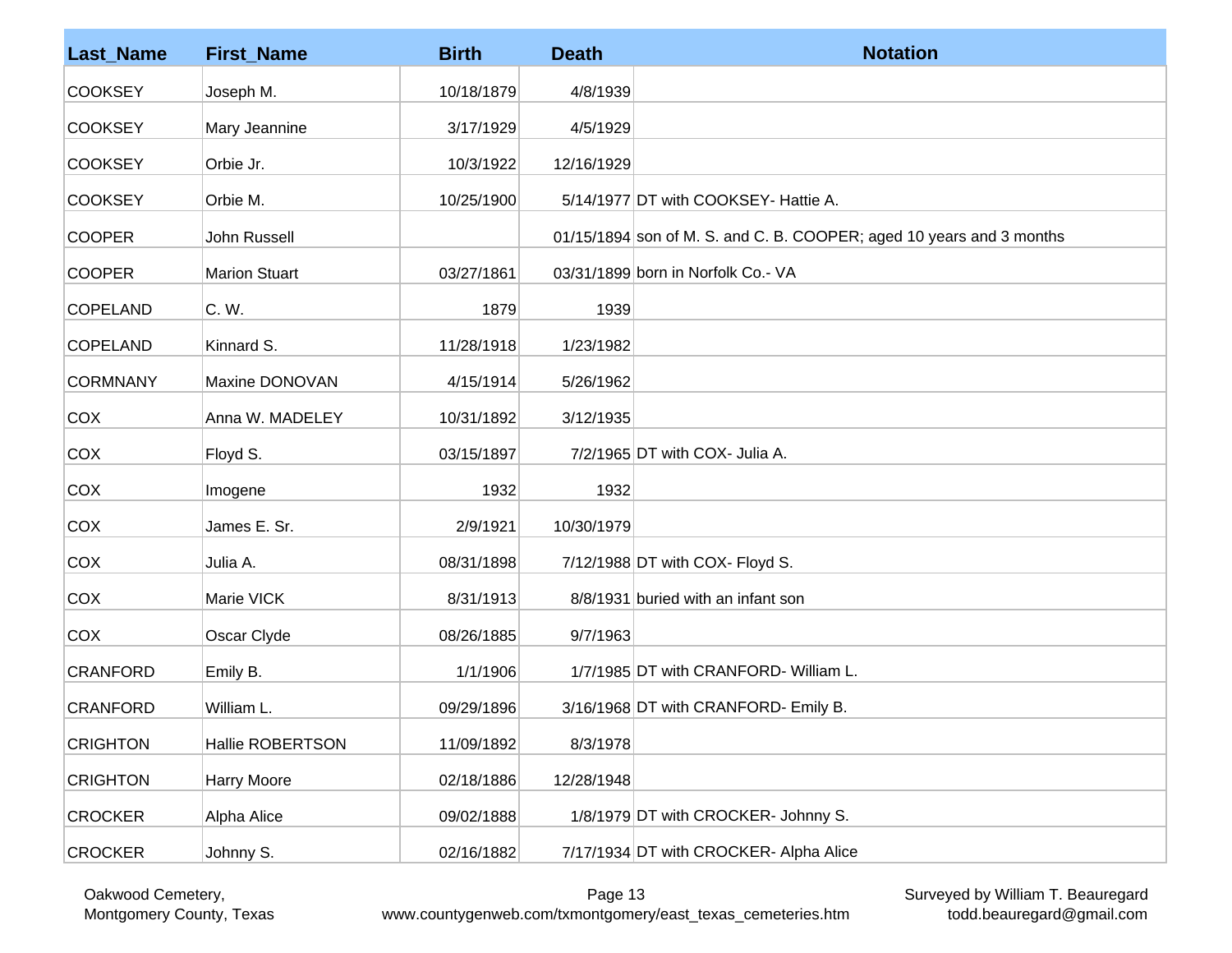| Last_Name | First_Name | Birth | Death | Notation |
|---|---|---|---|---|
| COOKSEY | Joseph M. | 10/18/1879 | 4/8/1939 | |
| COOKSEY | Mary Jeannine | 3/17/1929 | 4/5/1929 | |
| COOKSEY | Orbie Jr. | 10/3/1922 | 12/16/1929 | |
| COOKSEY | Orbie M. | 10/25/1900 | 5/14/1977 | DT with COOKSEY- Hattie A. |
| COOPER | John Russell | | 01/15/1894 | son of M. S. and C. B. COOPER; aged 10 years and 3 months |
| COOPER | Marion Stuart | 03/27/1861 | 03/31/1899 | born in Norfolk Co.- VA |
| COPELAND | C. W. | 1879 | 1939 | |
| COPELAND | Kinnard S. | 11/28/1918 | 1/23/1982 | |
| CORMNANY | Maxine DONOVAN | 4/15/1914 | 5/26/1962 | |
| COX | Anna W. MADELEY | 10/31/1892 | 3/12/1935 | |
| COX | Floyd S. | 03/15/1897 | 7/2/1965 | DT with COX- Julia A. |
| COX | Imogene | 1932 | 1932 | |
| COX | James E. Sr. | 2/9/1921 | 10/30/1979 | |
| COX | Julia A. | 08/31/1898 | 7/12/1988 | DT with COX- Floyd S. |
| COX | Marie VICK | 8/31/1913 | 8/8/1931 | buried with an infant son |
| COX | Oscar Clyde | 08/26/1885 | 9/7/1963 | |
| CRANFORD | Emily B. | 1/1/1906 | 1/7/1985 | DT with CRANFORD- William L. |
| CRANFORD | William L. | 09/29/1896 | 3/16/1968 | DT with CRANFORD- Emily B. |
| CRIGHTON | Hallie ROBERTSON | 11/09/1892 | 8/3/1978 | |
| CRIGHTON | Harry Moore | 02/18/1886 | 12/28/1948 | |
| CROCKER | Alpha Alice | 09/02/1888 | 1/8/1979 | DT with CROCKER- Johnny S. |
| CROCKER | Johnny S. | 02/16/1882 | 7/17/1934 | DT with CROCKER- Alpha Alice |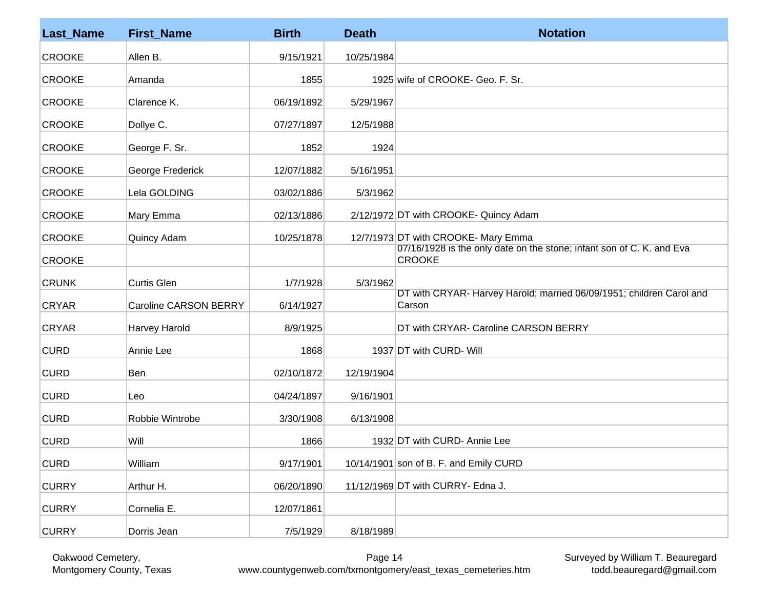| Last_Name | First_Name | Birth | Death | Notation |
|---|---|---|---|---|
| CROOKE | Allen B. | 9/15/1921 | 10/25/1984 | |
| CROOKE | Amanda | 1855 | 1925 | wife of CROOKE- Geo. F. Sr. |
| CROOKE | Clarence K. | 06/19/1892 | 5/29/1967 | |
| CROOKE | Dollye C. | 07/27/1897 | 12/5/1988 | |
| CROOKE | George F. Sr. | 1852 | 1924 | |
| CROOKE | George Frederick | 12/07/1882 | 5/16/1951 | |
| CROOKE | Lela GOLDING | 03/02/1886 | 5/3/1962 | |
| CROOKE | Mary Emma | 02/13/1886 | 2/12/1972 | DT with CROOKE- Quincy Adam |
| CROOKE | Quincy Adam | 10/25/1878 | 12/7/1973 | DT with CROOKE- Mary Emma |
| CROOKE | | | | 07/16/1928 is the only date on the stone; infant son of C. K. and Eva CROOKE |
| CRUNK | Curtis Glen | 1/7/1928 | 5/3/1962 | |
| CRYAR | Caroline CARSON BERRY | 6/14/1927 | | DT with CRYAR- Harvey Harold; married 06/09/1951; children Carol and Carson |
| CRYAR | Harvey Harold | 8/9/1925 | | DT with CRYAR- Caroline CARSON BERRY |
| CURD | Annie Lee | 1868 | 1937 | DT with CURD- Will |
| CURD | Ben | 02/10/1872 | 12/19/1904 | |
| CURD | Leo | 04/24/1897 | 9/16/1901 | |
| CURD | Robbie Wintrobe | 3/30/1908 | 6/13/1908 | |
| CURD | Will | 1866 | 1932 | DT with CURD- Annie Lee |
| CURD | William | 9/17/1901 | 10/14/1901 | son of B. F. and Emily CURD |
| CURRY | Arthur H. | 06/20/1890 | 11/12/1969 | DT with CURRY- Edna J. |
| CURRY | Cornelia E. | 12/07/1861 | | |
| CURRY | Dorris Jean | 7/5/1929 | 8/18/1989 | |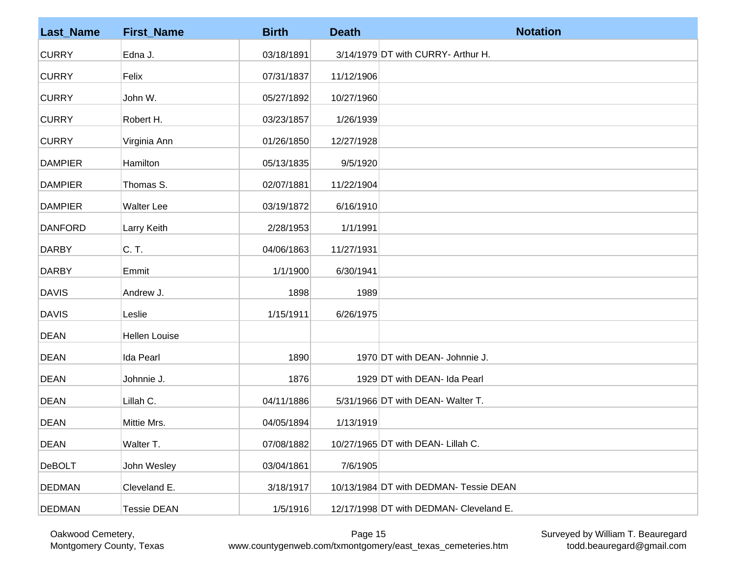| Last_Name | First_Name | Birth | Death | Notation |
|---|---|---|---|---|
| CURRY | Edna J. | 03/18/1891 | 3/14/1979 | DT with CURRY- Arthur H. |
| CURRY | Felix | 07/31/1837 | 11/12/1906 | |
| CURRY | John W. | 05/27/1892 | 10/27/1960 | |
| CURRY | Robert H. | 03/23/1857 | 1/26/1939 | |
| CURRY | Virginia Ann | 01/26/1850 | 12/27/1928 | |
| DAMPIER | Hamilton | 05/13/1835 | 9/5/1920 | |
| DAMPIER | Thomas S. | 02/07/1881 | 11/22/1904 | |
| DAMPIER | Walter Lee | 03/19/1872 | 6/16/1910 | |
| DANFORD | Larry Keith | 2/28/1953 | 1/1/1991 | |
| DARBY | C. T. | 04/06/1863 | 11/27/1931 | |
| DARBY | Emmit | 1/1/1900 | 6/30/1941 | |
| DAVIS | Andrew J. | 1898 | 1989 | |
| DAVIS | Leslie | 1/15/1911 | 6/26/1975 | |
| DEAN | Hellen Louise | | | |
| DEAN | Ida Pearl | 1890 | 1970 | DT with DEAN- Johnnie J. |
| DEAN | Johnnie J. | 1876 | 1929 | DT with DEAN- Ida Pearl |
| DEAN | Lillah C. | 04/11/1886 | 5/31/1966 | DT with DEAN- Walter T. |
| DEAN | Mittie Mrs. | 04/05/1894 | 1/13/1919 | |
| DEAN | Walter T. | 07/08/1882 | 10/27/1965 | DT with DEAN- Lillah C. |
| DeBOLT | John Wesley | 03/04/1861 | 7/6/1905 | |
| DEDMAN | Cleveland E. | 3/18/1917 | 10/13/1984 | DT with DEDMAN- Tessie DEAN |
| DEDMAN | Tessie DEAN | 1/5/1916 | 12/17/1998 | DT with DEDMAN- Cleveland E. |

Oakwood Cemetery, Montgomery County, Texas

www.countygenweb.com/txmontgomery/east_texas_cemeteries.htm

Surveyed by William T. Beauregard
todd.beauregard@gmail.com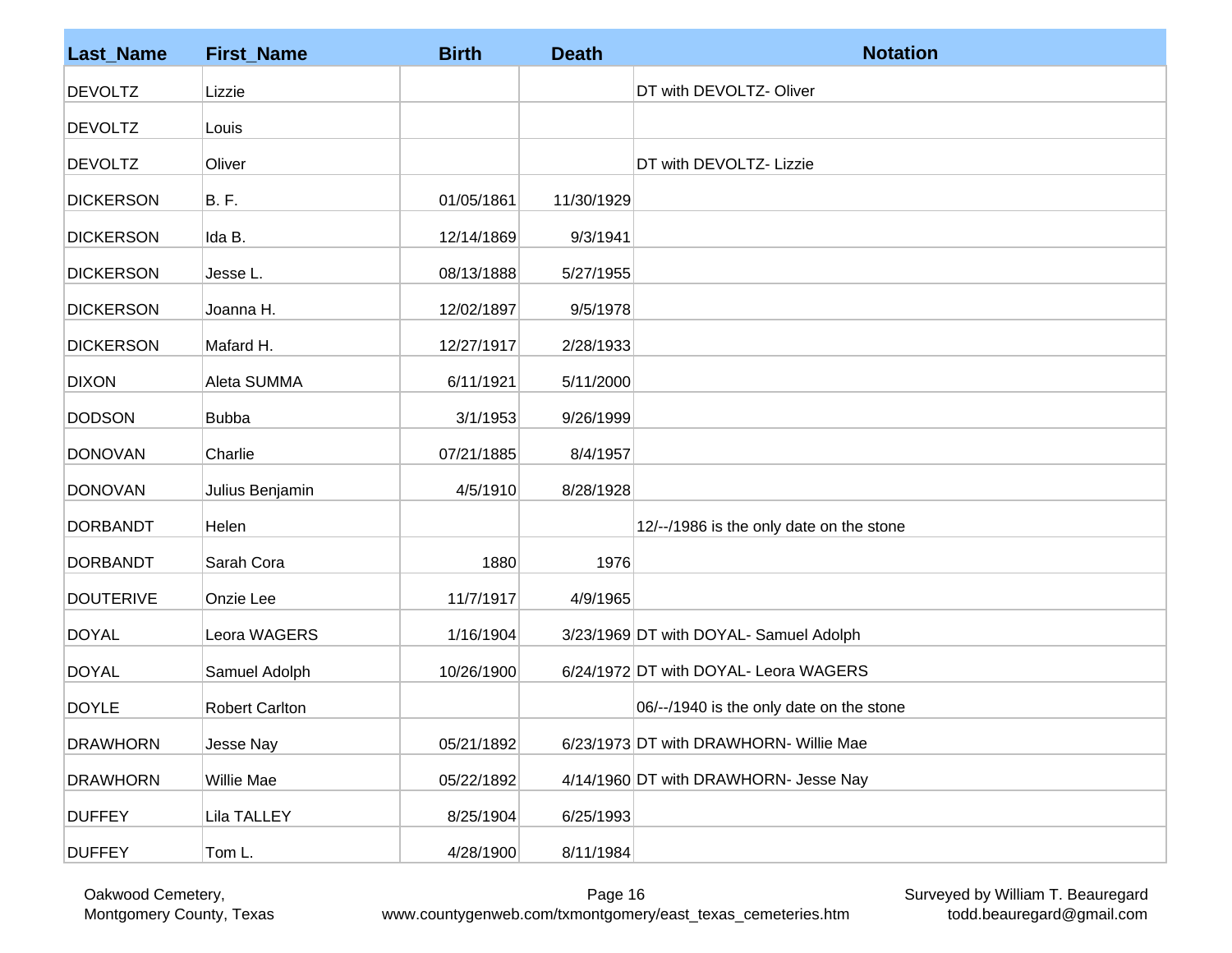| Last_Name | First_Name | Birth | Death | Notation |
|---|---|---|---|---|
| DEVOLTZ | Lizzie | | | DT with DEVOLTZ- Oliver |
| DEVOLTZ | Louis | | | |
| DEVOLTZ | Oliver | | | DT with DEVOLTZ- Lizzie |
| DICKERSON | B. F. | 01/05/1861 | 11/30/1929 | |
| DICKERSON | Ida B. | 12/14/1869 | 9/3/1941 | |
| DICKERSON | Jesse L. | 08/13/1888 | 5/27/1955 | |
| DICKERSON | Joanna H. | 12/02/1897 | 9/5/1978 | |
| DICKERSON | Mafard H. | 12/27/1917 | 2/28/1933 | |
| DIXON | Aleta SUMMA | 6/11/1921 | 5/11/2000 | |
| DODSON | Bubba | 3/1/1953 | 9/26/1999 | |
| DONOVAN | Charlie | 07/21/1885 | 8/4/1957 | |
| DONOVAN | Julius Benjamin | 4/5/1910 | 8/28/1928 | |
| DORBANDT | Helen | | | 12/--/1986 is the only date on the stone |
| DORBANDT | Sarah Cora | 1880 | 1976 | |
| DOUTERIVE | Onzie Lee | 11/7/1917 | 4/9/1965 | |
| DOYAL | Leora WAGERS | 1/16/1904 | 3/23/1969 | DT with DOYAL- Samuel Adolph |
| DOYAL | Samuel Adolph | 10/26/1900 | 6/24/1972 | DT with DOYAL- Leora WAGERS |
| DOYLE | Robert Carlton | | | 06/--/1940 is the only date on the stone |
| DRAWHORN | Jesse Nay | 05/21/1892 | 6/23/1973 | DT with DRAWHORN- Willie Mae |
| DRAWHORN | Willie Mae | 05/22/1892 | 4/14/1960 | DT with DRAWHORN- Jesse Nay |
| DUFFEY | Lila TALLEY | 8/25/1904 | 6/25/1993 | |
| DUFFEY | Tom L. | 4/28/1900 | 8/11/1984 | |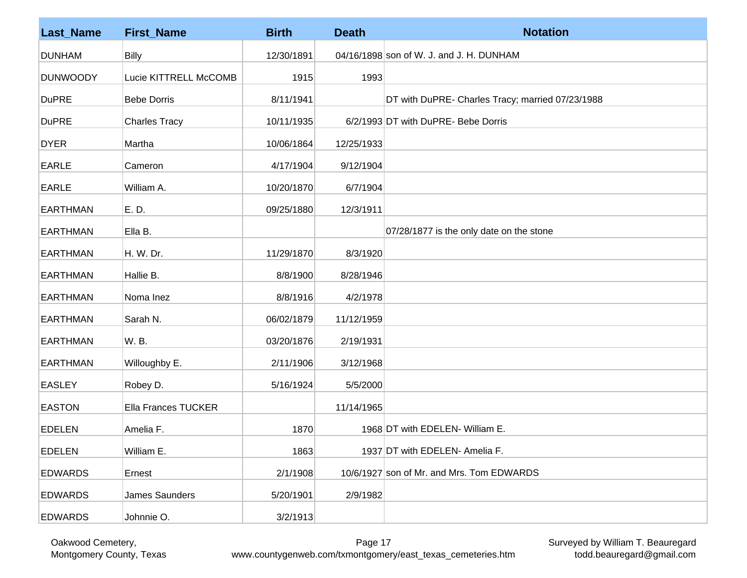| Last_Name | First_Name | Birth | Death | Notation |
|---|---|---|---|---|
| DUNHAM | Billy | 12/30/1891 | 04/16/1898 | son of W. J. and J. H. DUNHAM |
| DUNWOODY | Lucie KITTRELL McCOMB | 1915 | 1993 | |
| DuPRE | Bebe Dorris | 8/11/1941 | | DT with DuPRE- Charles Tracy; married 07/23/1988 |
| DuPRE | Charles Tracy | 10/11/1935 | 6/2/1993 | DT with DuPRE- Bebe Dorris |
| DYER | Martha | 10/06/1864 | 12/25/1933 | |
| EARLE | Cameron | 4/17/1904 | 9/12/1904 | |
| EARLE | William A. | 10/20/1870 | 6/7/1904 | |
| EARTHMAN | E. D. | 09/25/1880 | 12/3/1911 | |
| EARTHMAN | Ella B. | | | 07/28/1877 is the only date on the stone |
| EARTHMAN | H. W. Dr. | 11/29/1870 | 8/3/1920 | |
| EARTHMAN | Hallie B. | 8/8/1900 | 8/28/1946 | |
| EARTHMAN | Noma Inez | 8/8/1916 | 4/2/1978 | |
| EARTHMAN | Sarah N. | 06/02/1879 | 11/12/1959 | |
| EARTHMAN | W. B. | 03/20/1876 | 2/19/1931 | |
| EARTHMAN | Willoughby E. | 2/11/1906 | 3/12/1968 | |
| EASLEY | Robey D. | 5/16/1924 | 5/5/2000 | |
| EASTON | Ella Frances TUCKER | | 11/14/1965 | |
| EDELEN | Amelia F. | 1870 | 1968 | DT with EDELEN- William E. |
| EDELEN | William E. | 1863 | 1937 | DT with EDELEN- Amelia F. |
| EDWARDS | Ernest | 2/1/1908 | 10/6/1927 | son of Mr. and Mrs. Tom EDWARDS |
| EDWARDS | James Saunders | 5/20/1901 | 2/9/1982 | |
| EDWARDS | Johnnie O. | 3/2/1913 | | |

Oakwood Cemetery, Montgomery County, Texas
www.countygenweb.com/txmontgomery/east_texas_cemeteries.htm
Surveyed by William T. Beauregard todd.beauregard@gmail.com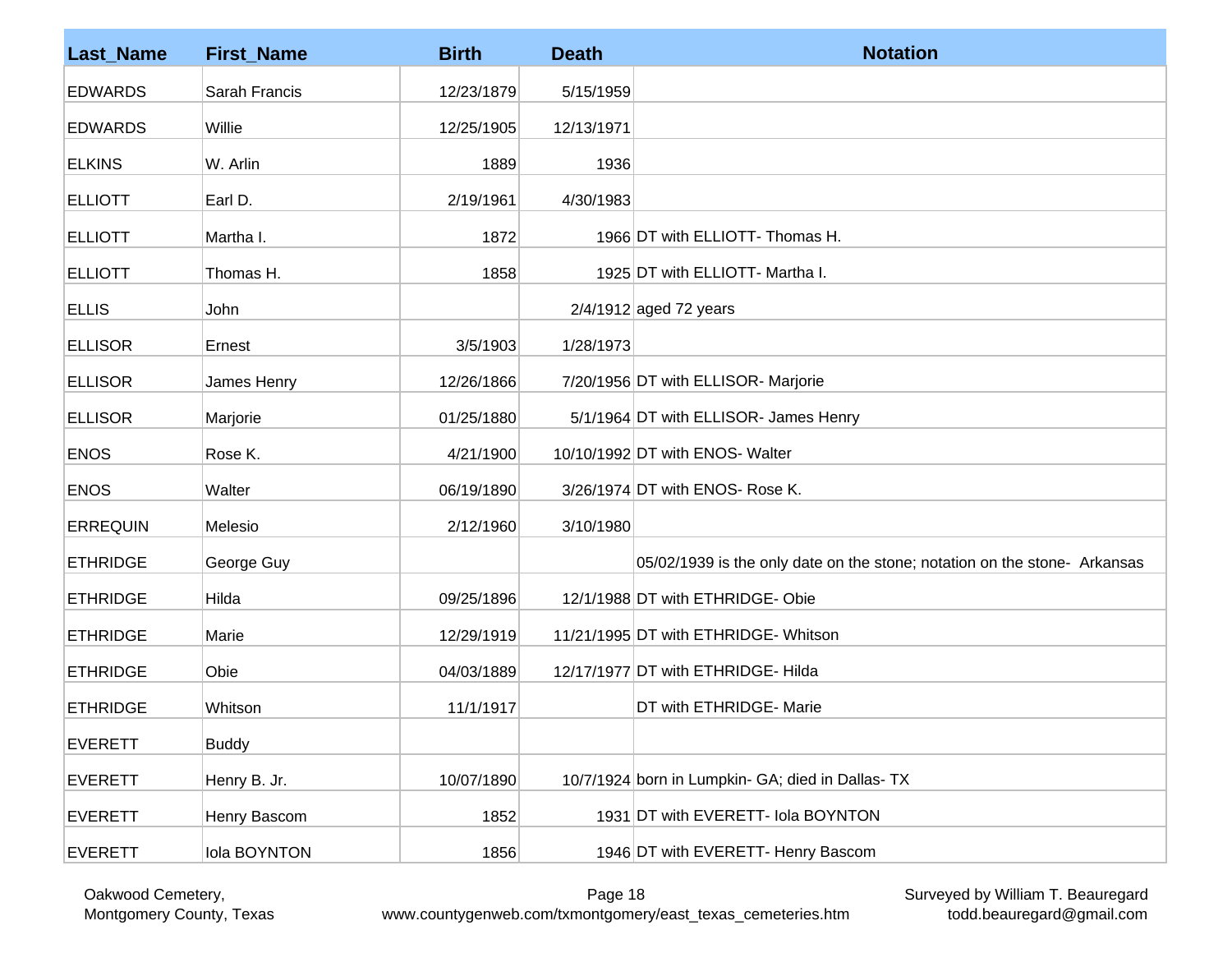| Last_Name | First_Name | Birth | Death | Notation |
|---|---|---|---|---|
| EDWARDS | Sarah Francis | 12/23/1879 | 5/15/1959 | |
| EDWARDS | Willie | 12/25/1905 | 12/13/1971 | |
| ELKINS | W. Arlin | 1889 | 1936 | |
| ELLIOTT | Earl D. | 2/19/1961 | 4/30/1983 | |
| ELLIOTT | Martha I. | 1872 | 1966 | DT with ELLIOTT- Thomas H. |
| ELLIOTT | Thomas H. | 1858 | 1925 | DT with ELLIOTT- Martha I. |
| ELLIS | John | | 2/4/1912 | aged 72 years |
| ELLISOR | Ernest | 3/5/1903 | 1/28/1973 | |
| ELLISOR | James Henry | 12/26/1866 | 7/20/1956 | DT with ELLISOR- Marjorie |
| ELLISOR | Marjorie | 01/25/1880 | 5/1/1964 | DT with ELLISOR- James Henry |
| ENOS | Rose K. | 4/21/1900 | 10/10/1992 | DT with ENOS- Walter |
| ENOS | Walter | 06/19/1890 | 3/26/1974 | DT with ENOS- Rose K. |
| ERREQUIN | Melesio | 2/12/1960 | 3/10/1980 | |
| ETHRIDGE | George Guy | | | 05/02/1939 is the only date on the stone; notation on the stone-  Arkansas |
| ETHRIDGE | Hilda | 09/25/1896 | 12/1/1988 | DT with ETHRIDGE- Obie |
| ETHRIDGE | Marie | 12/29/1919 | 11/21/1995 | DT with ETHRIDGE- Whitson |
| ETHRIDGE | Obie | 04/03/1889 | 12/17/1977 | DT with ETHRIDGE- Hilda |
| ETHRIDGE | Whitson | 11/1/1917 | | DT with ETHRIDGE- Marie |
| EVERETT | Buddy | | | |
| EVERETT | Henry B. Jr. | 10/07/1890 | 10/7/1924 | born in Lumpkin- GA; died in Dallas- TX |
| EVERETT | Henry Bascom | 1852 | 1931 | DT with EVERETT- Iola BOYNTON |
| EVERETT | Iola BOYNTON | 1856 | 1946 | DT with EVERETT- Henry Bascom |

Oakwood Cemetery, Montgomery County, Texas

www.countygenweb.com/txmontgomery/east_texas_cemeteries.htm

Surveyed by William T. Beauregard todd.beauregard@gmail.com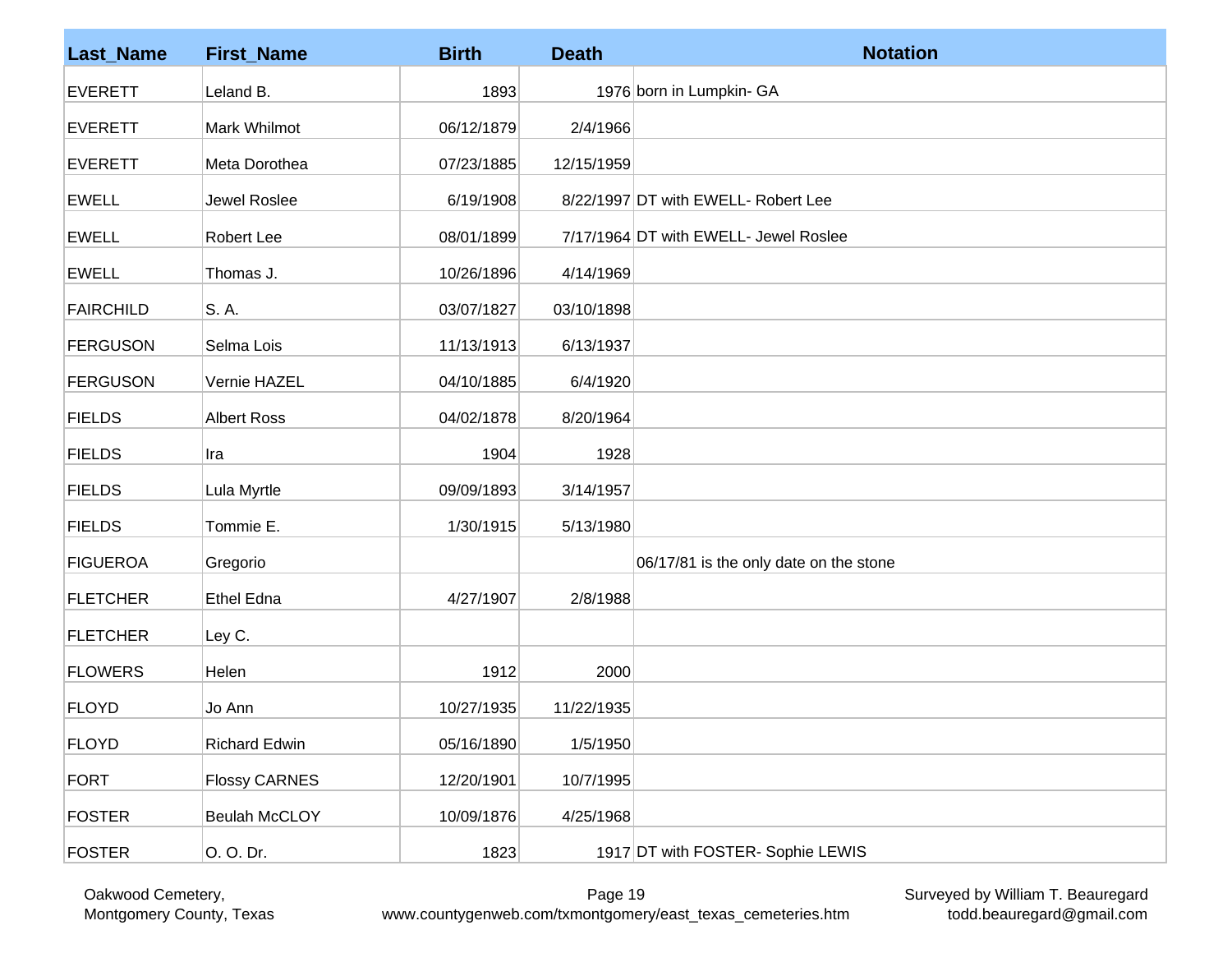| Last_Name | First_Name | Birth | Death | Notation |
|---|---|---|---|---|
| EVERETT | Leland B. | 1893 | 1976 | born in Lumpkin- GA |
| EVERETT | Mark Whilmot | 06/12/1879 | 2/4/1966 | |
| EVERETT | Meta Dorothea | 07/23/1885 | 12/15/1959 | |
| EWELL | Jewel Roslee | 6/19/1908 | 8/22/1997 | DT with EWELL- Robert Lee |
| EWELL | Robert Lee | 08/01/1899 | 7/17/1964 | DT with EWELL- Jewel Roslee |
| EWELL | Thomas J. | 10/26/1896 | 4/14/1969 | |
| FAIRCHILD | S. A. | 03/07/1827 | 03/10/1898 | |
| FERGUSON | Selma Lois | 11/13/1913 | 6/13/1937 | |
| FERGUSON | Vernie HAZEL | 04/10/1885 | 6/4/1920 | |
| FIELDS | Albert Ross | 04/02/1878 | 8/20/1964 | |
| FIELDS | Ira | 1904 | 1928 | |
| FIELDS | Lula Myrtle | 09/09/1893 | 3/14/1957 | |
| FIELDS | Tommie E. | 1/30/1915 | 5/13/1980 | |
| FIGUEROA | Gregorio | | | 06/17/81 is the only date on the stone |
| FLETCHER | Ethel Edna | 4/27/1907 | 2/8/1988 | |
| FLETCHER | Ley C. | | | |
| FLOWERS | Helen | 1912 | 2000 | |
| FLOYD | Jo Ann | 10/27/1935 | 11/22/1935 | |
| FLOYD | Richard Edwin | 05/16/1890 | 1/5/1950 | |
| FORT | Flossy CARNES | 12/20/1901 | 10/7/1995 | |
| FOSTER | Beulah McCLOY | 10/09/1876 | 4/25/1968 | |
| FOSTER | O. O. Dr. | 1823 | 1917 | DT with FOSTER- Sophie LEWIS |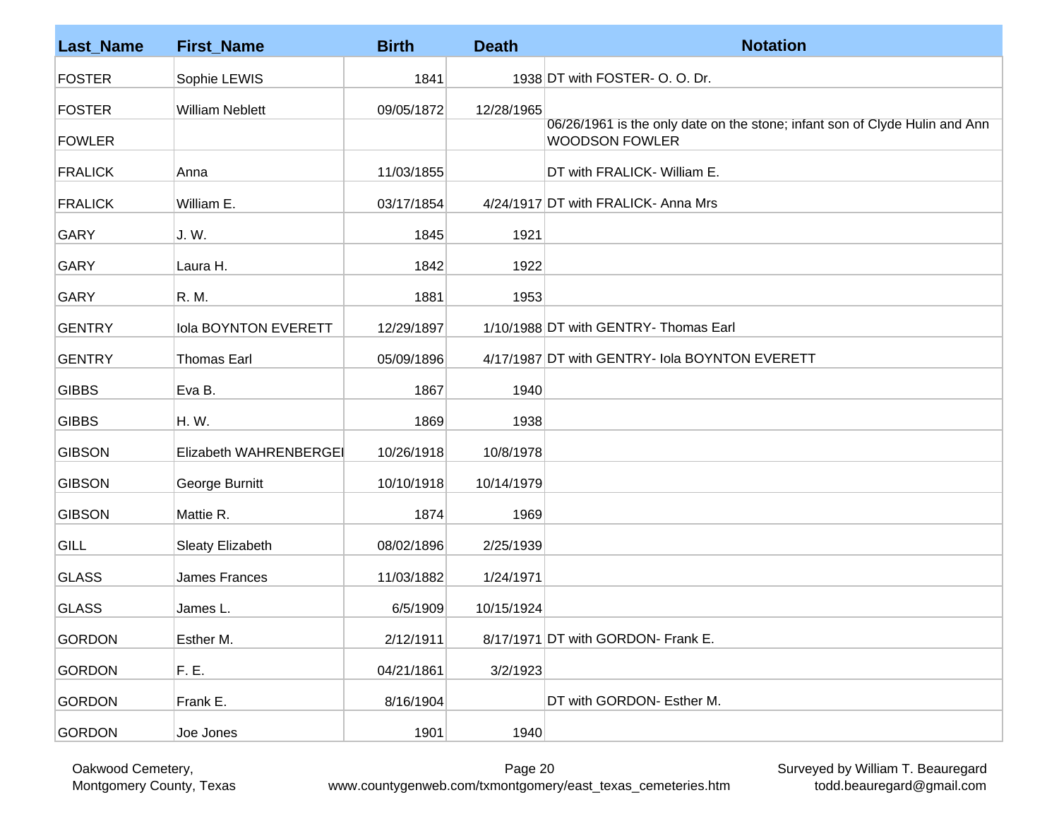| Last_Name | First_Name | Birth | Death | Notation |
|---|---|---|---|---|
| FOSTER | Sophie LEWIS | 1841 | 1938 | DT with FOSTER- O. O. Dr. |
| FOSTER | William Neblett | 09/05/1872 | 12/28/1965 | |
| FOWLER | | | | 06/26/1961 is the only date on the stone; infant son of Clyde Hulin and Ann WOODSON FOWLER |
| FRALICK | Anna | 11/03/1855 | | DT with FRALICK- William E. |
| FRALICK | William E. | 03/17/1854 | 4/24/1917 | DT with FRALICK- Anna Mrs |
| GARY | J. W. | 1845 | 1921 | |
| GARY | Laura H. | 1842 | 1922 | |
| GARY | R. M. | 1881 | 1953 | |
| GENTRY | Iola BOYNTON EVERETT | 12/29/1897 | 1/10/1988 | DT with GENTRY- Thomas Earl |
| GENTRY | Thomas Earl | 05/09/1896 | 4/17/1987 | DT with GENTRY- Iola BOYNTON EVERETT |
| GIBBS | Eva B. | 1867 | 1940 | |
| GIBBS | H. W. | 1869 | 1938 | |
| GIBSON | Elizabeth WAHRENBERGEI | 10/26/1918 | 10/8/1978 | |
| GIBSON | George Burnitt | 10/10/1918 | 10/14/1979 | |
| GIBSON | Mattie R. | 1874 | 1969 | |
| GILL | Sleaty Elizabeth | 08/02/1896 | 2/25/1939 | |
| GLASS | James Frances | 11/03/1882 | 1/24/1971 | |
| GLASS | James L. | 6/5/1909 | 10/15/1924 | |
| GORDON | Esther M. | 2/12/1911 | 8/17/1971 | DT with GORDON- Frank E. |
| GORDON | F. E. | 04/21/1861 | 3/2/1923 | |
| GORDON | Frank E. | 8/16/1904 | | DT with GORDON- Esther M. |
| GORDON | Joe Jones | 1901 | 1940 | |

Oakwood Cemetery, Montgomery County, Texas

www.countygenweb.com/txmontgomery/east_texas_cemeteries.htm

Surveyed by William T. Beauregard todd.beauregard@gmail.com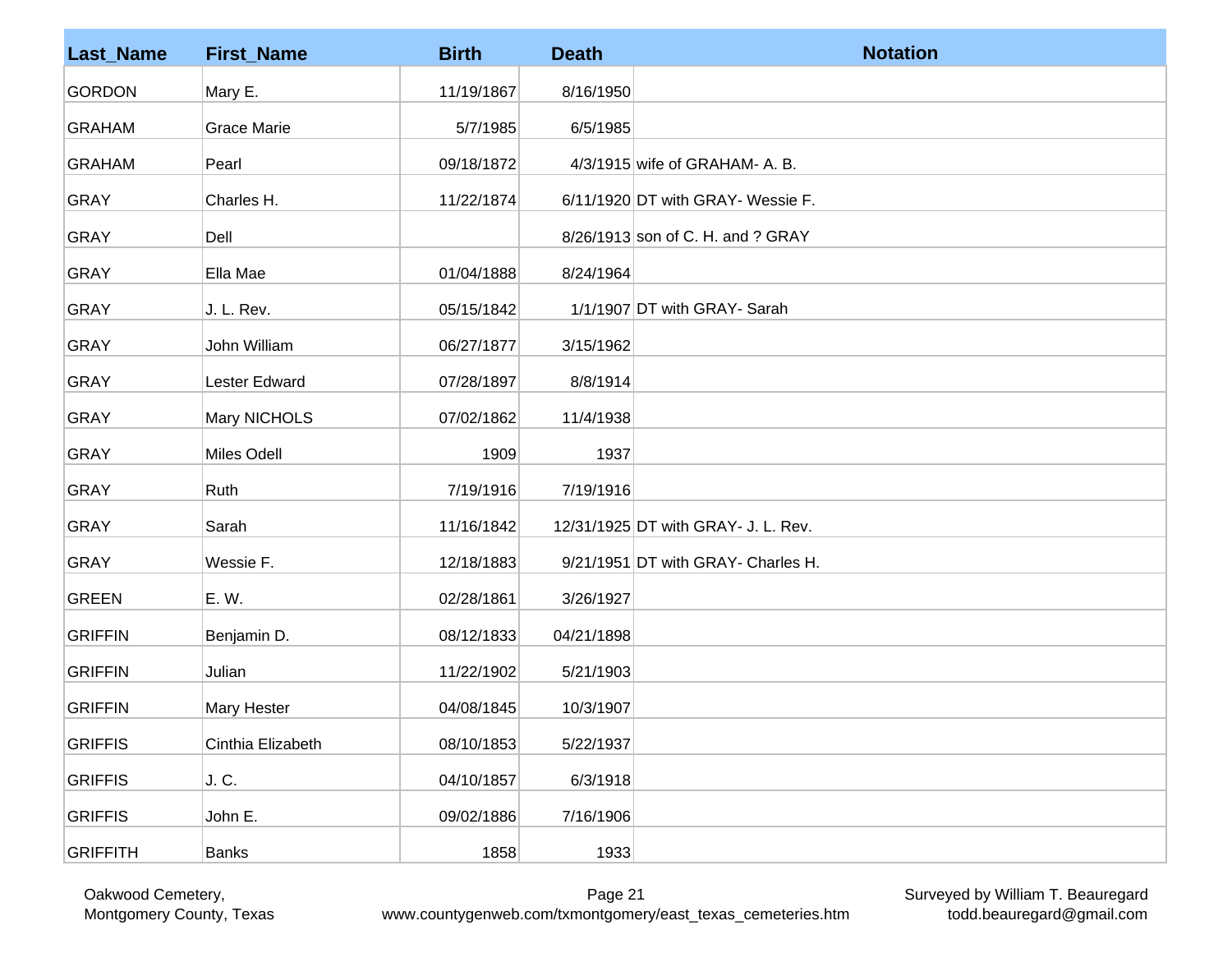| Last_Name | First_Name | Birth | Death | Notation |
|---|---|---|---|---|
| GORDON | Mary E. | 11/19/1867 | 8/16/1950 | |
| GRAHAM | Grace Marie | 5/7/1985 | 6/5/1985 | |
| GRAHAM | Pearl | 09/18/1872 | 4/3/1915 | wife of GRAHAM- A. B. |
| GRAY | Charles H. | 11/22/1874 | 6/11/1920 | DT with GRAY- Wessie F. |
| GRAY | Dell | | 8/26/1913 | son of C. H. and ? GRAY |
| GRAY | Ella Mae | 01/04/1888 | 8/24/1964 | |
| GRAY | J. L. Rev. | 05/15/1842 | 1/1/1907 | DT with GRAY- Sarah |
| GRAY | John William | 06/27/1877 | 3/15/1962 | |
| GRAY | Lester Edward | 07/28/1897 | 8/8/1914 | |
| GRAY | Mary NICHOLS | 07/02/1862 | 11/4/1938 | |
| GRAY | Miles Odell | 1909 | 1937 | |
| GRAY | Ruth | 7/19/1916 | 7/19/1916 | |
| GRAY | Sarah | 11/16/1842 | 12/31/1925 | DT with GRAY- J. L. Rev. |
| GRAY | Wessie F. | 12/18/1883 | 9/21/1951 | DT with GRAY- Charles H. |
| GREEN | E. W. | 02/28/1861 | 3/26/1927 | |
| GRIFFIN | Benjamin D. | 08/12/1833 | 04/21/1898 | |
| GRIFFIN | Julian | 11/22/1902 | 5/21/1903 | |
| GRIFFIN | Mary Hester | 04/08/1845 | 10/3/1907 | |
| GRIFFIS | Cinthia Elizabeth | 08/10/1853 | 5/22/1937 | |
| GRIFFIS | J. C. | 04/10/1857 | 6/3/1918 | |
| GRIFFIS | John E. | 09/02/1886 | 7/16/1906 | |
| GRIFFITH | Banks | 1858 | 1933 | |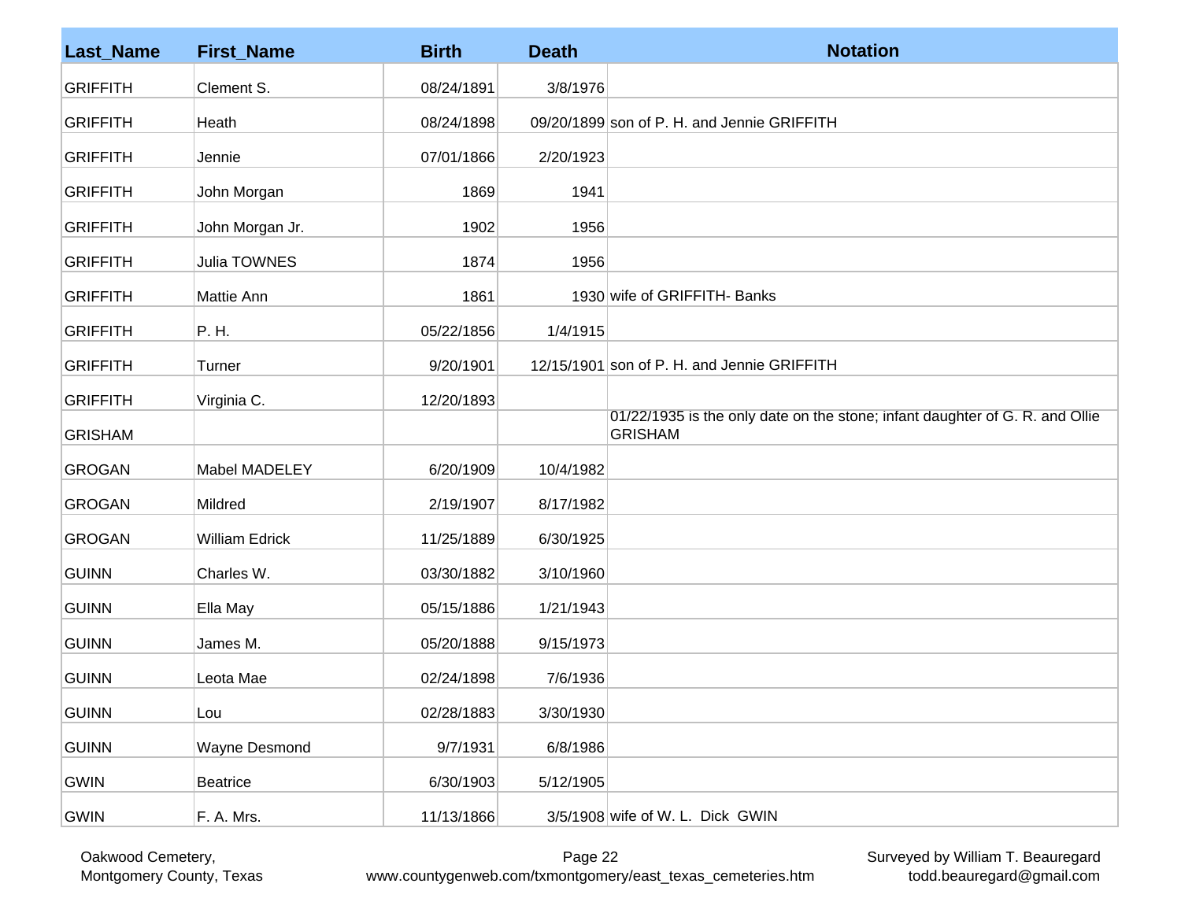| Last_Name | First_Name | Birth | Death | Notation |
|---|---|---|---|---|
| GRIFFITH | Clement S. | 08/24/1891 | 3/8/1976 | |
| GRIFFITH | Heath | 08/24/1898 | 09/20/1899 | son of P. H. and Jennie GRIFFITH |
| GRIFFITH | Jennie | 07/01/1866 | 2/20/1923 | |
| GRIFFITH | John Morgan | 1869 | 1941 | |
| GRIFFITH | John Morgan Jr. | 1902 | 1956 | |
| GRIFFITH | Julia TOWNES | 1874 | 1956 | |
| GRIFFITH | Mattie Ann | 1861 | 1930 | wife of GRIFFITH- Banks |
| GRIFFITH | P. H. | 05/22/1856 | 1/4/1915 | |
| GRIFFITH | Turner | 9/20/1901 | 12/15/1901 | son of P. H. and Jennie GRIFFITH |
| GRIFFITH | Virginia C. | 12/20/1893 | | |
| GRISHAM | | | | 01/22/1935 is the only date on the stone; infant daughter of G. R. and Ollie GRISHAM |
| GROGAN | Mabel MADELEY | 6/20/1909 | 10/4/1982 | |
| GROGAN | Mildred | 2/19/1907 | 8/17/1982 | |
| GROGAN | William Edrick | 11/25/1889 | 6/30/1925 | |
| GUINN | Charles W. | 03/30/1882 | 3/10/1960 | |
| GUINN | Ella May | 05/15/1886 | 1/21/1943 | |
| GUINN | James M. | 05/20/1888 | 9/15/1973 | |
| GUINN | Leota Mae | 02/24/1898 | 7/6/1936 | |
| GUINN | Lou | 02/28/1883 | 3/30/1930 | |
| GUINN | Wayne Desmond | 9/7/1931 | 6/8/1986 | |
| GWIN | Beatrice | 6/30/1903 | 5/12/1905 | |
| GWIN | F. A. Mrs. | 11/13/1866 | 3/5/1908 | wife of W. L. Dick GWIN |

Oakwood Cemetery, Montgomery County, Texas

www.countygenweb.com/txmontgomery/east_texas_cemeteries.htm

Surveyed by William T. Beauregard todd.beauregard@gmail.com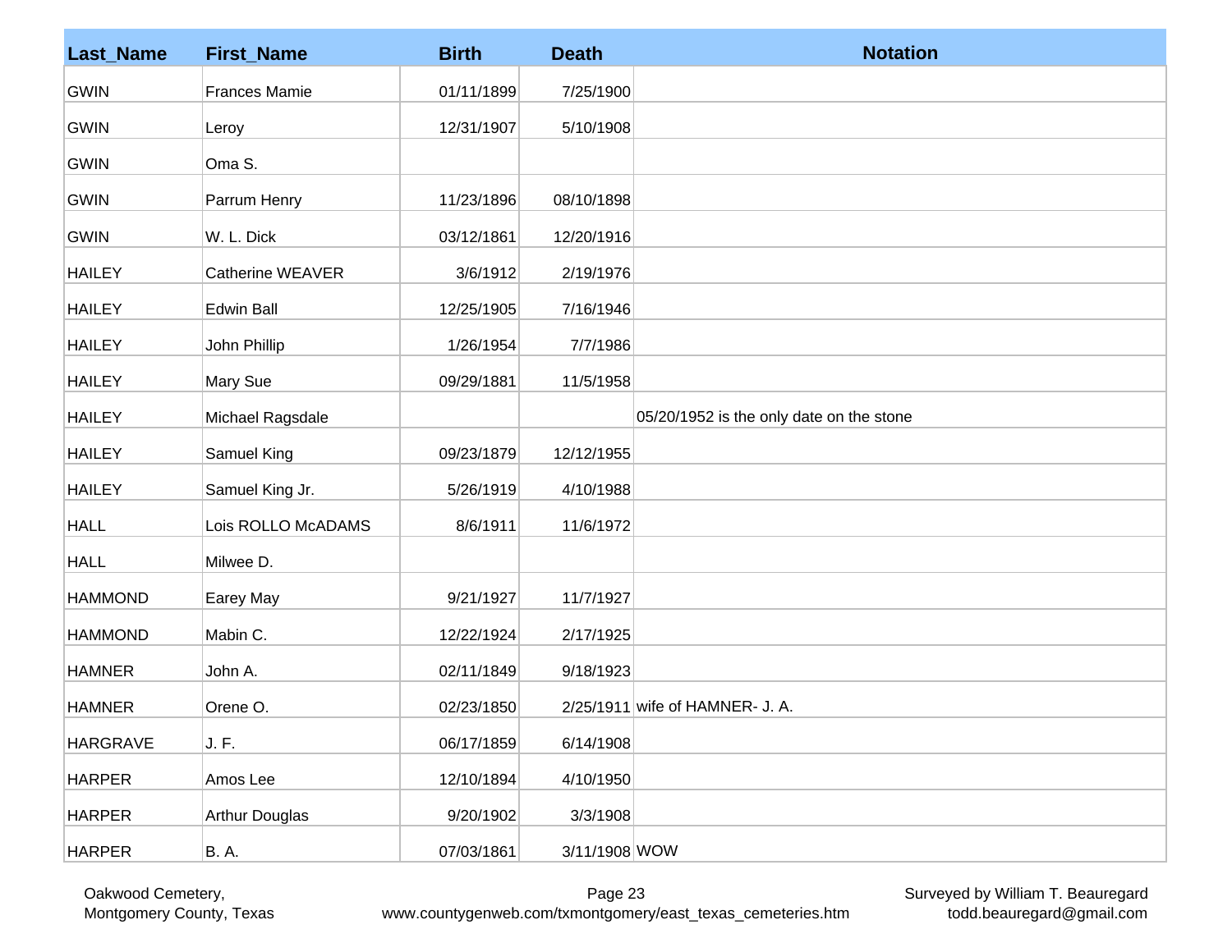| Last_Name | First_Name | Birth | Death | Notation |
|---|---|---|---|---|
| GWIN | Frances Mamie | 01/11/1899 | 7/25/1900 | |
| GWIN | Leroy | 12/31/1907 | 5/10/1908 | |
| GWIN | Oma S. | | | |
| GWIN | Parrum Henry | 11/23/1896 | 08/10/1898 | |
| GWIN | W. L. Dick | 03/12/1861 | 12/20/1916 | |
| HAILEY | Catherine WEAVER | 3/6/1912 | 2/19/1976 | |
| HAILEY | Edwin Ball | 12/25/1905 | 7/16/1946 | |
| HAILEY | John Phillip | 1/26/1954 | 7/7/1986 | |
| HAILEY | Mary Sue | 09/29/1881 | 11/5/1958 | |
| HAILEY | Michael Ragsdale | | | 05/20/1952 is the only date on the stone |
| HAILEY | Samuel King | 09/23/1879 | 12/12/1955 | |
| HAILEY | Samuel King Jr. | 5/26/1919 | 4/10/1988 | |
| HALL | Lois ROLLO McADAMS | 8/6/1911 | 11/6/1972 | |
| HALL | Milwee D. | | | |
| HAMMOND | Earey May | 9/21/1927 | 11/7/1927 | |
| HAMMOND | Mabin C. | 12/22/1924 | 2/17/1925 | |
| HAMNER | John A. | 02/11/1849 | 9/18/1923 | |
| HAMNER | Orene O. | 02/23/1850 | 2/25/1911 | wife of HAMNER- J. A. |
| HARGRAVE | J. F. | 06/17/1859 | 6/14/1908 | |
| HARPER | Amos Lee | 12/10/1894 | 4/10/1950 | |
| HARPER | Arthur Douglas | 9/20/1902 | 3/3/1908 | |
| HARPER | B. A. | 07/03/1861 | 3/11/1908 | WOW |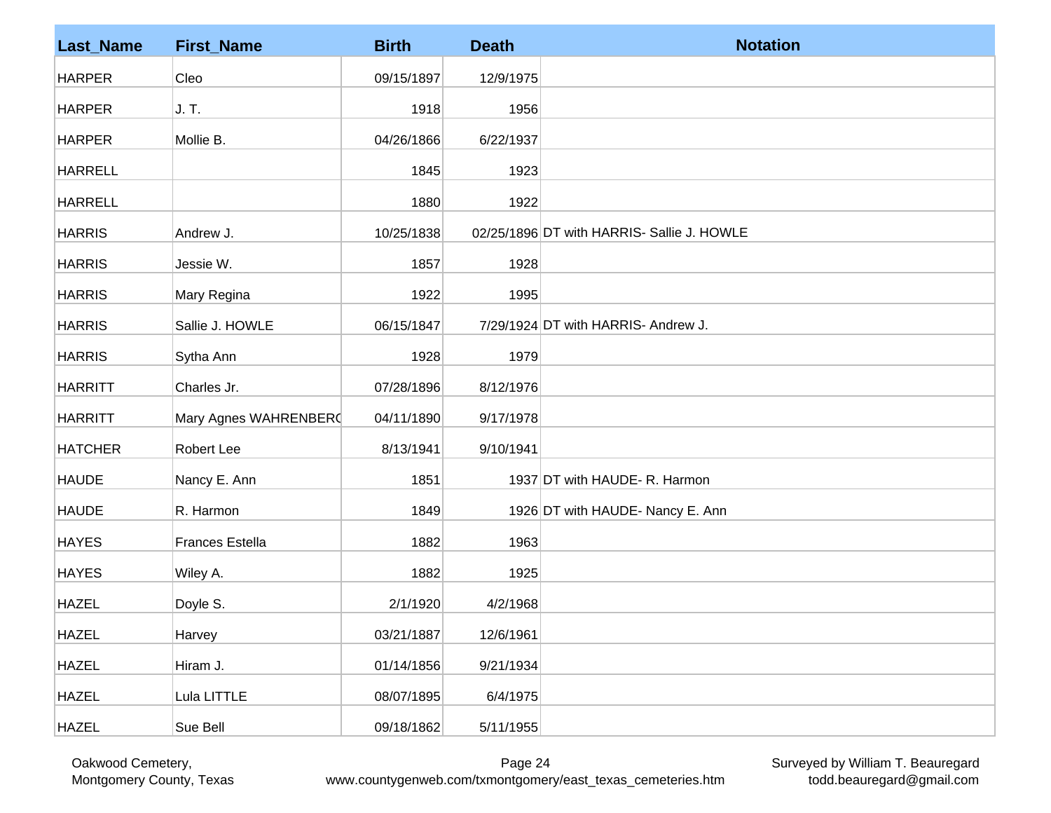| Last_Name | First_Name | Birth | Death | Notation |
|---|---|---|---|---|
| HARPER | Cleo | 09/15/1897 | 12/9/1975 | |
| HARPER | J. T. | 1918 | 1956 | |
| HARPER | Mollie B. | 04/26/1866 | 6/22/1937 | |
| HARRELL | | 1845 | 1923 | |
| HARRELL | | 1880 | 1922 | |
| HARRIS | Andrew J. | 10/25/1838 | 02/25/1896 | DT with HARRIS- Sallie J. HOWLE |
| HARRIS | Jessie W. | 1857 | 1928 | |
| HARRIS | Mary Regina | 1922 | 1995 | |
| HARRIS | Sallie J. HOWLE | 06/15/1847 | 7/29/1924 | DT with HARRIS- Andrew J. |
| HARRIS | Sytha Ann | 1928 | 1979 | |
| HARRITT | Charles Jr. | 07/28/1896 | 8/12/1976 | |
| HARRITT | Mary Agnes WAHRENBERG | 04/11/1890 | 9/17/1978 | |
| HATCHER | Robert Lee | 8/13/1941 | 9/10/1941 | |
| HAUDE | Nancy E. Ann | 1851 | 1937 | DT with HAUDE- R. Harmon |
| HAUDE | R. Harmon | 1849 | 1926 | DT with HAUDE- Nancy E. Ann |
| HAYES | Frances Estella | 1882 | 1963 | |
| HAYES | Wiley A. | 1882 | 1925 | |
| HAZEL | Doyle S. | 2/1/1920 | 4/2/1968 | |
| HAZEL | Harvey | 03/21/1887 | 12/6/1961 | |
| HAZEL | Hiram J. | 01/14/1856 | 9/21/1934 | |
| HAZEL | Lula LITTLE | 08/07/1895 | 6/4/1975 | |
| HAZEL | Sue Bell | 09/18/1862 | 5/11/1955 | |

Oakwood Cemetery,
Montgomery County, Texas

www.countygenweb.com/txmontgomery/east_texas_cemeteries.htm

Surveyed by William T. Beauregard
todd.beauregard@gmail.com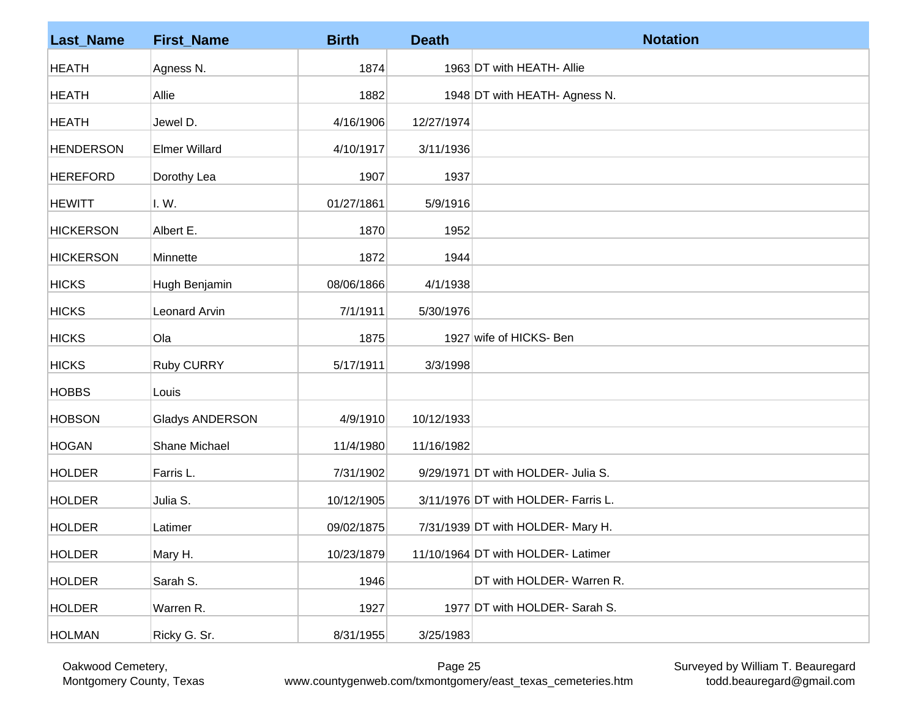| Last_Name | First_Name | Birth | Death | Notation |
|---|---|---|---|---|
| HEATH | Agness N. | 1874 | 1963 | DT with HEATH- Allie |
| HEATH | Allie | 1882 | 1948 | DT with HEATH- Agness N. |
| HEATH | Jewel D. | 4/16/1906 | 12/27/1974 | |
| HENDERSON | Elmer Willard | 4/10/1917 | 3/11/1936 | |
| HEREFORD | Dorothy Lea | 1907 | 1937 | |
| HEWITT | I. W. | 01/27/1861 | 5/9/1916 | |
| HICKERSON | Albert E. | 1870 | 1952 | |
| HICKERSON | Minnette | 1872 | 1944 | |
| HICKS | Hugh Benjamin | 08/06/1866 | 4/1/1938 | |
| HICKS | Leonard Arvin | 7/1/1911 | 5/30/1976 | |
| HICKS | Ola | 1875 | 1927 | wife of HICKS- Ben |
| HICKS | Ruby CURRY | 5/17/1911 | 3/3/1998 | |
| HOBBS | Louis | | | |
| HOBSON | Gladys ANDERSON | 4/9/1910 | 10/12/1933 | |
| HOGAN | Shane Michael | 11/4/1980 | 11/16/1982 | |
| HOLDER | Farris L. | 7/31/1902 | 9/29/1971 | DT with HOLDER- Julia S. |
| HOLDER | Julia S. | 10/12/1905 | 3/11/1976 | DT with HOLDER- Farris L. |
| HOLDER | Latimer | 09/02/1875 | 7/31/1939 | DT with HOLDER- Mary H. |
| HOLDER | Mary H. | 10/23/1879 | 11/10/1964 | DT with HOLDER- Latimer |
| HOLDER | Sarah S. | 1946 | | DT with HOLDER- Warren R. |
| HOLDER | Warren R. | 1927 | 1977 | DT with HOLDER- Sarah S. |
| HOLMAN | Ricky G. Sr. | 8/31/1955 | 3/25/1983 | |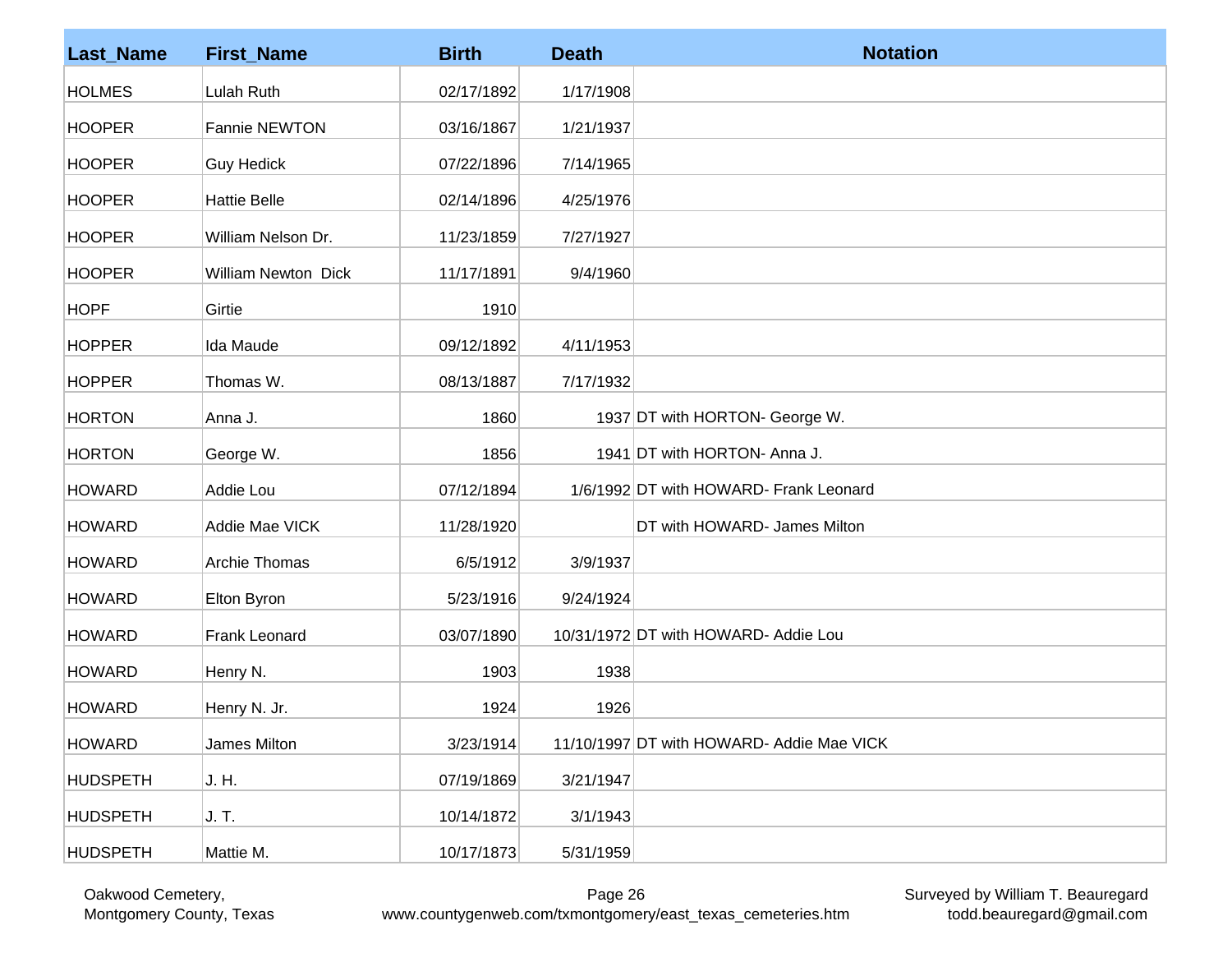| Last_Name | First_Name | Birth | Death | Notation |
|---|---|---|---|---|
| HOLMES | Lulah Ruth | 02/17/1892 | 1/17/1908 | |
| HOOPER | Fannie NEWTON | 03/16/1867 | 1/21/1937 | |
| HOOPER | Guy Hedick | 07/22/1896 | 7/14/1965 | |
| HOOPER | Hattie Belle | 02/14/1896 | 4/25/1976 | |
| HOOPER | William Nelson Dr. | 11/23/1859 | 7/27/1927 | |
| HOOPER | William Newton Dick | 11/17/1891 | 9/4/1960 | |
| HOPF | Girtie | 1910 | | |
| HOPPER | Ida Maude | 09/12/1892 | 4/11/1953 | |
| HOPPER | Thomas W. | 08/13/1887 | 7/17/1932 | |
| HORTON | Anna J. | 1860 | 1937 | DT with HORTON- George W. |
| HORTON | George W. | 1856 | 1941 | DT with HORTON- Anna J. |
| HOWARD | Addie Lou | 07/12/1894 | 1/6/1992 | DT with HOWARD- Frank Leonard |
| HOWARD | Addie Mae VICK | 11/28/1920 | | DT with HOWARD- James Milton |
| HOWARD | Archie Thomas | 6/5/1912 | 3/9/1937 | |
| HOWARD | Elton Byron | 5/23/1916 | 9/24/1924 | |
| HOWARD | Frank Leonard | 03/07/1890 | 10/31/1972 | DT with HOWARD- Addie Lou |
| HOWARD | Henry N. | 1903 | 1938 | |
| HOWARD | Henry N. Jr. | 1924 | 1926 | |
| HOWARD | James Milton | 3/23/1914 | 11/10/1997 | DT with HOWARD- Addie Mae VICK |
| HUDSPETH | J. H. | 07/19/1869 | 3/21/1947 | |
| HUDSPETH | J. T. | 10/14/1872 | 3/1/1943 | |
| HUDSPETH | Mattie M. | 10/17/1873 | 5/31/1959 | |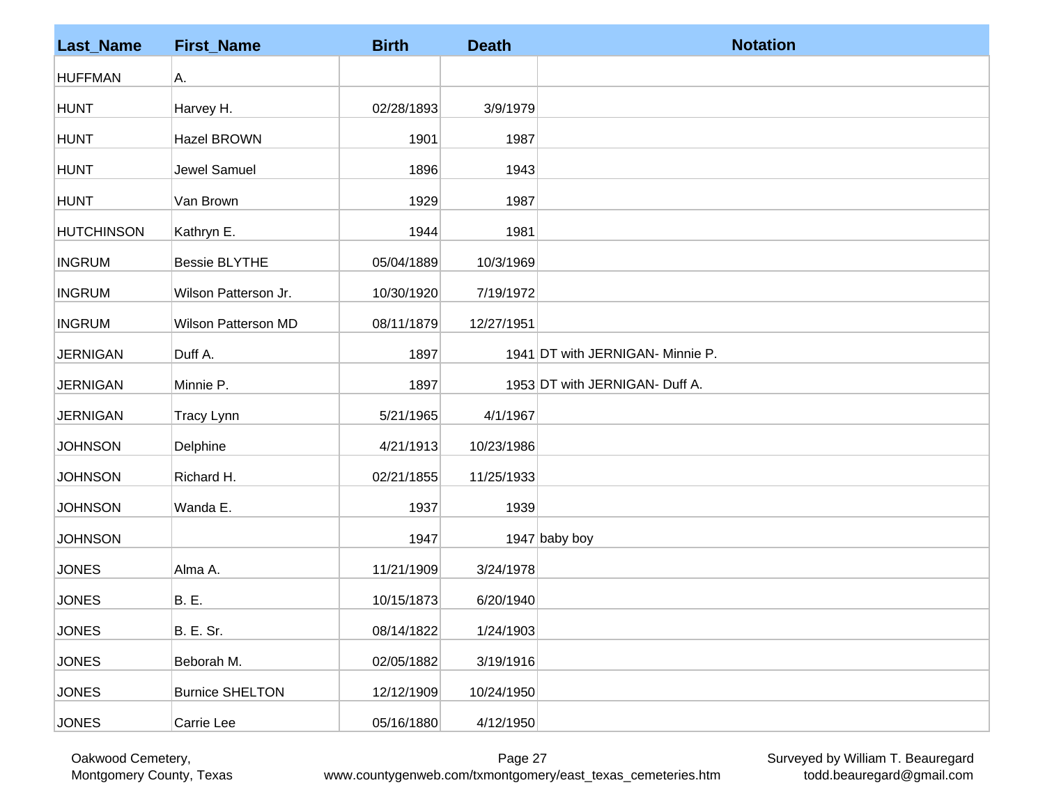| Last_Name | First_Name | Birth | Death | Notation |
|---|---|---|---|---|
| HUFFMAN | A. | | | |
| HUNT | Harvey H. | 02/28/1893 | 3/9/1979 | |
| HUNT | Hazel BROWN | 1901 | 1987 | |
| HUNT | Jewel Samuel | 1896 | 1943 | |
| HUNT | Van Brown | 1929 | 1987 | |
| HUTCHINSON | Kathryn E. | 1944 | 1981 | |
| INGRUM | Bessie BLYTHE | 05/04/1889 | 10/3/1969 | |
| INGRUM | Wilson Patterson Jr. | 10/30/1920 | 7/19/1972 | |
| INGRUM | Wilson Patterson MD | 08/11/1879 | 12/27/1951 | |
| JERNIGAN | Duff A. | 1897 | 1941 | DT with JERNIGAN- Minnie P. |
| JERNIGAN | Minnie P. | 1897 | 1953 | DT with JERNIGAN- Duff A. |
| JERNIGAN | Tracy Lynn | 5/21/1965 | 4/1/1967 | |
| JOHNSON | Delphine | 4/21/1913 | 10/23/1986 | |
| JOHNSON | Richard H. | 02/21/1855 | 11/25/1933 | |
| JOHNSON | Wanda E. | 1937 | 1939 | |
| JOHNSON | | 1947 | 1947 | baby boy |
| JONES | Alma A. | 11/21/1909 | 3/24/1978 | |
| JONES | B. E. | 10/15/1873 | 6/20/1940 | |
| JONES | B. E. Sr. | 08/14/1822 | 1/24/1903 | |
| JONES | Beborah M. | 02/05/1882 | 3/19/1916 | |
| JONES | Burnice SHELTON | 12/12/1909 | 10/24/1950 | |
| JONES | Carrie Lee | 05/16/1880 | 4/12/1950 | |

Oakwood Cemetery, Montgomery County, Texas

www.countygenweb.com/txmontgomery/east_texas_cemeteries.htm

Surveyed by William T. Beauregard todd.beauregard@gmail.com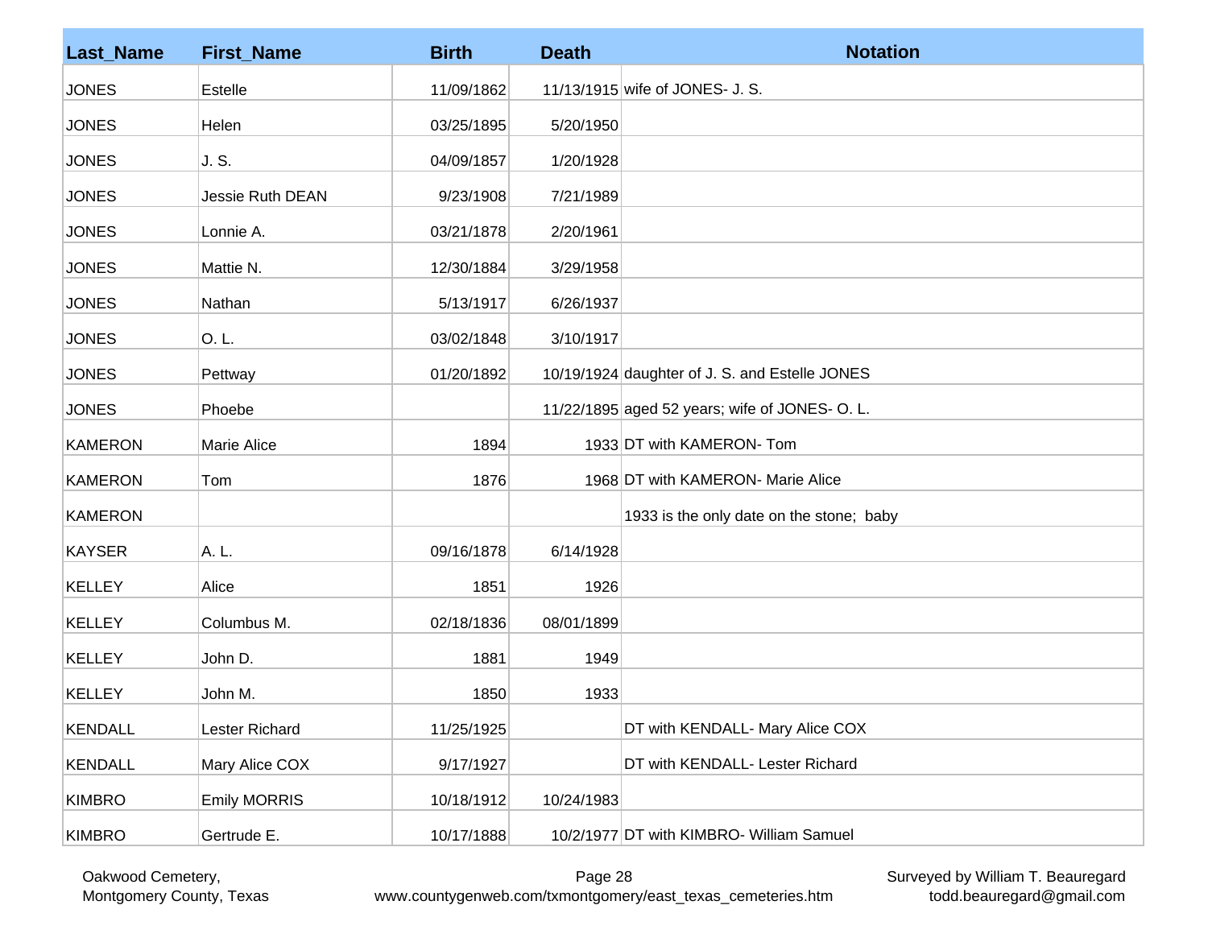| Last_Name | First_Name | Birth | Death | Notation |
|---|---|---|---|---|
| JONES | Estelle | 11/09/1862 | 11/13/1915 | wife of JONES- J. S. |
| JONES | Helen | 03/25/1895 | 5/20/1950 | |
| JONES | J. S. | 04/09/1857 | 1/20/1928 | |
| JONES | Jessie Ruth DEAN | 9/23/1908 | 7/21/1989 | |
| JONES | Lonnie A. | 03/21/1878 | 2/20/1961 | |
| JONES | Mattie N. | 12/30/1884 | 3/29/1958 | |
| JONES | Nathan | 5/13/1917 | 6/26/1937 | |
| JONES | O. L. | 03/02/1848 | 3/10/1917 | |
| JONES | Pettway | 01/20/1892 | 10/19/1924 | daughter of J. S. and Estelle JONES |
| JONES | Phoebe | | 11/22/1895 | aged 52 years; wife of JONES- O. L. |
| KAMERON | Marie Alice | 1894 | 1933 | DT with KAMERON- Tom |
| KAMERON | Tom | 1876 | 1968 | DT with KAMERON- Marie Alice |
| KAMERON | | | | 1933 is the only date on the stone; baby |
| KAYSER | A. L. | 09/16/1878 | 6/14/1928 | |
| KELLEY | Alice | 1851 | 1926 | |
| KELLEY | Columbus M. | 02/18/1836 | 08/01/1899 | |
| KELLEY | John D. | 1881 | 1949 | |
| KELLEY | John M. | 1850 | 1933 | |
| KENDALL | Lester Richard | 11/25/1925 | | DT with KENDALL- Mary Alice COX |
| KENDALL | Mary Alice COX | 9/17/1927 | | DT with KENDALL- Lester Richard |
| KIMBRO | Emily MORRIS | 10/18/1912 | 10/24/1983 | |
| KIMBRO | Gertrude E. | 10/17/1888 | 10/2/1977 | DT with KIMBRO- William Samuel |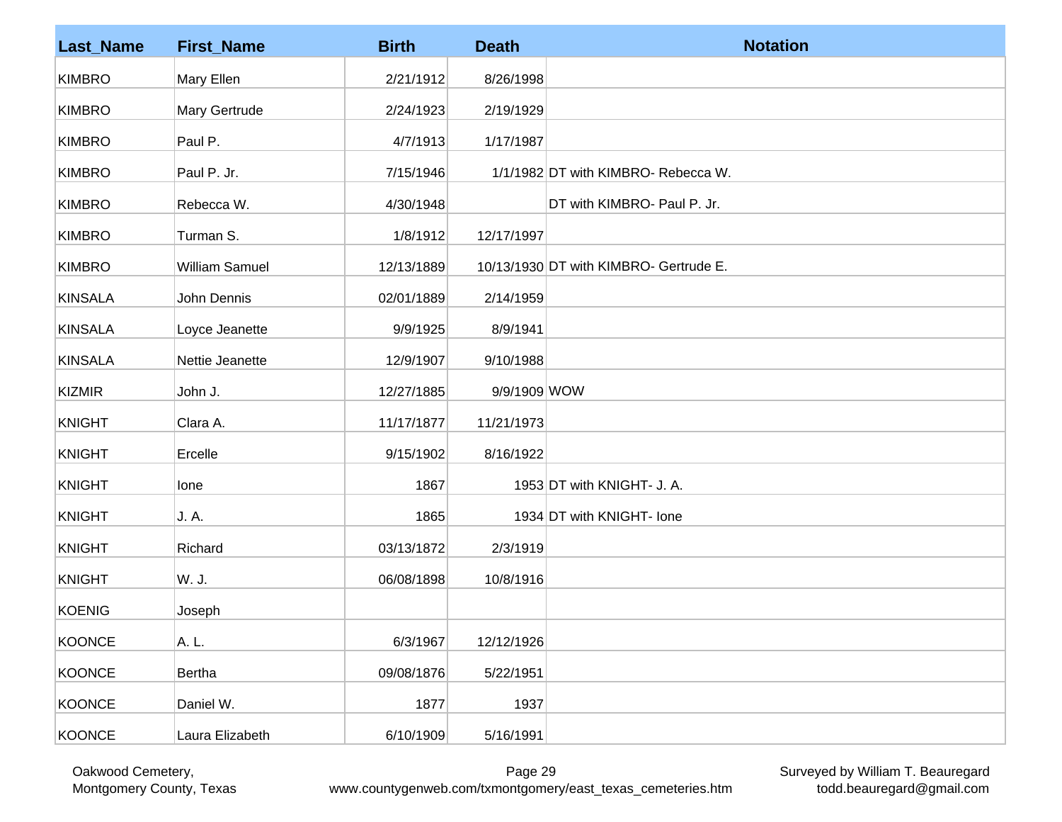| Last_Name | First_Name | Birth | Death | Notation |
|---|---|---|---|---|
| KIMBRO | Mary Ellen | 2/21/1912 | 8/26/1998 | |
| KIMBRO | Mary Gertrude | 2/24/1923 | 2/19/1929 | |
| KIMBRO | Paul P. | 4/7/1913 | 1/17/1987 | |
| KIMBRO | Paul P. Jr. | 7/15/1946 | 1/1/1982 | DT with KIMBRO- Rebecca W. |
| KIMBRO | Rebecca W. | 4/30/1948 | | DT with KIMBRO- Paul P. Jr. |
| KIMBRO | Turman S. | 1/8/1912 | 12/17/1997 | |
| KIMBRO | William Samuel | 12/13/1889 | 10/13/1930 | DT with KIMBRO- Gertrude E. |
| KINSALA | John Dennis | 02/01/1889 | 2/14/1959 | |
| KINSALA | Loyce Jeanette | 9/9/1925 | 8/9/1941 | |
| KINSALA | Nettie Jeanette | 12/9/1907 | 9/10/1988 | |
| KIZMIR | John J. | 12/27/1885 | 9/9/1909 | WOW |
| KNIGHT | Clara A. | 11/17/1877 | 11/21/1973 | |
| KNIGHT | Ercelle | 9/15/1902 | 8/16/1922 | |
| KNIGHT | Ione | 1867 | 1953 | DT with KNIGHT- J. A. |
| KNIGHT | J. A. | 1865 | 1934 | DT with KNIGHT- Ione |
| KNIGHT | Richard | 03/13/1872 | 2/3/1919 | |
| KNIGHT | W. J. | 06/08/1898 | 10/8/1916 | |
| KOENIG | Joseph | | | |
| KOONCE | A. L. | 6/3/1967 | 12/12/1926 | |
| KOONCE | Bertha | 09/08/1876 | 5/22/1951 | |
| KOONCE | Daniel W. | 1877 | 1937 | |
| KOONCE | Laura Elizabeth | 6/10/1909 | 5/16/1991 | |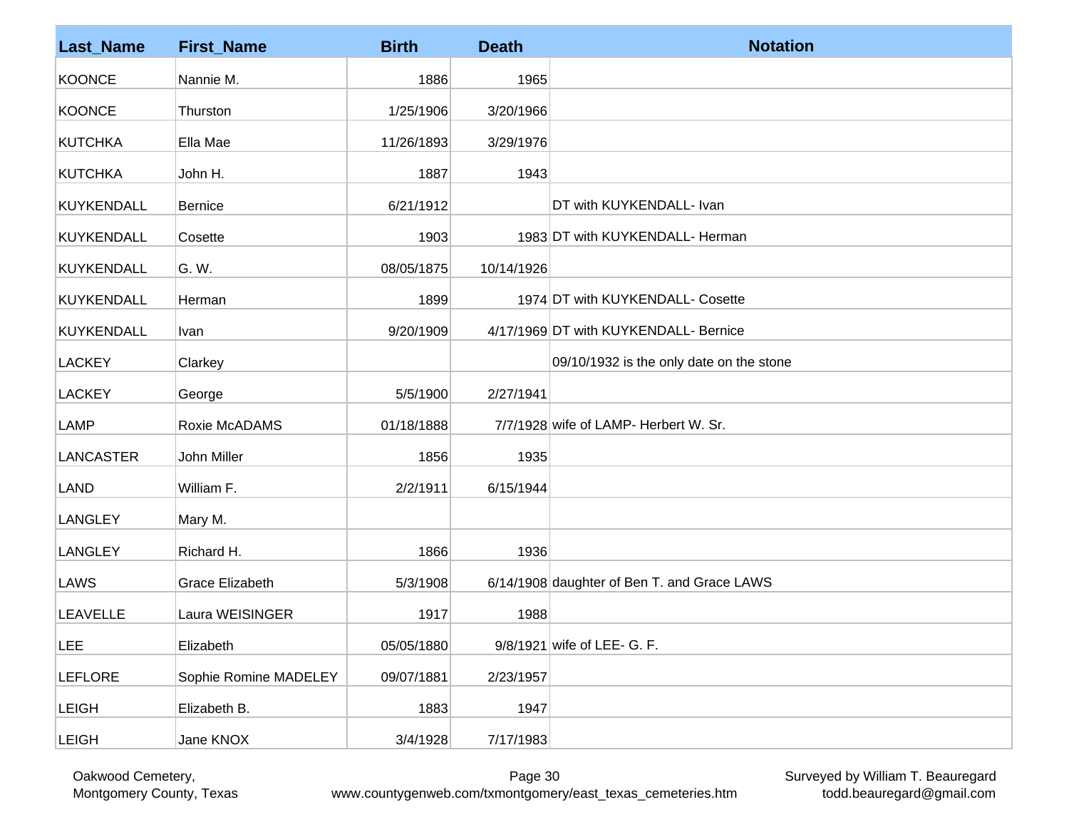| Last_Name | First_Name | Birth | Death | Notation |
|---|---|---|---|---|
| KOONCE | Nannie M. | 1886 | 1965 | |
| KOONCE | Thurston | 1/25/1906 | 3/20/1966 | |
| KUTCHKA | Ella Mae | 11/26/1893 | 3/29/1976 | |
| KUTCHKA | John H. | 1887 | 1943 | |
| KUYKENDALL | Bernice | 6/21/1912 | | DT with KUYKENDALL- Ivan |
| KUYKENDALL | Cosette | 1903 | 1983 | DT with KUYKENDALL- Herman |
| KUYKENDALL | G. W. | 08/05/1875 | 10/14/1926 | |
| KUYKENDALL | Herman | 1899 | 1974 | DT with KUYKENDALL- Cosette |
| KUYKENDALL | Ivan | 9/20/1909 | 4/17/1969 | DT with KUYKENDALL- Bernice |
| LACKEY | Clarkey | | | 09/10/1932 is the only date on the stone |
| LACKEY | George | 5/5/1900 | 2/27/1941 | |
| LAMP | Roxie McADAMS | 01/18/1888 | 7/7/1928 | wife of LAMP- Herbert W. Sr. |
| LANCASTER | John Miller | 1856 | 1935 | |
| LAND | William F. | 2/2/1911 | 6/15/1944 | |
| LANGLEY | Mary M. | | | |
| LANGLEY | Richard H. | 1866 | 1936 | |
| LAWS | Grace Elizabeth | 5/3/1908 | 6/14/1908 | daughter of Ben T. and Grace LAWS |
| LEAVELLE | Laura WEISINGER | 1917 | 1988 | |
| LEE | Elizabeth | 05/05/1880 | 9/8/1921 | wife of LEE- G. F. |
| LEFLORE | Sophie Romine MADELEY | 09/07/1881 | 2/23/1957 | |
| LEIGH | Elizabeth B. | 1883 | 1947 | |
| LEIGH | Jane KNOX | 3/4/1928 | 7/17/1983 | |

Oakwood Cemetery, Montgomery County, Texas

www.countygenweb.com/txmontgomery/east_texas_cemeteries.htm

Surveyed by William T. Beauregard todd.beauregard@gmail.com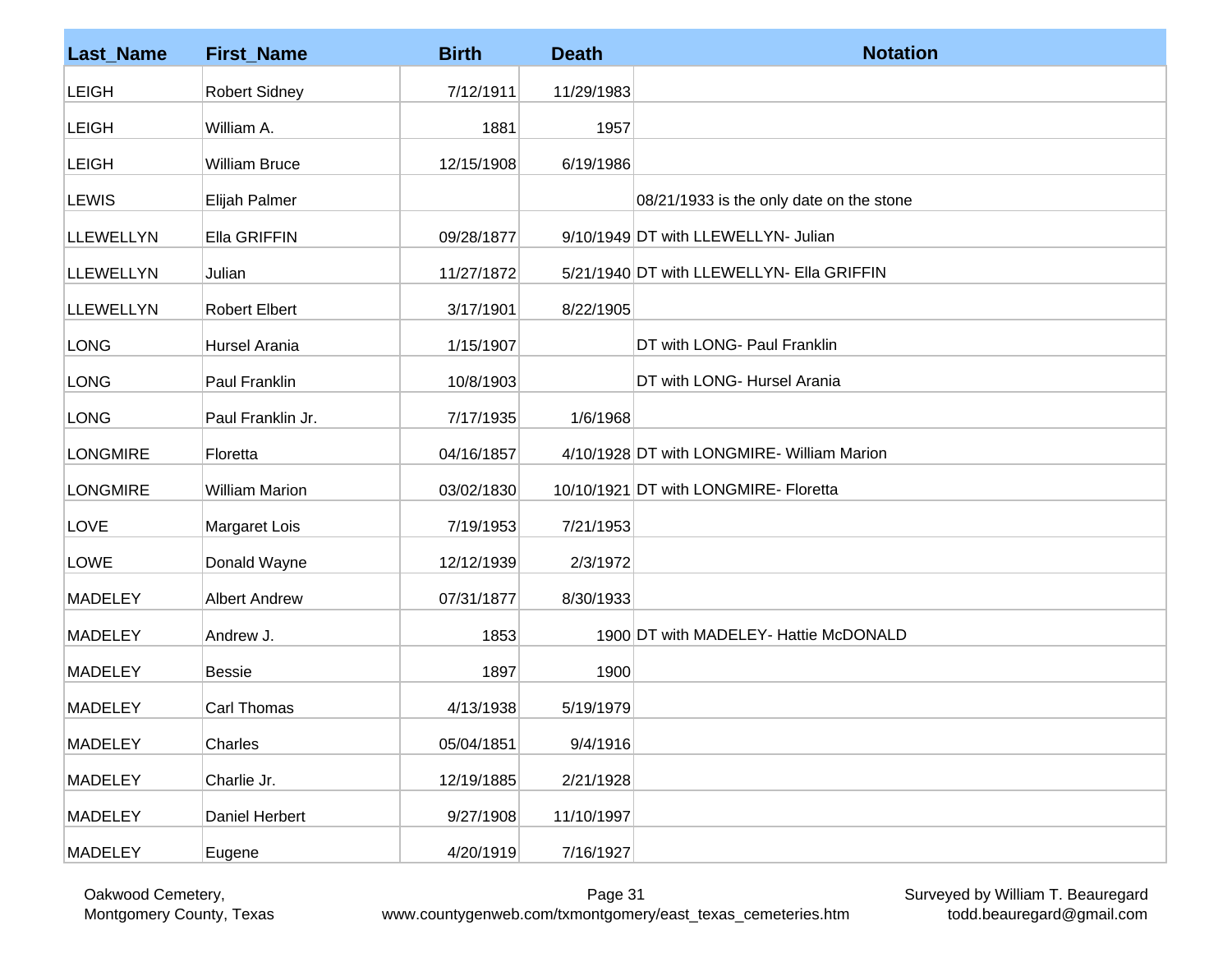| Last_Name | First_Name | Birth | Death | Notation |
|---|---|---|---|---|
| LEIGH | Robert Sidney | 7/12/1911 | 11/29/1983 | |
| LEIGH | William A. | 1881 | 1957 | |
| LEIGH | William Bruce | 12/15/1908 | 6/19/1986 | |
| LEWIS | Elijah Palmer | | | 08/21/1933 is the only date on the stone |
| LLEWELLYN | Ella GRIFFIN | 09/28/1877 | 9/10/1949 | DT with LLEWELLYN- Julian |
| LLEWELLYN | Julian | 11/27/1872 | 5/21/1940 | DT with LLEWELLYN- Ella GRIFFIN |
| LLEWELLYN | Robert Elbert | 3/17/1901 | 8/22/1905 | |
| LONG | Hursel Arania | 1/15/1907 | | DT with LONG- Paul Franklin |
| LONG | Paul Franklin | 10/8/1903 | | DT with LONG- Hursel Arania |
| LONG | Paul Franklin Jr. | 7/17/1935 | 1/6/1968 | |
| LONGMIRE | Floretta | 04/16/1857 | 4/10/1928 | DT with LONGMIRE- William Marion |
| LONGMIRE | William Marion | 03/02/1830 | 10/10/1921 | DT with LONGMIRE- Floretta |
| LOVE | Margaret Lois | 7/19/1953 | 7/21/1953 | |
| LOWE | Donald Wayne | 12/12/1939 | 2/3/1972 | |
| MADELEY | Albert Andrew | 07/31/1877 | 8/30/1933 | |
| MADELEY | Andrew J. | 1853 | 1900 | DT with MADELEY- Hattie McDONALD |
| MADELEY | Bessie | 1897 | 1900 | |
| MADELEY | Carl Thomas | 4/13/1938 | 5/19/1979 | |
| MADELEY | Charles | 05/04/1851 | 9/4/1916 | |
| MADELEY | Charlie Jr. | 12/19/1885 | 2/21/1928 | |
| MADELEY | Daniel Herbert | 9/27/1908 | 11/10/1997 | |
| MADELEY | Eugene | 4/20/1919 | 7/16/1927 | |

Oakwood Cemetery, Montgomery County, Texas
www.countygenweb.com/txmontgomery/east_texas_cemeteries.htm
Surveyed by William T. Beauregard
todd.beauregard@gmail.com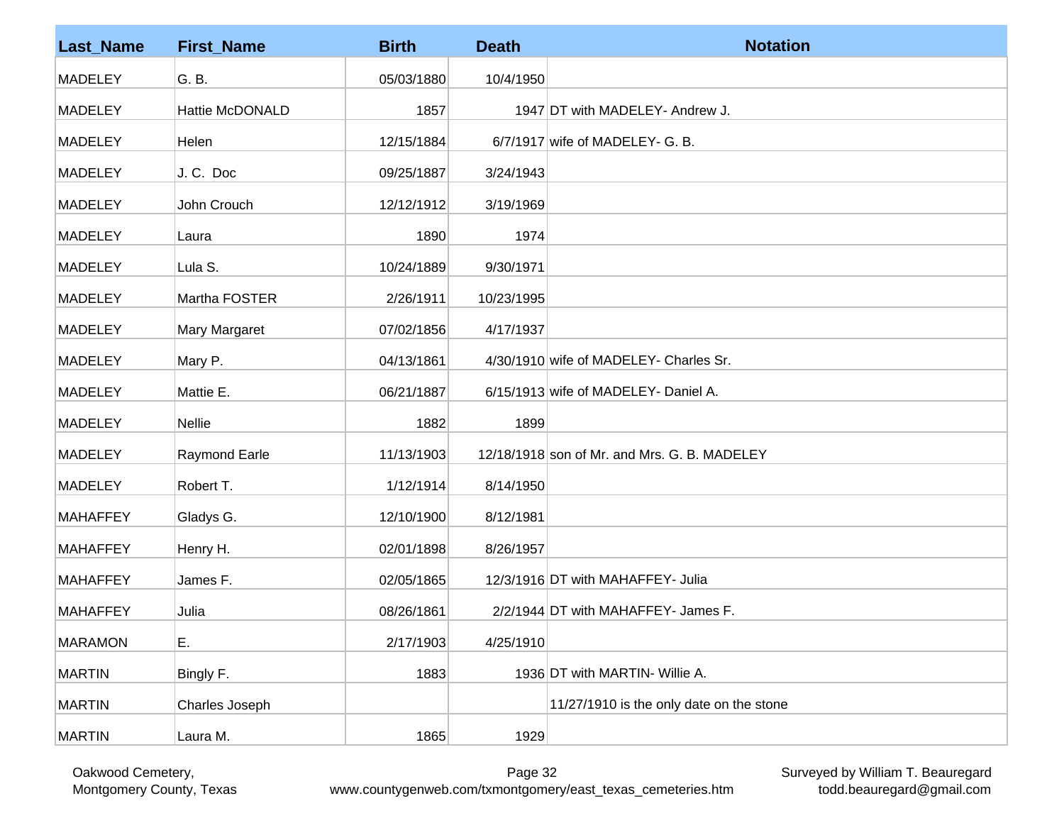| Last_Name | First_Name | Birth | Death | Notation |
|---|---|---|---|---|
| MADELEY | G. B. | 05/03/1880 | 10/4/1950 | |
| MADELEY | Hattie McDONALD | 1857 | 1947 | DT with MADELEY- Andrew J. |
| MADELEY | Helen | 12/15/1884 | 6/7/1917 | wife of MADELEY- G. B. |
| MADELEY | J. C. Doc | 09/25/1887 | 3/24/1943 | |
| MADELEY | John Crouch | 12/12/1912 | 3/19/1969 | |
| MADELEY | Laura | 1890 | 1974 | |
| MADELEY | Lula S. | 10/24/1889 | 9/30/1971 | |
| MADELEY | Martha FOSTER | 2/26/1911 | 10/23/1995 | |
| MADELEY | Mary Margaret | 07/02/1856 | 4/17/1937 | |
| MADELEY | Mary P. | 04/13/1861 | 4/30/1910 | wife of MADELEY- Charles Sr. |
| MADELEY | Mattie E. | 06/21/1887 | 6/15/1913 | wife of MADELEY- Daniel A. |
| MADELEY | Nellie | 1882 | 1899 | |
| MADELEY | Raymond Earle | 11/13/1903 | 12/18/1918 | son of Mr. and Mrs. G. B. MADELEY |
| MADELEY | Robert T. | 1/12/1914 | 8/14/1950 | |
| MAHAFFEY | Gladys G. | 12/10/1900 | 8/12/1981 | |
| MAHAFFEY | Henry H. | 02/01/1898 | 8/26/1957 | |
| MAHAFFEY | James F. | 02/05/1865 | 12/3/1916 | DT with MAHAFFEY- Julia |
| MAHAFFEY | Julia | 08/26/1861 | 2/2/1944 | DT with MAHAFFEY- James F. |
| MARAMON | E. | 2/17/1903 | 4/25/1910 | |
| MARTIN | Bingly F. | 1883 | 1936 | DT with MARTIN- Willie A. |
| MARTIN | Charles Joseph | | | 11/27/1910 is the only date on the stone |
| MARTIN | Laura M. | 1865 | 1929 | |

Oakwood Cemetery,
Montgomery County, Texas

www.countygenweb.com/txmontgomery/east_texas_cemeteries.htm

Surveyed by William T. Beauregard
todd.beauregard@gmail.com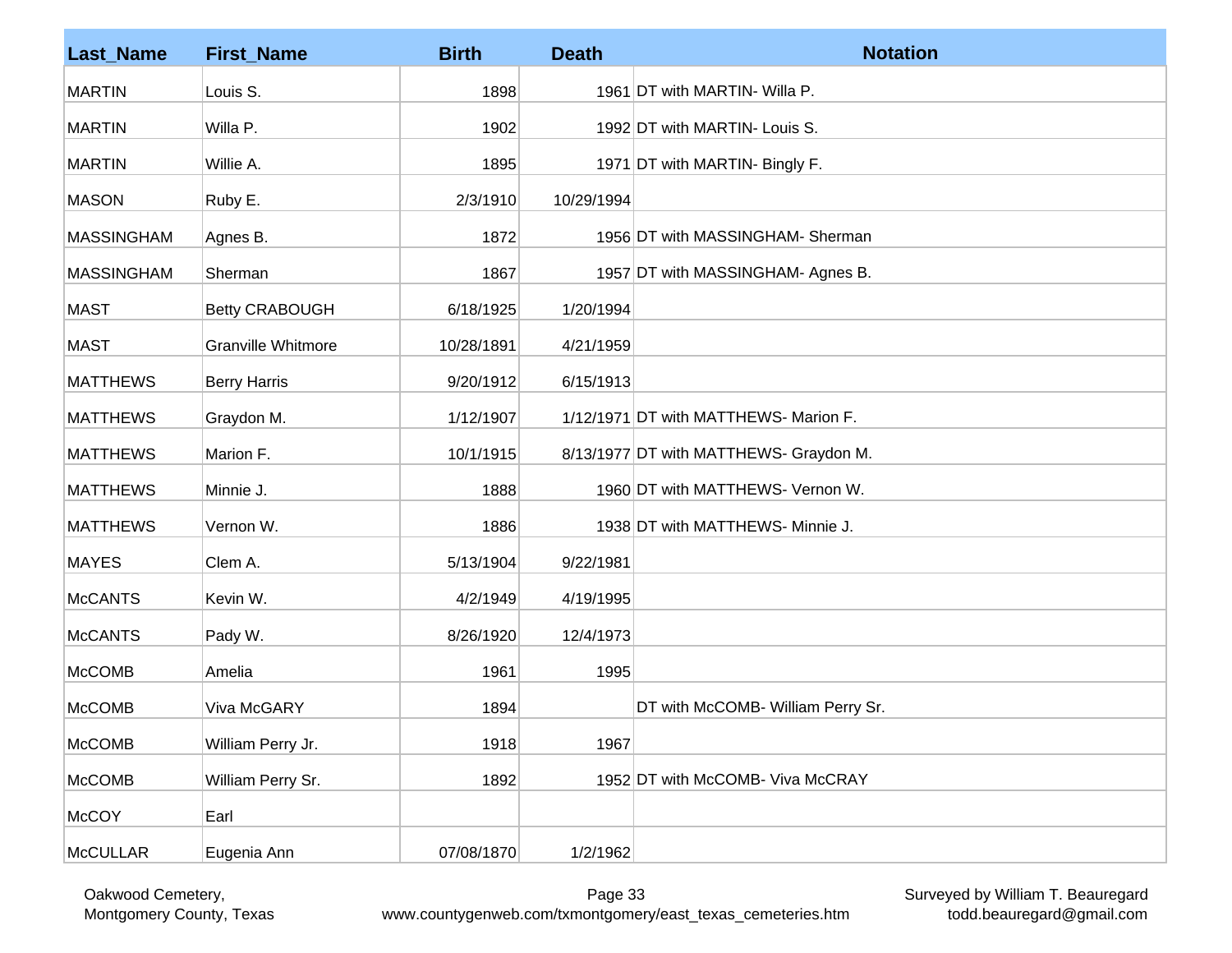| Last_Name | First_Name | Birth | Death | Notation |
|---|---|---|---|---|
| MARTIN | Louis S. | 1898 | 1961 | DT with MARTIN- Willa P. |
| MARTIN | Willa P. | 1902 | 1992 | DT with MARTIN- Louis S. |
| MARTIN | Willie A. | 1895 | 1971 | DT with MARTIN- Bingly F. |
| MASON | Ruby E. | 2/3/1910 | 10/29/1994 | |
| MASSINGHAM | Agnes B. | 1872 | 1956 | DT with MASSINGHAM- Sherman |
| MASSINGHAM | Sherman | 1867 | 1957 | DT with MASSINGHAM- Agnes B. |
| MAST | Betty CRABOUGH | 6/18/1925 | 1/20/1994 | |
| MAST | Granville Whitmore | 10/28/1891 | 4/21/1959 | |
| MATTHEWS | Berry Harris | 9/20/1912 | 6/15/1913 | |
| MATTHEWS | Graydon M. | 1/12/1907 | 1/12/1971 | DT with MATTHEWS- Marion F. |
| MATTHEWS | Marion F. | 10/1/1915 | 8/13/1977 | DT with MATTHEWS- Graydon M. |
| MATTHEWS | Minnie J. | 1888 | 1960 | DT with MATTHEWS- Vernon W. |
| MATTHEWS | Vernon W. | 1886 | 1938 | DT with MATTHEWS- Minnie J. |
| MAYES | Clem A. | 5/13/1904 | 9/22/1981 | |
| McCANTS | Kevin W. | 4/2/1949 | 4/19/1995 | |
| McCANTS | Pady W. | 8/26/1920 | 12/4/1973 | |
| McCOMB | Amelia | 1961 | 1995 | |
| McCOMB | Viva McGARY | 1894 | | DT with McCOMB- William Perry Sr. |
| McCOMB | William Perry Jr. | 1918 | 1967 | |
| McCOMB | William Perry Sr. | 1892 | 1952 | DT with McCOMB- Viva McCRAY |
| McCOY | Earl | | | |
| McCULLAR | Eugenia Ann | 07/08/1870 | 1/2/1962 | |

Oakwood Cemetery, Montgomery County, Texas

www.countygenweb.com/txmontgomery/east_texas_cemeteries.htm

Surveyed by William T. Beauregard todd.beauregard@gmail.com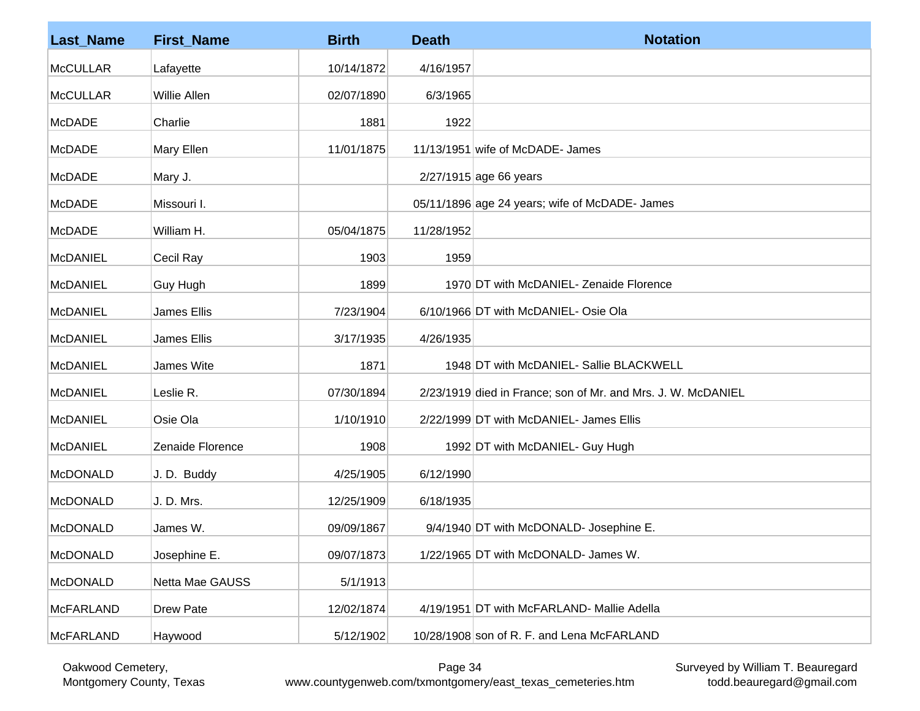| Last_Name | First_Name | Birth | Death | Notation |
|---|---|---|---|---|
| McCULLAR | Lafayette | 10/14/1872 | 4/16/1957 | |
| McCULLAR | Willie Allen | 02/07/1890 | 6/3/1965 | |
| McDADE | Charlie | 1881 | 1922 | |
| McDADE | Mary Ellen | 11/01/1875 | 11/13/1951 | wife of McDADE- James |
| McDADE | Mary J. | | 2/27/1915 | age 66 years |
| McDADE | Missouri I. | | 05/11/1896 | age 24 years; wife of McDADE- James |
| McDADE | William H. | 05/04/1875 | 11/28/1952 | |
| McDANIEL | Cecil Ray | 1903 | 1959 | |
| McDANIEL | Guy Hugh | 1899 | 1970 | DT with McDANIEL- Zenaide Florence |
| McDANIEL | James Ellis | 7/23/1904 | 6/10/1966 | DT with McDANIEL- Osie Ola |
| McDANIEL | James Ellis | 3/17/1935 | 4/26/1935 | |
| McDANIEL | James Wite | 1871 | 1948 | DT with McDANIEL- Sallie BLACKWELL |
| McDANIEL | Leslie R. | 07/30/1894 | 2/23/1919 | died in France; son of Mr. and Mrs. J. W. McDANIEL |
| McDANIEL | Osie Ola | 1/10/1910 | 2/22/1999 | DT with McDANIEL- James Ellis |
| McDANIEL | Zenaide Florence | 1908 | 1992 | DT with McDANIEL- Guy Hugh |
| McDONALD | J. D. Buddy | 4/25/1905 | 6/12/1990 | |
| McDONALD | J. D. Mrs. | 12/25/1909 | 6/18/1935 | |
| McDONALD | James W. | 09/09/1867 | 9/4/1940 | DT with McDONALD- Josephine E. |
| McDONALD | Josephine E. | 09/07/1873 | 1/22/1965 | DT with McDONALD- James W. |
| McDONALD | Netta Mae GAUSS | 5/1/1913 | | |
| McFARLAND | Drew Pate | 12/02/1874 | 4/19/1951 | DT with McFARLAND- Mallie Adella |
| McFARLAND | Haywood | 5/12/1902 | 10/28/1908 | son of R. F. and Lena McFARLAND |

Oakwood Cemetery, Montgomery County, Texas

www.countygenweb.com/txmontgomery/east_texas_cemeteries.htm

Surveyed by William T. Beauregard todd.beauregard@gmail.com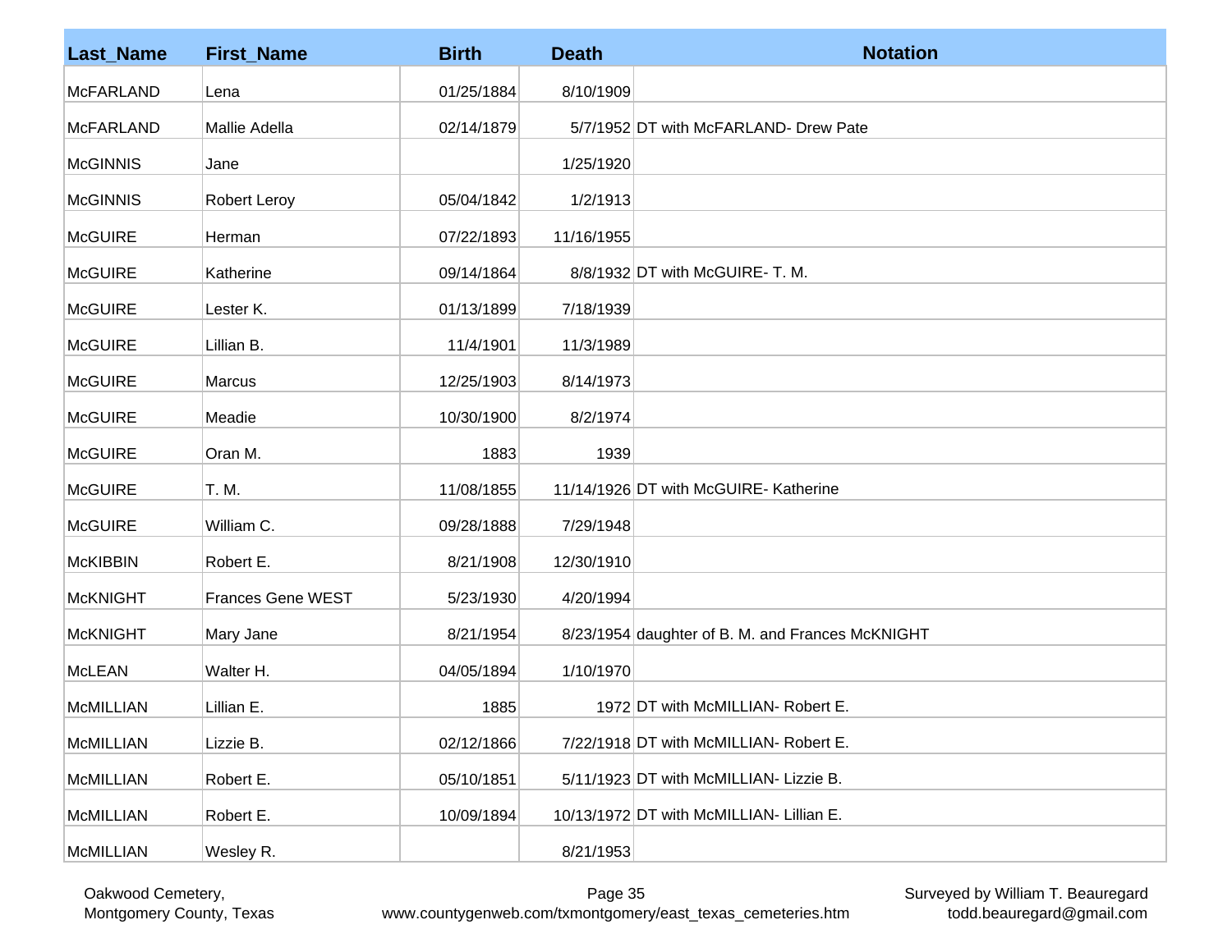| Last_Name | First_Name | Birth | Death | Notation |
|---|---|---|---|---|
| McFARLAND | Lena | 01/25/1884 | 8/10/1909 | |
| McFARLAND | Mallie Adella | 02/14/1879 | 5/7/1952 | DT with McFARLAND- Drew Pate |
| McGINNIS | Jane | | 1/25/1920 | |
| McGINNIS | Robert Leroy | 05/04/1842 | 1/2/1913 | |
| McGUIRE | Herman | 07/22/1893 | 11/16/1955 | |
| McGUIRE | Katherine | 09/14/1864 | 8/8/1932 | DT with McGUIRE- T. M. |
| McGUIRE | Lester K. | 01/13/1899 | 7/18/1939 | |
| McGUIRE | Lillian B. | 11/4/1901 | 11/3/1989 | |
| McGUIRE | Marcus | 12/25/1903 | 8/14/1973 | |
| McGUIRE | Meadie | 10/30/1900 | 8/2/1974 | |
| McGUIRE | Oran M. | 1883 | 1939 | |
| McGUIRE | T. M. | 11/08/1855 | 11/14/1926 | DT with McGUIRE- Katherine |
| McGUIRE | William C. | 09/28/1888 | 7/29/1948 | |
| McKIBBIN | Robert E. | 8/21/1908 | 12/30/1910 | |
| McKNIGHT | Frances Gene WEST | 5/23/1930 | 4/20/1994 | |
| McKNIGHT | Mary Jane | 8/21/1954 | 8/23/1954 | daughter of B. M. and Frances McKNIGHT |
| McLEAN | Walter H. | 04/05/1894 | 1/10/1970 | |
| McMILLIAN | Lillian E. | 1885 | 1972 | DT with McMILLIAN- Robert E. |
| McMILLIAN | Lizzie B. | 02/12/1866 | 7/22/1918 | DT with McMILLIAN- Robert E. |
| McMILLIAN | Robert E. | 05/10/1851 | 5/11/1923 | DT with McMILLIAN- Lizzie B. |
| McMILLIAN | Robert E. | 10/09/1894 | 10/13/1972 | DT with McMILLIAN- Lillian E. |
| McMILLIAN | Wesley R. | | 8/21/1953 | |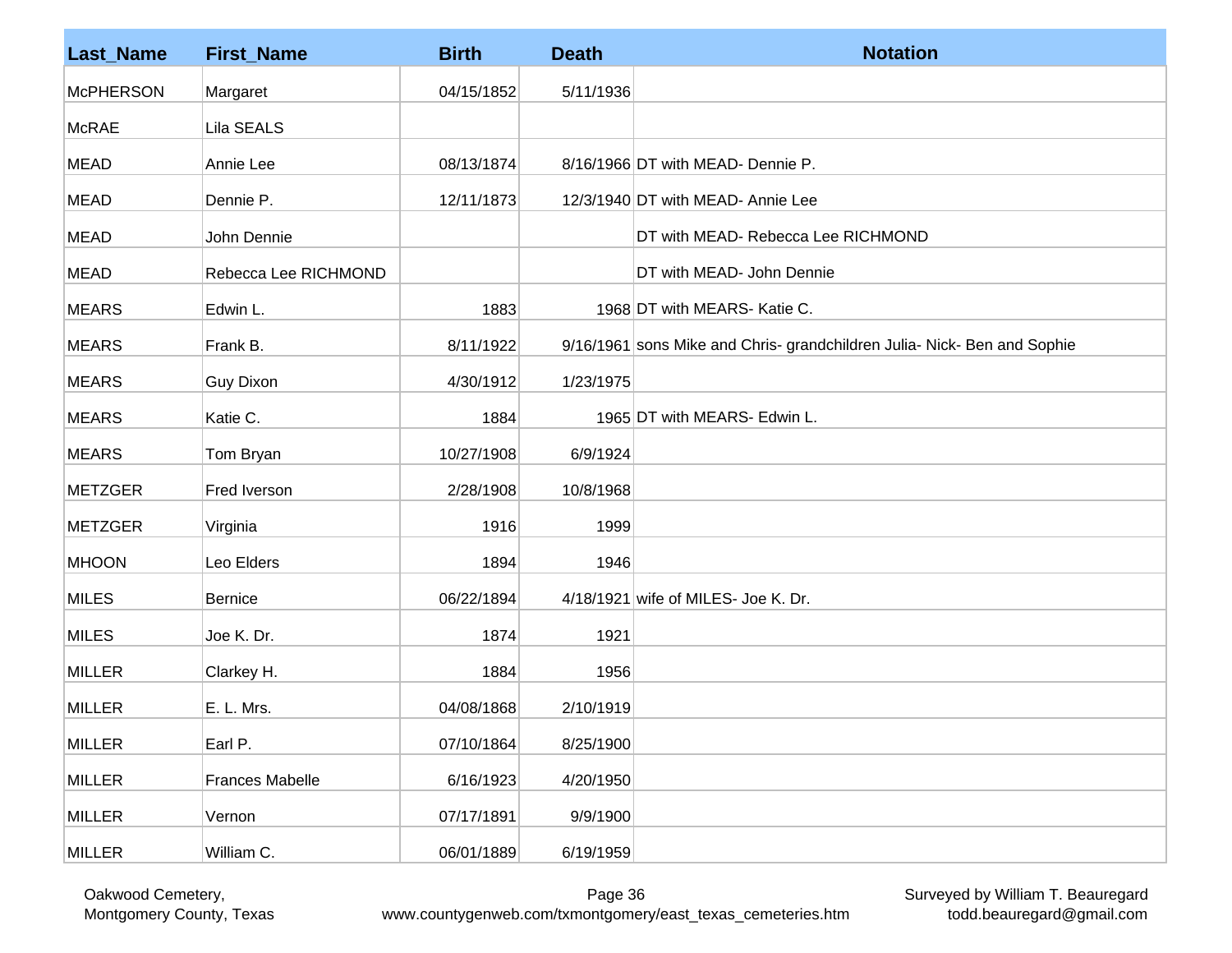| Last_Name | First_Name | Birth | Death | Notation |
|---|---|---|---|---|
| McPHERSON | Margaret | 04/15/1852 | 5/11/1936 | |
| McRAE | Lila SEALS | | | |
| MEAD | Annie Lee | 08/13/1874 | 8/16/1966 | DT with MEAD- Dennie P. |
| MEAD | Dennie P. | 12/11/1873 | 12/3/1940 | DT with MEAD- Annie Lee |
| MEAD | John Dennie | | | DT with MEAD- Rebecca Lee RICHMOND |
| MEAD | Rebecca Lee RICHMOND | | | DT with MEAD- John Dennie |
| MEARS | Edwin L. | 1883 | 1968 | DT with MEARS- Katie C. |
| MEARS | Frank B. | 8/11/1922 | 9/16/1961 | sons Mike and Chris- grandchildren Julia- Nick- Ben and Sophie |
| MEARS | Guy Dixon | 4/30/1912 | 1/23/1975 | |
| MEARS | Katie C. | 1884 | 1965 | DT with MEARS- Edwin L. |
| MEARS | Tom Bryan | 10/27/1908 | 6/9/1924 | |
| METZGER | Fred Iverson | 2/28/1908 | 10/8/1968 | |
| METZGER | Virginia | 1916 | 1999 | |
| MHOON | Leo Elders | 1894 | 1946 | |
| MILES | Bernice | 06/22/1894 | 4/18/1921 | wife of MILES- Joe K. Dr. |
| MILES | Joe K. Dr. | 1874 | 1921 | |
| MILLER | Clarkey H. | 1884 | 1956 | |
| MILLER | E. L. Mrs. | 04/08/1868 | 2/10/1919 | |
| MILLER | Earl P. | 07/10/1864 | 8/25/1900 | |
| MILLER | Frances Mabelle | 6/16/1923 | 4/20/1950 | |
| MILLER | Vernon | 07/17/1891 | 9/9/1900 | |
| MILLER | William C. | 06/01/1889 | 6/19/1959 | |

Oakwood Cemetery, Montgomery County, Texas

www.countygenweb.com/txmontgomery/east_texas_cemeteries.htm

Surveyed by William T. Beauregard todd.beauregard@gmail.com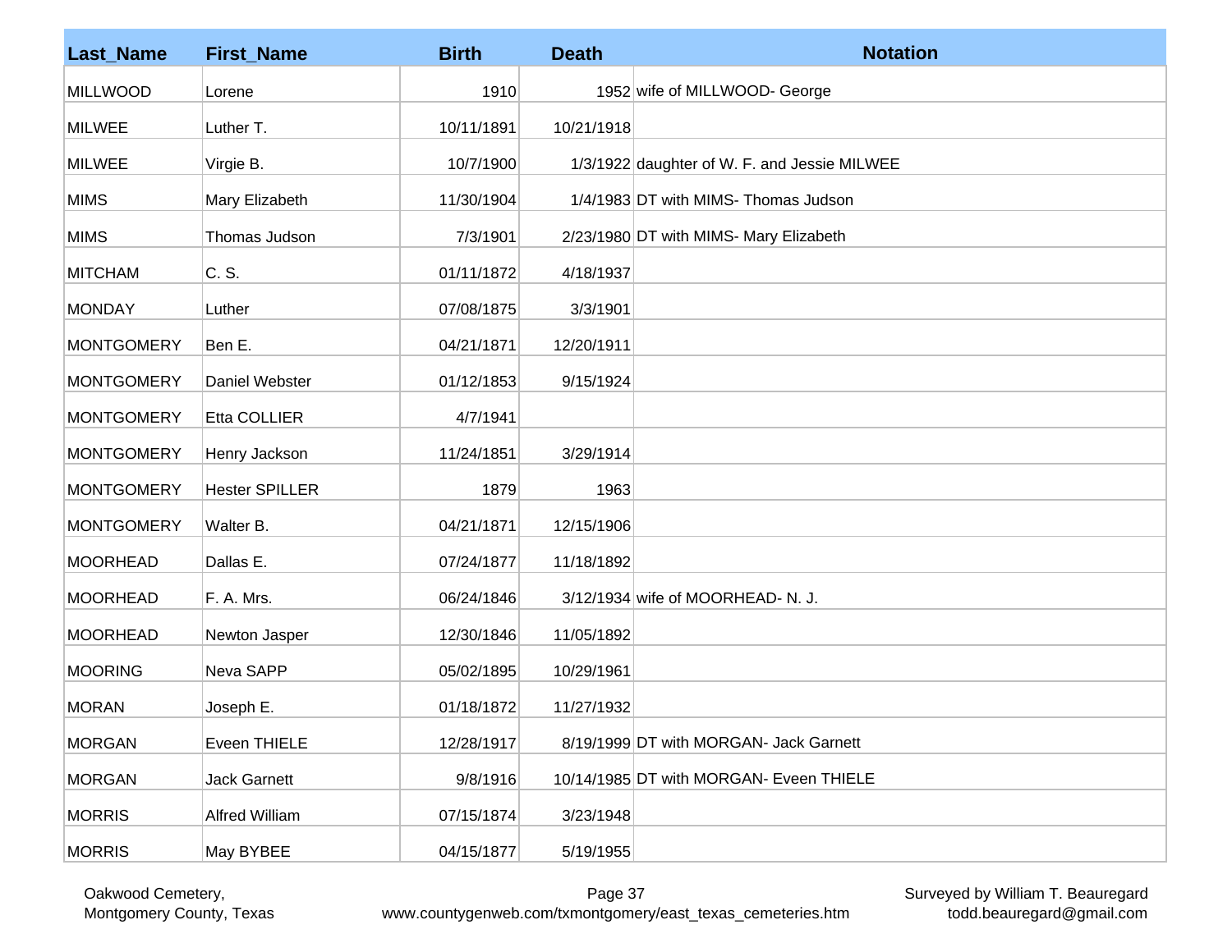| Last_Name | First_Name | Birth | Death | Notation |
|---|---|---|---|---|
| MILLWOOD | Lorene | 1910 | 1952 | wife of MILLWOOD- George |
| MILWEE | Luther T. | 10/11/1891 | 10/21/1918 | |
| MILWEE | Virgie B. | 10/7/1900 | 1/3/1922 | daughter of W. F. and Jessie MILWEE |
| MIMS | Mary Elizabeth | 11/30/1904 | 1/4/1983 | DT with MIMS- Thomas Judson |
| MIMS | Thomas Judson | 7/3/1901 | 2/23/1980 | DT with MIMS- Mary Elizabeth |
| MITCHAM | C. S. | 01/11/1872 | 4/18/1937 | |
| MONDAY | Luther | 07/08/1875 | 3/3/1901 | |
| MONTGOMERY | Ben E. | 04/21/1871 | 12/20/1911 | |
| MONTGOMERY | Daniel Webster | 01/12/1853 | 9/15/1924 | |
| MONTGOMERY | Etta COLLIER | 4/7/1941 | | |
| MONTGOMERY | Henry Jackson | 11/24/1851 | 3/29/1914 | |
| MONTGOMERY | Hester SPILLER | 1879 | 1963 | |
| MONTGOMERY | Walter B. | 04/21/1871 | 12/15/1906 | |
| MOORHEAD | Dallas E. | 07/24/1877 | 11/18/1892 | |
| MOORHEAD | F. A. Mrs. | 06/24/1846 | 3/12/1934 | wife of MOORHEAD- N. J. |
| MOORHEAD | Newton Jasper | 12/30/1846 | 11/05/1892 | |
| MOORING | Neva SAPP | 05/02/1895 | 10/29/1961 | |
| MORAN | Joseph E. | 01/18/1872 | 11/27/1932 | |
| MORGAN | Eveen THIELE | 12/28/1917 | 8/19/1999 | DT with MORGAN- Jack Garnett |
| MORGAN | Jack Garnett | 9/8/1916 | 10/14/1985 | DT with MORGAN- Eveen THIELE |
| MORRIS | Alfred William | 07/15/1874 | 3/23/1948 | |
| MORRIS | May BYBEE | 04/15/1877 | 5/19/1955 | |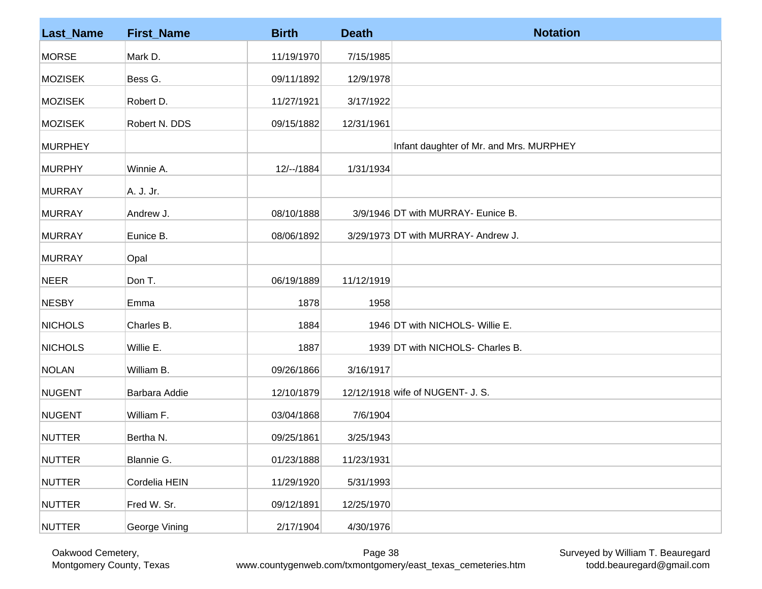| Last_Name | First_Name | Birth | Death | Notation |
|---|---|---|---|---|
| MORSE | Mark D. | 11/19/1970 | 7/15/1985 | |
| MOZISEK | Bess G. | 09/11/1892 | 12/9/1978 | |
| MOZISEK | Robert D. | 11/27/1921 | 3/17/1922 | |
| MOZISEK | Robert N. DDS | 09/15/1882 | 12/31/1961 | |
| MURPHEY | | | | Infant daughter of Mr. and Mrs. MURPHEY |
| MURPHY | Winnie A. | 12/--/1884 | 1/31/1934 | |
| MURRAY | A. J. Jr. | | | |
| MURRAY | Andrew J. | 08/10/1888 | 3/9/1946 | DT with MURRAY- Eunice B. |
| MURRAY | Eunice B. | 08/06/1892 | 3/29/1973 | DT with MURRAY- Andrew J. |
| MURRAY | Opal | | | |
| NEER | Don T. | 06/19/1889 | 11/12/1919 | |
| NESBY | Emma | 1878 | 1958 | |
| NICHOLS | Charles B. | 1884 | 1946 | DT with NICHOLS- Willie E. |
| NICHOLS | Willie E. | 1887 | 1939 | DT with NICHOLS- Charles B. |
| NOLAN | William B. | 09/26/1866 | 3/16/1917 | |
| NUGENT | Barbara Addie | 12/10/1879 | 12/12/1918 | wife of NUGENT- J. S. |
| NUGENT | William F. | 03/04/1868 | 7/6/1904 | |
| NUTTER | Bertha N. | 09/25/1861 | 3/25/1943 | |
| NUTTER | Blannie G. | 01/23/1888 | 11/23/1931 | |
| NUTTER | Cordelia HEIN | 11/29/1920 | 5/31/1993 | |
| NUTTER | Fred W. Sr. | 09/12/1891 | 12/25/1970 | |
| NUTTER | George Vining | 2/17/1904 | 4/30/1976 | |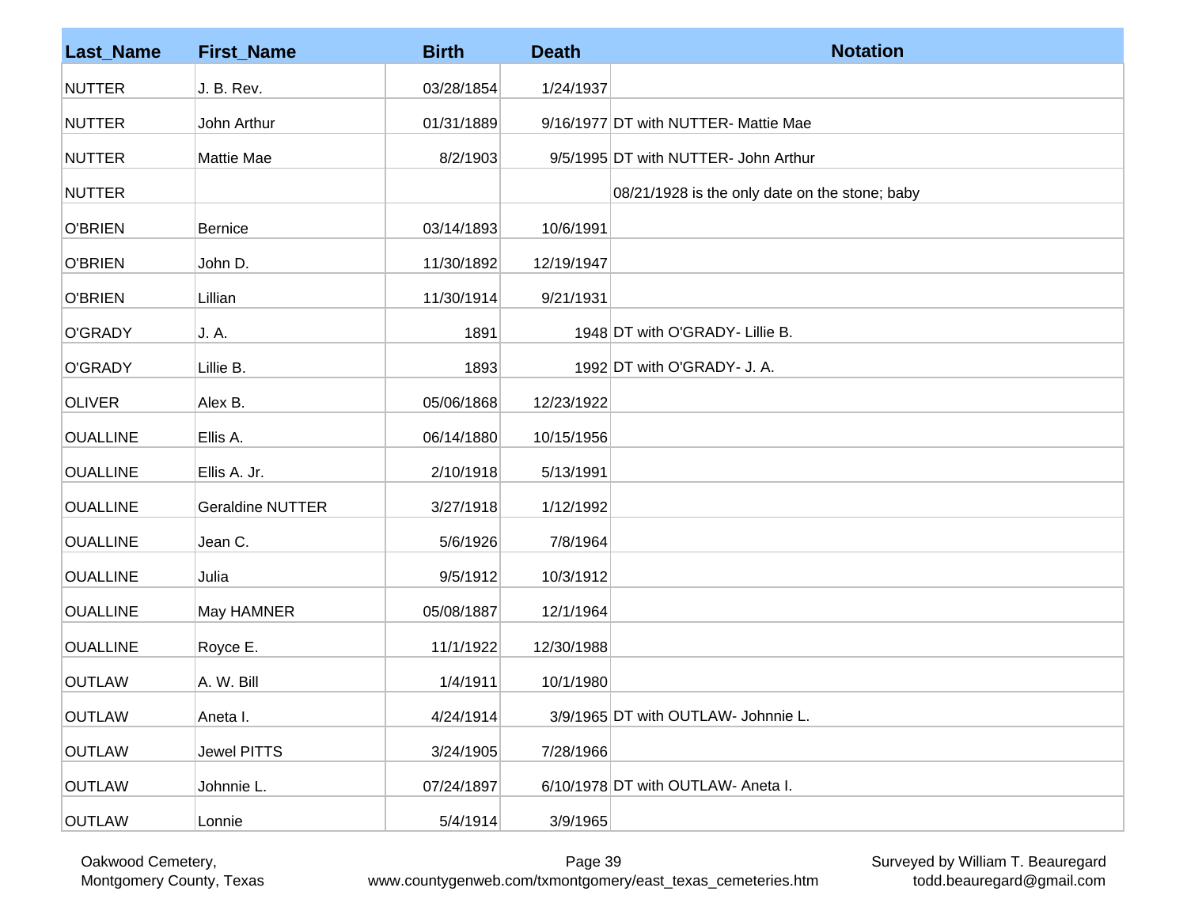| Last_Name | First_Name | Birth | Death | Notation |
|---|---|---|---|---|
| NUTTER | J. B. Rev. | 03/28/1854 | 1/24/1937 | |
| NUTTER | John Arthur | 01/31/1889 | 9/16/1977 | DT with NUTTER- Mattie Mae |
| NUTTER | Mattie Mae | 8/2/1903 | 9/5/1995 | DT with NUTTER- John Arthur |
| NUTTER | | | | 08/21/1928 is the only date on the stone; baby |
| O'BRIEN | Bernice | 03/14/1893 | 10/6/1991 | |
| O'BRIEN | John D. | 11/30/1892 | 12/19/1947 | |
| O'BRIEN | Lillian | 11/30/1914 | 9/21/1931 | |
| O'GRADY | J. A. | 1891 | 1948 | DT with O'GRADY- Lillie B. |
| O'GRADY | Lillie B. | 1893 | 1992 | DT with O'GRADY- J. A. |
| OLIVER | Alex B. | 05/06/1868 | 12/23/1922 | |
| OUALLINE | Ellis A. | 06/14/1880 | 10/15/1956 | |
| OUALLINE | Ellis A. Jr. | 2/10/1918 | 5/13/1991 | |
| OUALLINE | Geraldine NUTTER | 3/27/1918 | 1/12/1992 | |
| OUALLINE | Jean C. | 5/6/1926 | 7/8/1964 | |
| OUALLINE | Julia | 9/5/1912 | 10/3/1912 | |
| OUALLINE | May HAMNER | 05/08/1887 | 12/1/1964 | |
| OUALLINE | Royce E. | 11/1/1922 | 12/30/1988 | |
| OUTLAW | A. W. Bill | 1/4/1911 | 10/1/1980 | |
| OUTLAW | Aneta I. | 4/24/1914 | 3/9/1965 | DT with OUTLAW- Johnnie L. |
| OUTLAW | Jewel PITTS | 3/24/1905 | 7/28/1966 | |
| OUTLAW | Johnnie L. | 07/24/1897 | 6/10/1978 | DT with OUTLAW- Aneta I. |
| OUTLAW | Lonnie | 5/4/1914 | 3/9/1965 | |

Oakwood Cemetery, Montgomery County, Texas

www.countygenweb.com/txmontgomery/east_texas_cemeteries.htm

Surveyed by William T. Beauregard
todd.beauregard@gmail.com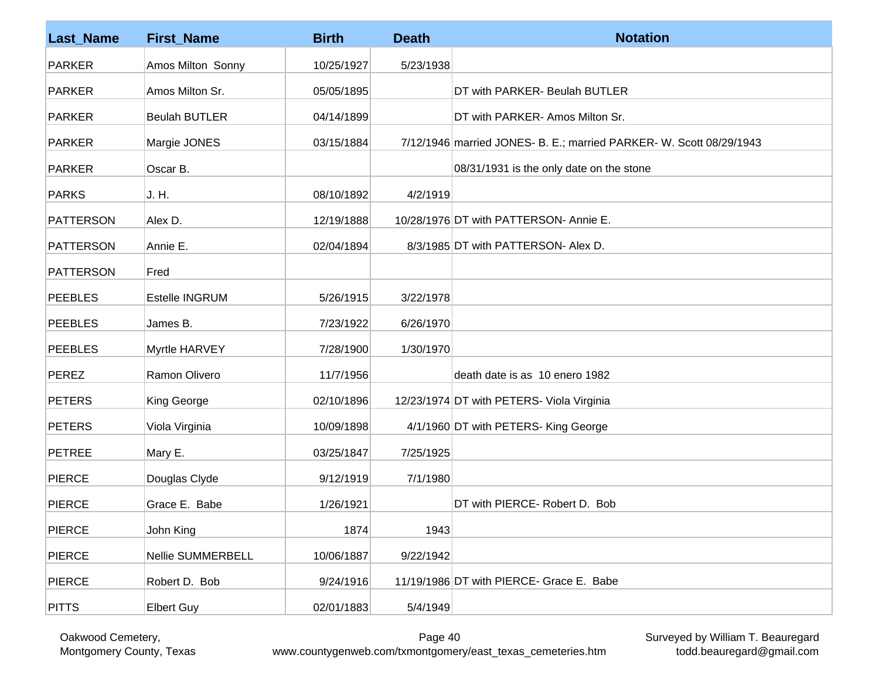| Last_Name | First_Name | Birth | Death | Notation |
|---|---|---|---|---|
| PARKER | Amos Milton  Sonny | 10/25/1927 | 5/23/1938 | |
| PARKER | Amos Milton Sr. | 05/05/1895 | | DT with PARKER- Beulah BUTLER |
| PARKER | Beulah BUTLER | 04/14/1899 | | DT with PARKER- Amos Milton Sr. |
| PARKER | Margie JONES | 03/15/1884 | 7/12/1946 | married JONES- B. E.; married PARKER- W. Scott 08/29/1943 |
| PARKER | Oscar B. | | | 08/31/1931 is the only date on the stone |
| PARKS | J. H. | 08/10/1892 | 4/2/1919 | |
| PATTERSON | Alex D. | 12/19/1888 | 10/28/1976 | DT with PATTERSON- Annie E. |
| PATTERSON | Annie E. | 02/04/1894 | 8/3/1985 | DT with PATTERSON- Alex D. |
| PATTERSON | Fred | | | |
| PEEBLES | Estelle INGRUM | 5/26/1915 | 3/22/1978 | |
| PEEBLES | James B. | 7/23/1922 | 6/26/1970 | |
| PEEBLES | Myrtle HARVEY | 7/28/1900 | 1/30/1970 | |
| PEREZ | Ramon Olivero | 11/7/1956 | | death date is as  10 enero 1982 |
| PETERS | King George | 02/10/1896 | 12/23/1974 | DT with PETERS- Viola Virginia |
| PETERS | Viola Virginia | 10/09/1898 | 4/1/1960 | DT with PETERS- King George |
| PETREE | Mary E. | 03/25/1847 | 7/25/1925 | |
| PIERCE | Douglas Clyde | 9/12/1919 | 7/1/1980 | |
| PIERCE | Grace E.  Babe | 1/26/1921 | | DT with PIERCE- Robert D.  Bob |
| PIERCE | John King | 1874 | 1943 | |
| PIERCE | Nellie SUMMERBELL | 10/06/1887 | 9/22/1942 | |
| PIERCE | Robert D.  Bob | 9/24/1916 | 11/19/1986 | DT with PIERCE- Grace E.  Babe |
| PITTS | Elbert Guy | 02/01/1883 | 5/4/1949 | |

Oakwood Cemetery,
Montgomery County, Texas

www.countygenweb.com/txmontgomery/east_texas_cemeteries.htm

Surveyed by William T. Beauregard
todd.beauregard@gmail.com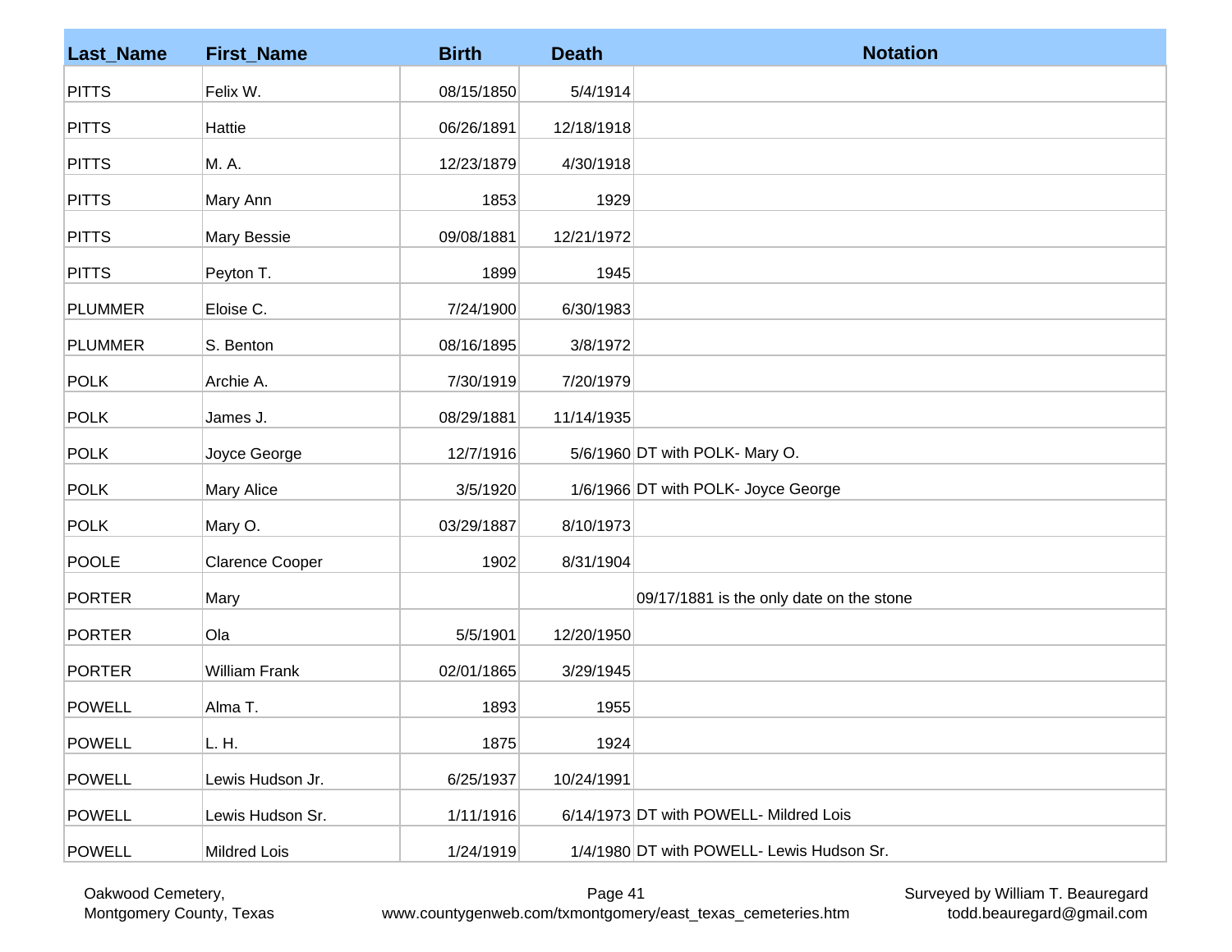| Last_Name | First_Name | Birth | Death | Notation |
|---|---|---|---|---|
| PITTS | Felix W. | 08/15/1850 | 5/4/1914 | |
| PITTS | Hattie | 06/26/1891 | 12/18/1918 | |
| PITTS | M. A. | 12/23/1879 | 4/30/1918 | |
| PITTS | Mary Ann | 1853 | 1929 | |
| PITTS | Mary Bessie | 09/08/1881 | 12/21/1972 | |
| PITTS | Peyton T. | 1899 | 1945 | |
| PLUMMER | Eloise C. | 7/24/1900 | 6/30/1983 | |
| PLUMMER | S. Benton | 08/16/1895 | 3/8/1972 | |
| POLK | Archie A. | 7/30/1919 | 7/20/1979 | |
| POLK | James J. | 08/29/1881 | 11/14/1935 | |
| POLK | Joyce George | 12/7/1916 | 5/6/1960 | DT with POLK- Mary O. |
| POLK | Mary Alice | 3/5/1920 | 1/6/1966 | DT with POLK- Joyce George |
| POLK | Mary O. | 03/29/1887 | 8/10/1973 | |
| POOLE | Clarence Cooper | 1902 | 8/31/1904 | |
| PORTER | Mary | | | 09/17/1881 is the only date on the stone |
| PORTER | Ola | 5/5/1901 | 12/20/1950 | |
| PORTER | William Frank | 02/01/1865 | 3/29/1945 | |
| POWELL | Alma T. | 1893 | 1955 | |
| POWELL | L. H. | 1875 | 1924 | |
| POWELL | Lewis Hudson Jr. | 6/25/1937 | 10/24/1991 | |
| POWELL | Lewis Hudson Sr. | 1/11/1916 | 6/14/1973 | DT with POWELL- Mildred Lois |
| POWELL | Mildred Lois | 1/24/1919 | 1/4/1980 | DT with POWELL- Lewis Hudson Sr. |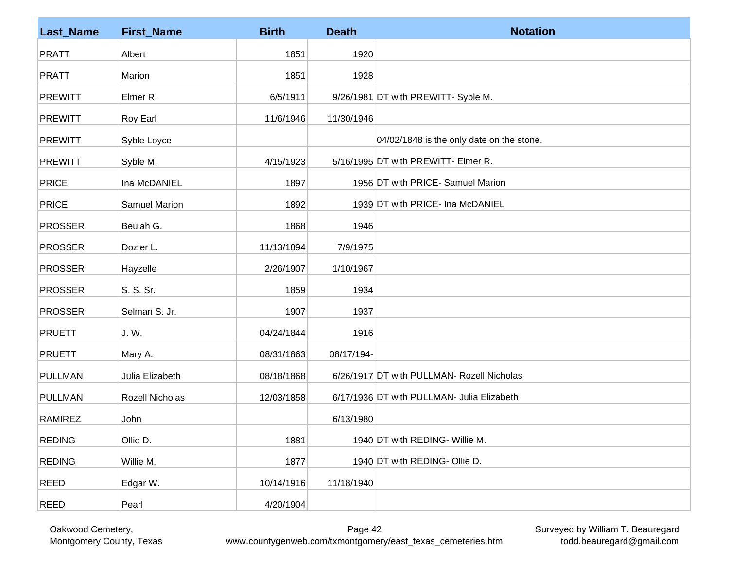| Last_Name | First_Name | Birth | Death | Notation |
|---|---|---|---|---|
| PRATT | Albert | 1851 | 1920 | |
| PRATT | Marion | 1851 | 1928 | |
| PREWITT | Elmer R. | 6/5/1911 | 9/26/1981 | DT with PREWITT- Syble M. |
| PREWITT | Roy Earl | 11/6/1946 | 11/30/1946 | |
| PREWITT | Syble Loyce | | | 04/02/1848 is the only date on the stone. |
| PREWITT | Syble M. | 4/15/1923 | 5/16/1995 | DT with PREWITT- Elmer R. |
| PRICE | Ina McDANIEL | 1897 | 1956 | DT with PRICE- Samuel Marion |
| PRICE | Samuel Marion | 1892 | 1939 | DT with PRICE- Ina McDANIEL |
| PROSSER | Beulah G. | 1868 | 1946 | |
| PROSSER | Dozier L. | 11/13/1894 | 7/9/1975 | |
| PROSSER | Hayzelle | 2/26/1907 | 1/10/1967 | |
| PROSSER | S. S. Sr. | 1859 | 1934 | |
| PROSSER | Selman S. Jr. | 1907 | 1937 | |
| PRUETT | J. W. | 04/24/1844 | 1916 | |
| PRUETT | Mary A. | 08/31/1863 | 08/17/194- | |
| PULLMAN | Julia Elizabeth | 08/18/1868 | 6/26/1917 | DT with PULLMAN- Rozell Nicholas |
| PULLMAN | Rozell Nicholas | 12/03/1858 | 6/17/1936 | DT with PULLMAN- Julia Elizabeth |
| RAMIREZ | John | | 6/13/1980 | |
| REDING | Ollie D. | 1881 | 1940 | DT with REDING- Willie M. |
| REDING | Willie M. | 1877 | 1940 | DT with REDING- Ollie D. |
| REED | Edgar W. | 10/14/1916 | 11/18/1940 | |
| REED | Pearl | 4/20/1904 | | |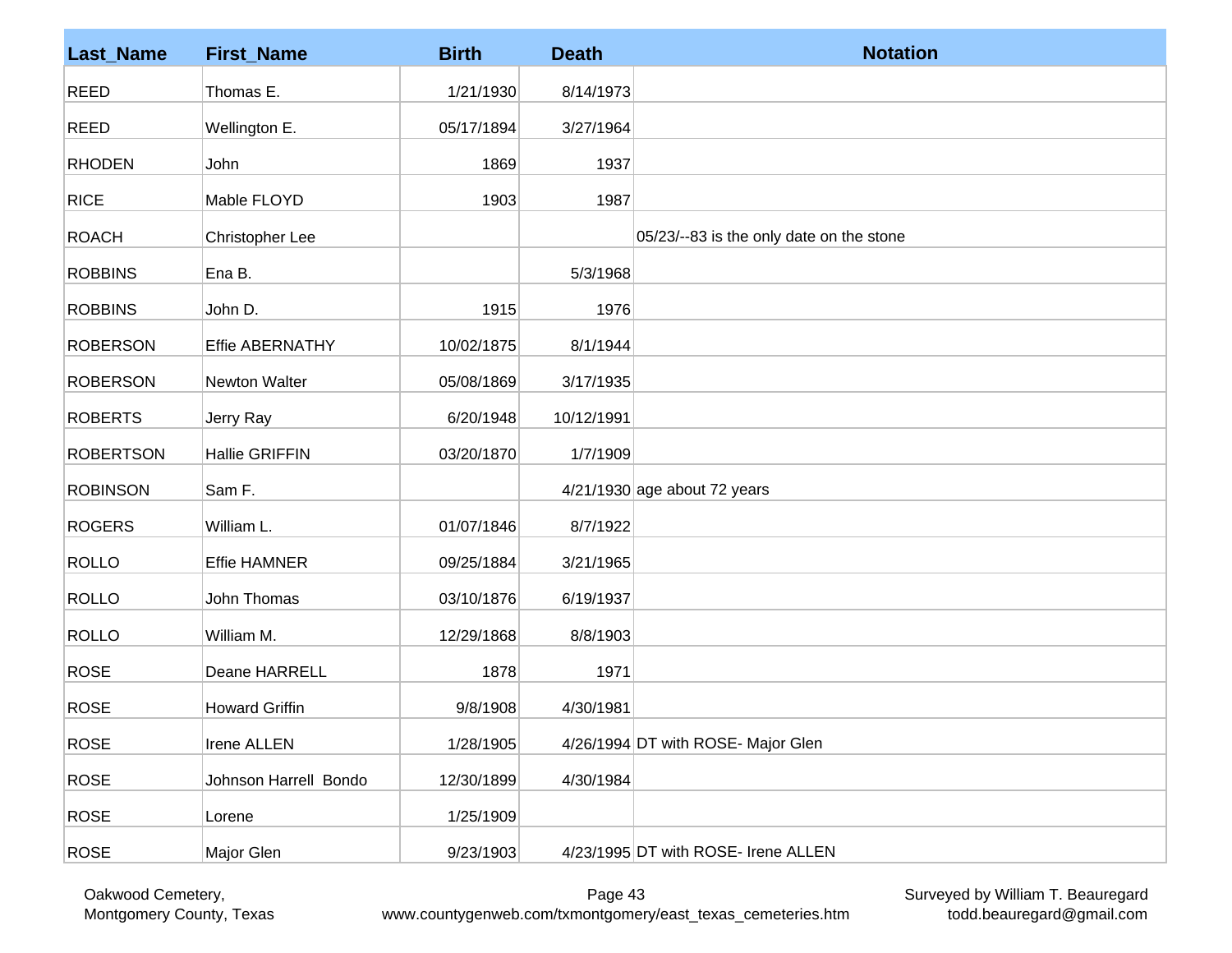| Last_Name | First_Name | Birth | Death | Notation |
|---|---|---|---|---|
| REED | Thomas E. | 1/21/1930 | 8/14/1973 | |
| REED | Wellington E. | 05/17/1894 | 3/27/1964 | |
| RHODEN | John | 1869 | 1937 | |
| RICE | Mable FLOYD | 1903 | 1987 | |
| ROACH | Christopher Lee | | | 05/23/--83 is the only date on the stone |
| ROBBINS | Ena B. | | 5/3/1968 | |
| ROBBINS | John D. | 1915 | 1976 | |
| ROBERSON | Effie ABERNATHY | 10/02/1875 | 8/1/1944 | |
| ROBERSON | Newton Walter | 05/08/1869 | 3/17/1935 | |
| ROBERTS | Jerry Ray | 6/20/1948 | 10/12/1991 | |
| ROBERTSON | Hallie GRIFFIN | 03/20/1870 | 1/7/1909 | |
| ROBINSON | Sam F. | | 4/21/1930 | age about 72 years |
| ROGERS | William L. | 01/07/1846 | 8/7/1922 | |
| ROLLO | Effie HAMNER | 09/25/1884 | 3/21/1965 | |
| ROLLO | John Thomas | 03/10/1876 | 6/19/1937 | |
| ROLLO | William M. | 12/29/1868 | 8/8/1903 | |
| ROSE | Deane HARRELL | 1878 | 1971 | |
| ROSE | Howard Griffin | 9/8/1908 | 4/30/1981 | |
| ROSE | Irene ALLEN | 1/28/1905 | 4/26/1994 | DT with ROSE- Major Glen |
| ROSE | Johnson Harrell Bondo | 12/30/1899 | 4/30/1984 | |
| ROSE | Lorene | 1/25/1909 | | |
| ROSE | Major Glen | 9/23/1903 | 4/23/1995 | DT with ROSE- Irene ALLEN |

Oakwood Cemetery, Montgomery County, Texas
www.countygenweb.com/txmontgomery/east_texas_cemeteries.htm
Surveyed by William T. Beauregard
todd.beauregard@gmail.com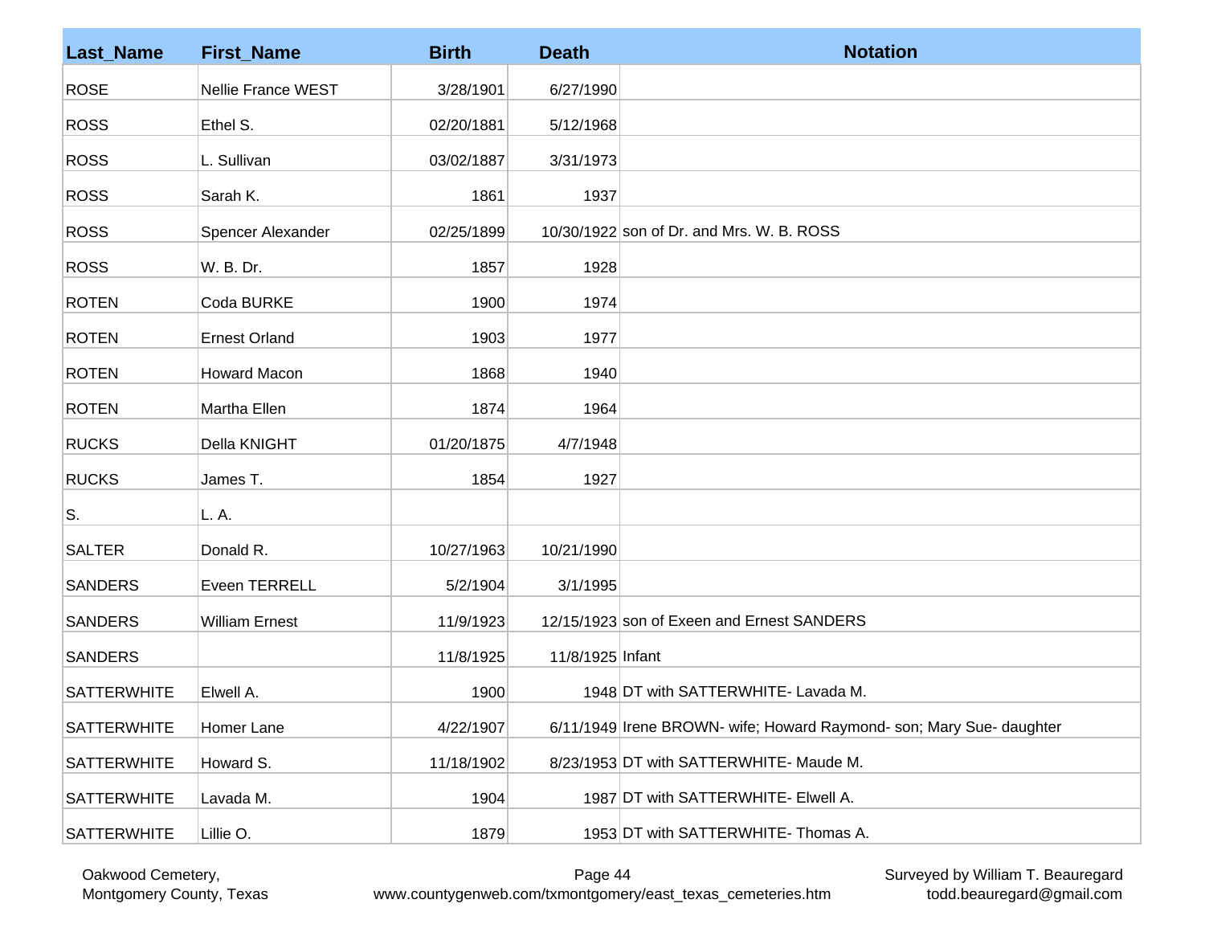| Last_Name | First_Name | Birth | Death | Notation |
|---|---|---|---|---|
| ROSE | Nellie France WEST | 3/28/1901 | 6/27/1990 | |
| ROSS | Ethel S. | 02/20/1881 | 5/12/1968 | |
| ROSS | L. Sullivan | 03/02/1887 | 3/31/1973 | |
| ROSS | Sarah K. | 1861 | 1937 | |
| ROSS | Spencer Alexander | 02/25/1899 | 10/30/1922 | son of Dr. and Mrs. W. B. ROSS |
| ROSS | W. B. Dr. | 1857 | 1928 | |
| ROTEN | Coda BURKE | 1900 | 1974 | |
| ROTEN | Ernest Orland | 1903 | 1977 | |
| ROTEN | Howard Macon | 1868 | 1940 | |
| ROTEN | Martha Ellen | 1874 | 1964 | |
| RUCKS | Della KNIGHT | 01/20/1875 | 4/7/1948 | |
| RUCKS | James T. | 1854 | 1927 | |
| S. | L. A. | | | |
| SALTER | Donald R. | 10/27/1963 | 10/21/1990 | |
| SANDERS | Eveen TERRELL | 5/2/1904 | 3/1/1995 | |
| SANDERS | William Ernest | 11/9/1923 | 12/15/1923 | son of Exeen and Ernest SANDERS |
| SANDERS | | 11/8/1925 | 11/8/1925 | Infant |
| SATTERWHITE | Elwell A. | 1900 | 1948 | DT with SATTERWHITE- Lavada M. |
| SATTERWHITE | Homer Lane | 4/22/1907 | 6/11/1949 | Irene BROWN- wife; Howard Raymond- son; Mary Sue- daughter |
| SATTERWHITE | Howard S. | 11/18/1902 | 8/23/1953 | DT with SATTERWHITE- Maude M. |
| SATTERWHITE | Lavada M. | 1904 | 1987 | DT with SATTERWHITE- Elwell A. |
| SATTERWHITE | Lillie O. | 1879 | 1953 | DT with SATTERWHITE- Thomas A. |

Oakwood Cemetery,
Montgomery County, Texas

www.countygenweb.com/txmontgomery/east_texas_cemeteries.htm

Surveyed by William T. Beauregard
todd.beauregard@gmail.com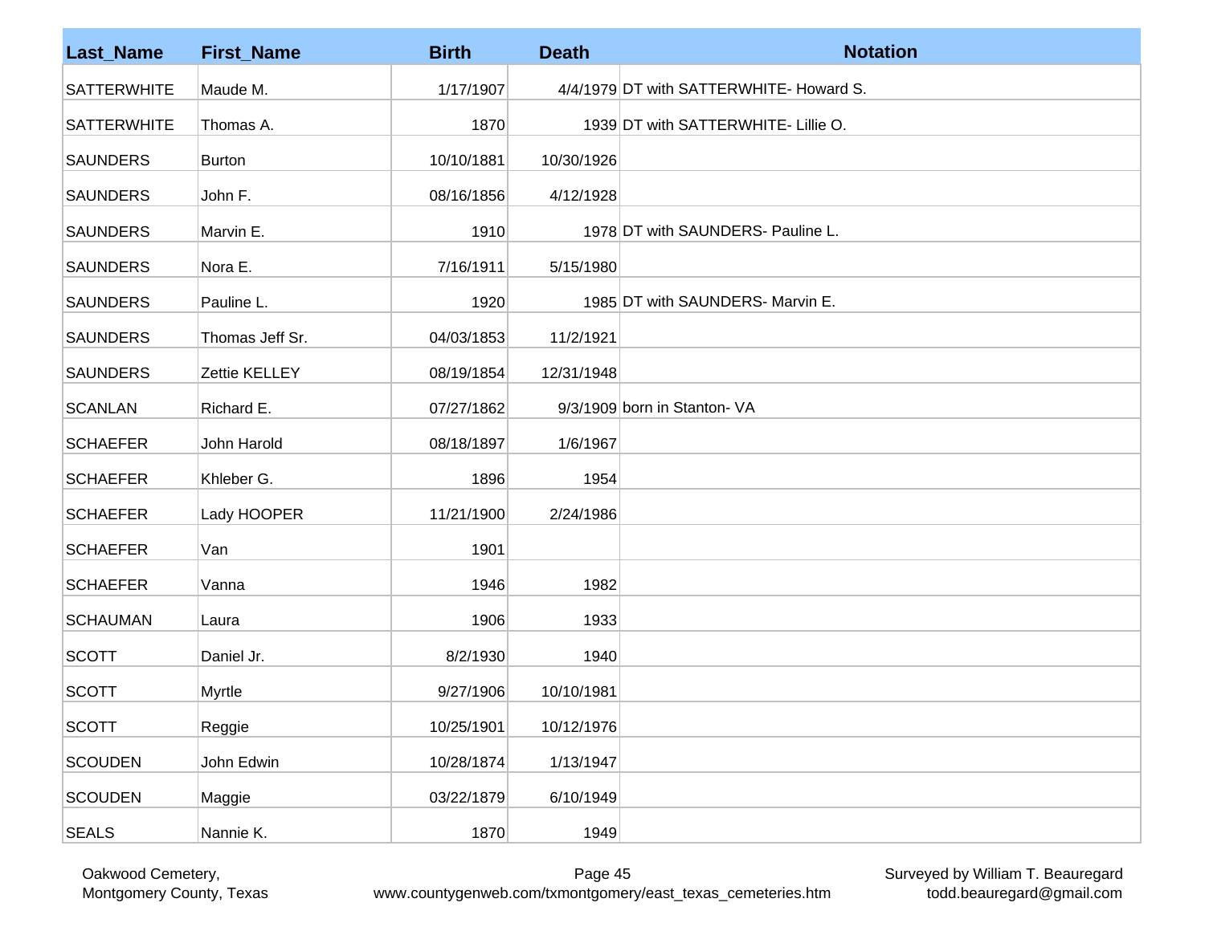| Last_Name | First_Name | Birth | Death | Notation |
|---|---|---|---|---|
| SATTERWHITE | Maude M. | 1/17/1907 | 4/4/1979 | DT with SATTERWHITE- Howard S. |
| SATTERWHITE | Thomas A. | 1870 | 1939 | DT with SATTERWHITE- Lillie O. |
| SAUNDERS | Burton | 10/10/1881 | 10/30/1926 | |
| SAUNDERS | John F. | 08/16/1856 | 4/12/1928 | |
| SAUNDERS | Marvin E. | 1910 | 1978 | DT with SAUNDERS- Pauline L. |
| SAUNDERS | Nora E. | 7/16/1911 | 5/15/1980 | |
| SAUNDERS | Pauline L. | 1920 | 1985 | DT with SAUNDERS- Marvin E. |
| SAUNDERS | Thomas Jeff Sr. | 04/03/1853 | 11/2/1921 | |
| SAUNDERS | Zettie KELLEY | 08/19/1854 | 12/31/1948 | |
| SCANLAN | Richard E. | 07/27/1862 | 9/3/1909 | born in Stanton- VA |
| SCHAEFER | John Harold | 08/18/1897 | 1/6/1967 | |
| SCHAEFER | Khleber G. | 1896 | 1954 | |
| SCHAEFER | Lady HOOPER | 11/21/1900 | 2/24/1986 | |
| SCHAEFER | Van | 1901 | | |
| SCHAEFER | Vanna | 1946 | 1982 | |
| SCHAUMAN | Laura | 1906 | 1933 | |
| SCOTT | Daniel Jr. | 8/2/1930 | 1940 | |
| SCOTT | Myrtle | 9/27/1906 | 10/10/1981 | |
| SCOTT | Reggie | 10/25/1901 | 10/12/1976 | |
| SCOUDEN | John Edwin | 10/28/1874 | 1/13/1947 | |
| SCOUDEN | Maggie | 03/22/1879 | 6/10/1949 | |
| SEALS | Nannie K. | 1870 | 1949 | |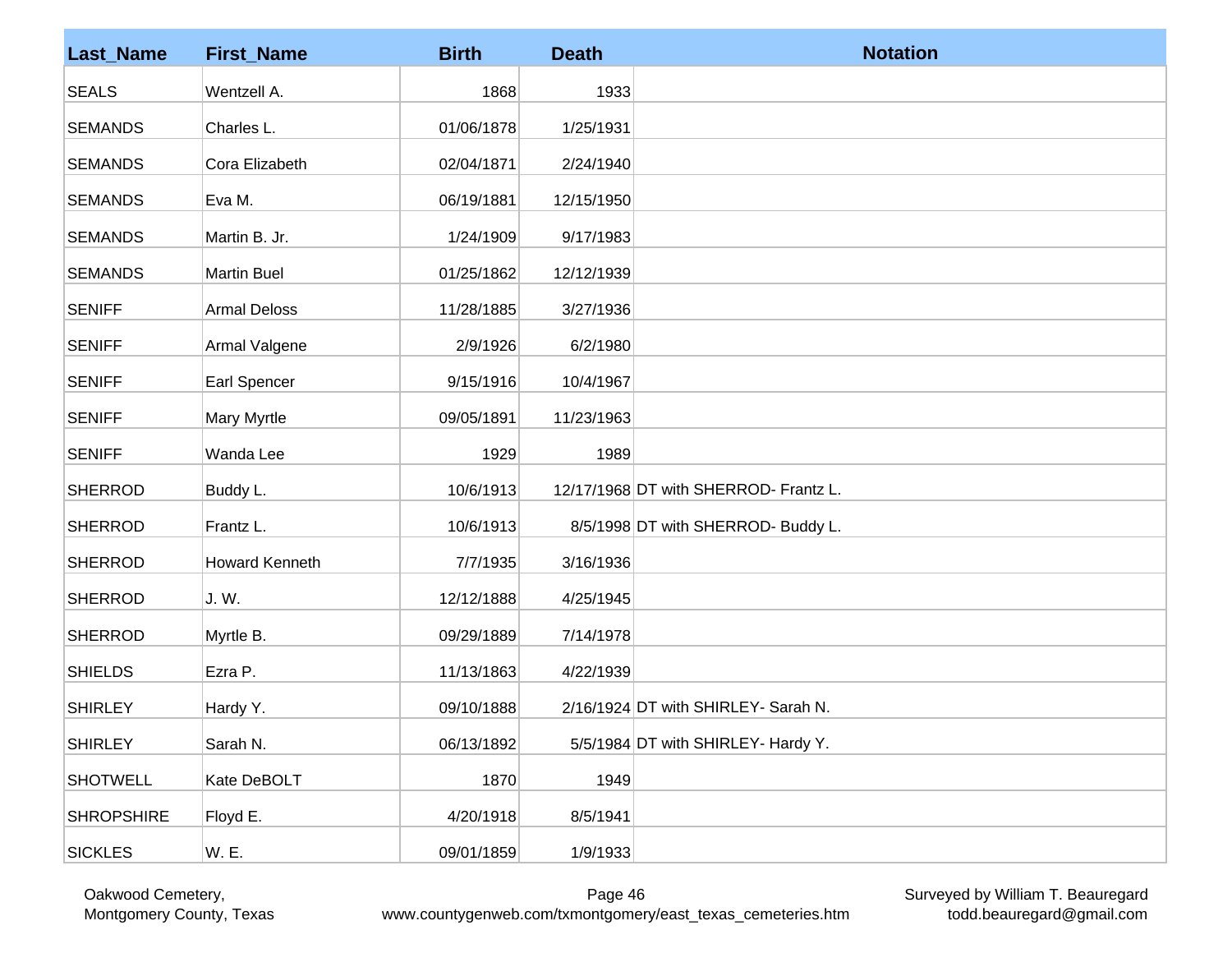| Last_Name | First_Name | Birth | Death | Notation |
|---|---|---|---|---|
| SEALS | Wentzell A. | 1868 | 1933 | |
| SEMANDS | Charles L. | 01/06/1878 | 1/25/1931 | |
| SEMANDS | Cora Elizabeth | 02/04/1871 | 2/24/1940 | |
| SEMANDS | Eva M. | 06/19/1881 | 12/15/1950 | |
| SEMANDS | Martin B. Jr. | 1/24/1909 | 9/17/1983 | |
| SEMANDS | Martin Buel | 01/25/1862 | 12/12/1939 | |
| SENIFF | Armal Deloss | 11/28/1885 | 3/27/1936 | |
| SENIFF | Armal Valgene | 2/9/1926 | 6/2/1980 | |
| SENIFF | Earl Spencer | 9/15/1916 | 10/4/1967 | |
| SENIFF | Mary Myrtle | 09/05/1891 | 11/23/1963 | |
| SENIFF | Wanda Lee | 1929 | 1989 | |
| SHERROD | Buddy L. | 10/6/1913 | 12/17/1968 | DT with SHERROD- Frantz L. |
| SHERROD | Frantz L. | 10/6/1913 | 8/5/1998 | DT with SHERROD- Buddy L. |
| SHERROD | Howard Kenneth | 7/7/1935 | 3/16/1936 | |
| SHERROD | J. W. | 12/12/1888 | 4/25/1945 | |
| SHERROD | Myrtle B. | 09/29/1889 | 7/14/1978 | |
| SHIELDS | Ezra P. | 11/13/1863 | 4/22/1939 | |
| SHIRLEY | Hardy Y. | 09/10/1888 | 2/16/1924 | DT with SHIRLEY- Sarah N. |
| SHIRLEY | Sarah N. | 06/13/1892 | 5/5/1984 | DT with SHIRLEY- Hardy Y. |
| SHOTWELL | Kate DeBOLT | 1870 | 1949 | |
| SHROPSHIRE | Floyd E. | 4/20/1918 | 8/5/1941 | |
| SICKLES | W. E. | 09/01/1859 | 1/9/1933 | |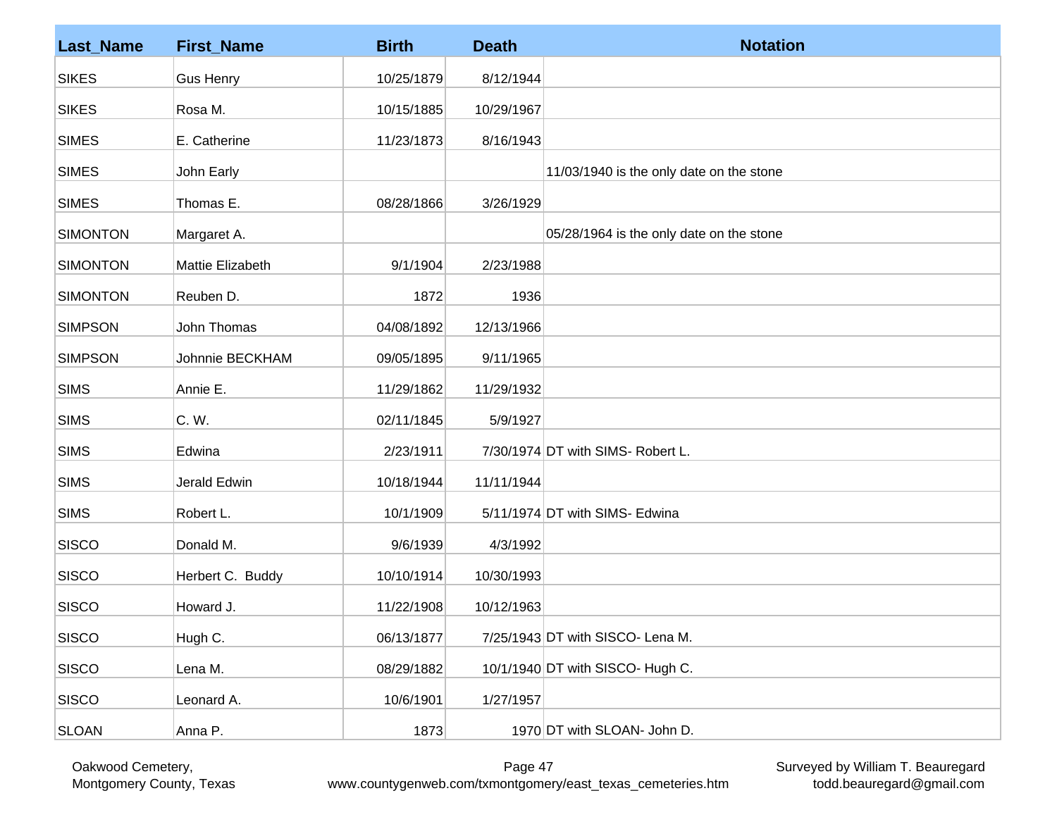| Last_Name | First_Name | Birth | Death | Notation |
|---|---|---|---|---|
| SIKES | Gus Henry | 10/25/1879 | 8/12/1944 | |
| SIKES | Rosa M. | 10/15/1885 | 10/29/1967 | |
| SIMES | E. Catherine | 11/23/1873 | 8/16/1943 | |
| SIMES | John Early | | | 11/03/1940 is the only date on the stone |
| SIMES | Thomas E. | 08/28/1866 | 3/26/1929 | |
| SIMONTON | Margaret A. | | | 05/28/1964 is the only date on the stone |
| SIMONTON | Mattie Elizabeth | 9/1/1904 | 2/23/1988 | |
| SIMONTON | Reuben D. | 1872 | 1936 | |
| SIMPSON | John Thomas | 04/08/1892 | 12/13/1966 | |
| SIMPSON | Johnnie BECKHAM | 09/05/1895 | 9/11/1965 | |
| SIMS | Annie E. | 11/29/1862 | 11/29/1932 | |
| SIMS | C. W. | 02/11/1845 | 5/9/1927 | |
| SIMS | Edwina | 2/23/1911 | 7/30/1974 | DT with SIMS- Robert L. |
| SIMS | Jerald Edwin | 10/18/1944 | 11/11/1944 | |
| SIMS | Robert L. | 10/1/1909 | 5/11/1974 | DT with SIMS- Edwina |
| SISCO | Donald M. | 9/6/1939 | 4/3/1992 | |
| SISCO | Herbert C. Buddy | 10/10/1914 | 10/30/1993 | |
| SISCO | Howard J. | 11/22/1908 | 10/12/1963 | |
| SISCO | Hugh C. | 06/13/1877 | 7/25/1943 | DT with SISCO- Lena M. |
| SISCO | Lena M. | 08/29/1882 | 10/1/1940 | DT with SISCO- Hugh C. |
| SISCO | Leonard A. | 10/6/1901 | 1/27/1957 | |
| SLOAN | Anna P. | 1873 | 1970 | DT with SLOAN- John D. |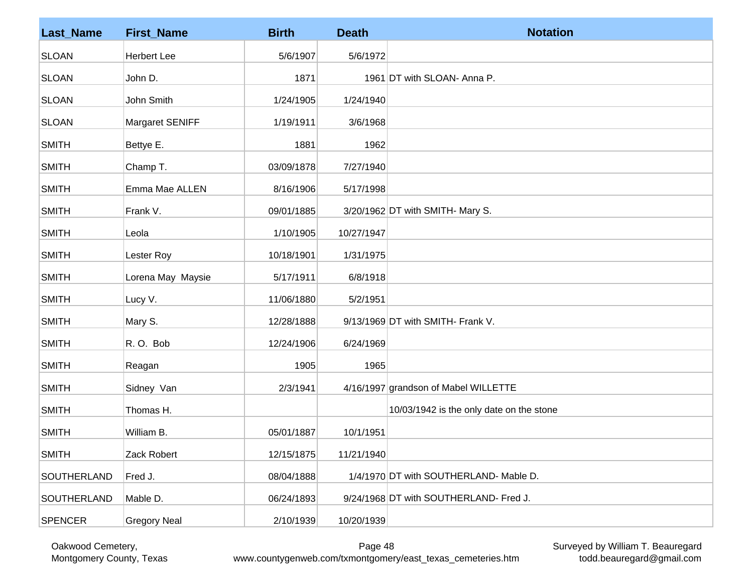| Last_Name | First_Name | Birth | Death | Notation |
|---|---|---|---|---|
| SLOAN | Herbert Lee | 5/6/1907 | 5/6/1972 | |
| SLOAN | John D. | 1871 | 1961 | DT with SLOAN- Anna P. |
| SLOAN | John Smith | 1/24/1905 | 1/24/1940 | |
| SLOAN | Margaret SENIFF | 1/19/1911 | 3/6/1968 | |
| SMITH | Bettye E. | 1881 | 1962 | |
| SMITH | Champ T. | 03/09/1878 | 7/27/1940 | |
| SMITH | Emma Mae ALLEN | 8/16/1906 | 5/17/1998 | |
| SMITH | Frank V. | 09/01/1885 | 3/20/1962 | DT with SMITH- Mary S. |
| SMITH | Leola | 1/10/1905 | 10/27/1947 | |
| SMITH | Lester Roy | 10/18/1901 | 1/31/1975 | |
| SMITH | Lorena May Maysie | 5/17/1911 | 6/8/1918 | |
| SMITH | Lucy V. | 11/06/1880 | 5/2/1951 | |
| SMITH | Mary S. | 12/28/1888 | 9/13/1969 | DT with SMITH- Frank V. |
| SMITH | R. O. Bob | 12/24/1906 | 6/24/1969 | |
| SMITH | Reagan | 1905 | 1965 | |
| SMITH | Sidney Van | 2/3/1941 | 4/16/1997 | grandson of Mabel WILLETTE |
| SMITH | Thomas H. | | | 10/03/1942 is the only date on the stone |
| SMITH | William B. | 05/01/1887 | 10/1/1951 | |
| SMITH | Zack Robert | 12/15/1875 | 11/21/1940 | |
| SOUTHERLAND | Fred J. | 08/04/1888 | 1/4/1970 | DT with SOUTHERLAND- Mable D. |
| SOUTHERLAND | Mable D. | 06/24/1893 | 9/24/1968 | DT with SOUTHERLAND- Fred J. |
| SPENCER | Gregory Neal | 2/10/1939 | 10/20/1939 | |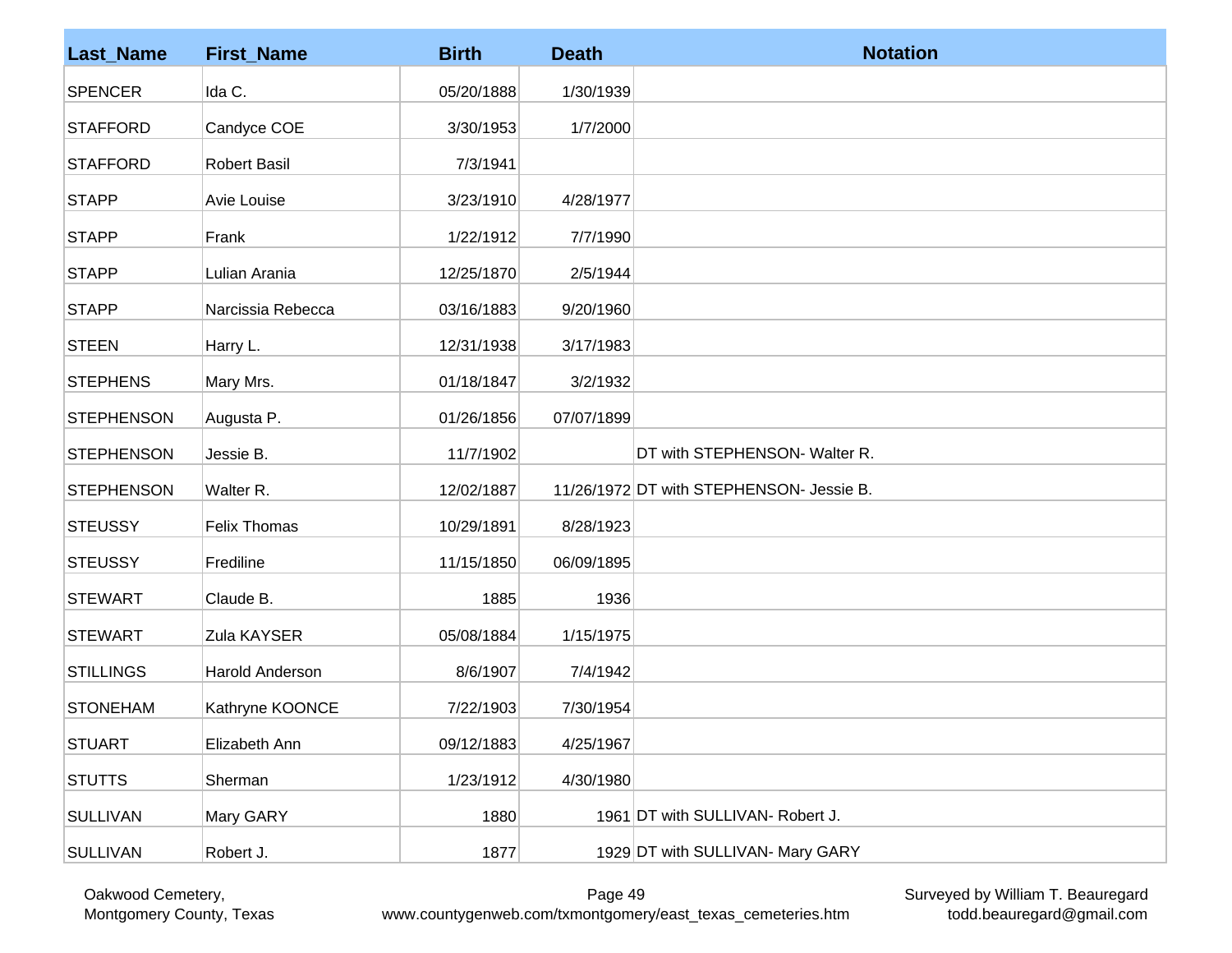| Last_Name | First_Name | Birth | Death | Notation |
|---|---|---|---|---|
| SPENCER | Ida C. | 05/20/1888 | 1/30/1939 | |
| STAFFORD | Candyce COE | 3/30/1953 | 1/7/2000 | |
| STAFFORD | Robert Basil | 7/3/1941 | | |
| STAPP | Avie Louise | 3/23/1910 | 4/28/1977 | |
| STAPP | Frank | 1/22/1912 | 7/7/1990 | |
| STAPP | Lulian Arania | 12/25/1870 | 2/5/1944 | |
| STAPP | Narcissia Rebecca | 03/16/1883 | 9/20/1960 | |
| STEEN | Harry L. | 12/31/1938 | 3/17/1983 | |
| STEPHENS | Mary Mrs. | 01/18/1847 | 3/2/1932 | |
| STEPHENSON | Augusta P. | 01/26/1856 | 07/07/1899 | |
| STEPHENSON | Jessie B. | 11/7/1902 | | DT with STEPHENSON- Walter R. |
| STEPHENSON | Walter R. | 12/02/1887 | 11/26/1972 | DT with STEPHENSON- Jessie B. |
| STEUSSY | Felix Thomas | 10/29/1891 | 8/28/1923 | |
| STEUSSY | Frediline | 11/15/1850 | 06/09/1895 | |
| STEWART | Claude B. | 1885 | 1936 | |
| STEWART | Zula KAYSER | 05/08/1884 | 1/15/1975 | |
| STILLINGS | Harold Anderson | 8/6/1907 | 7/4/1942 | |
| STONEHAM | Kathryne KOONCE | 7/22/1903 | 7/30/1954 | |
| STUART | Elizabeth Ann | 09/12/1883 | 4/25/1967 | |
| STUTTS | Sherman | 1/23/1912 | 4/30/1980 | |
| SULLIVAN | Mary GARY | 1880 | 1961 | DT with SULLIVAN- Robert J. |
| SULLIVAN | Robert J. | 1877 | 1929 | DT with SULLIVAN- Mary GARY |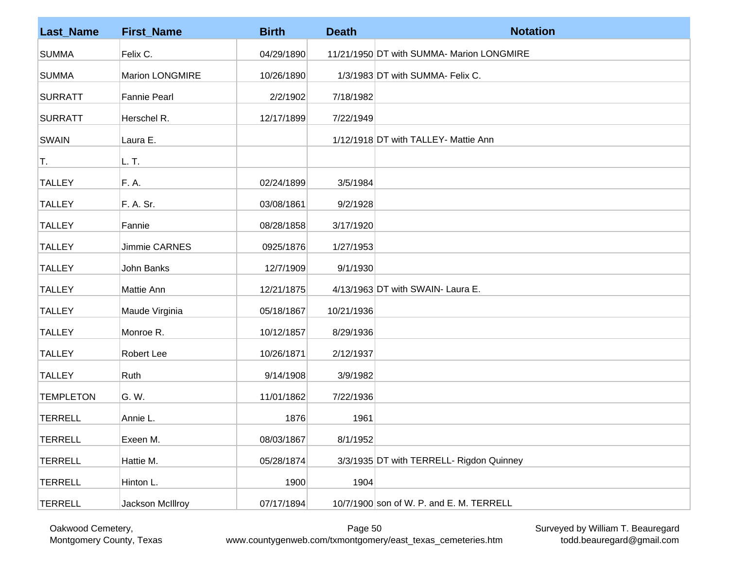| Last_Name | First_Name | Birth | Death | Notation |
|---|---|---|---|---|
| SUMMA | Felix C. | 04/29/1890 | 11/21/1950 | DT with SUMMA- Marion LONGMIRE |
| SUMMA | Marion LONGMIRE | 10/26/1890 | 1/3/1983 | DT with SUMMA- Felix C. |
| SURRATT | Fannie Pearl | 2/2/1902 | 7/18/1982 | |
| SURRATT | Herschel R. | 12/17/1899 | 7/22/1949 | |
| SWAIN | Laura E. | | 1/12/1918 | DT with TALLEY- Mattie Ann |
| T. | L. T. | | | |
| TALLEY | F. A. | 02/24/1899 | 3/5/1984 | |
| TALLEY | F. A. Sr. | 03/08/1861 | 9/2/1928 | |
| TALLEY | Fannie | 08/28/1858 | 3/17/1920 | |
| TALLEY | Jimmie CARNES | 0925/1876 | 1/27/1953 | |
| TALLEY | John Banks | 12/7/1909 | 9/1/1930 | |
| TALLEY | Mattie Ann | 12/21/1875 | 4/13/1963 | DT with SWAIN- Laura E. |
| TALLEY | Maude Virginia | 05/18/1867 | 10/21/1936 | |
| TALLEY | Monroe R. | 10/12/1857 | 8/29/1936 | |
| TALLEY | Robert Lee | 10/26/1871 | 2/12/1937 | |
| TALLEY | Ruth | 9/14/1908 | 3/9/1982 | |
| TEMPLETON | G. W. | 11/01/1862 | 7/22/1936 | |
| TERRELL | Annie L. | 1876 | 1961 | |
| TERRELL | Exeen M. | 08/03/1867 | 8/1/1952 | |
| TERRELL | Hattie M. | 05/28/1874 | 3/3/1935 | DT with TERRELL- Rigdon Quinney |
| TERRELL | Hinton L. | 1900 | 1904 | |
| TERRELL | Jackson McIllroy | 07/17/1894 | 10/7/1900 | son of W. P. and E. M. TERRELL |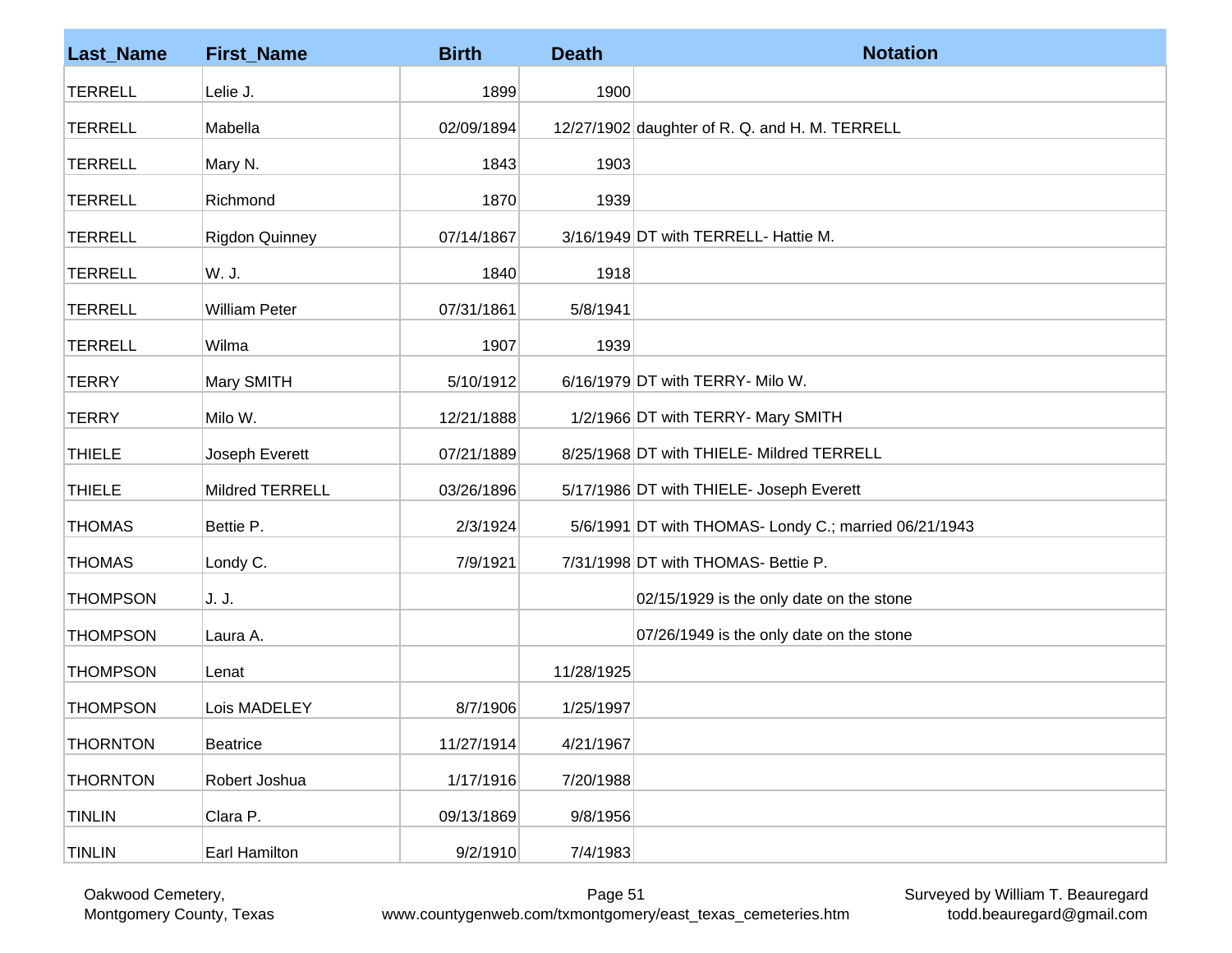| Last_Name | First_Name | Birth | Death | Notation |
|---|---|---|---|---|
| TERRELL | Lelie J. | 1899 | 1900 | |
| TERRELL | Mabella | 02/09/1894 | 12/27/1902 | daughter of R. Q. and H. M. TERRELL |
| TERRELL | Mary N. | 1843 | 1903 | |
| TERRELL | Richmond | 1870 | 1939 | |
| TERRELL | Rigdon Quinney | 07/14/1867 | 3/16/1949 | DT with TERRELL- Hattie M. |
| TERRELL | W. J. | 1840 | 1918 | |
| TERRELL | William Peter | 07/31/1861 | 5/8/1941 | |
| TERRELL | Wilma | 1907 | 1939 | |
| TERRY | Mary SMITH | 5/10/1912 | 6/16/1979 | DT with TERRY- Milo W. |
| TERRY | Milo W. | 12/21/1888 | 1/2/1966 | DT with TERRY- Mary SMITH |
| THIELE | Joseph Everett | 07/21/1889 | 8/25/1968 | DT with THIELE- Mildred TERRELL |
| THIELE | Mildred TERRELL | 03/26/1896 | 5/17/1986 | DT with THIELE- Joseph Everett |
| THOMAS | Bettie P. | 2/3/1924 | 5/6/1991 | DT with THOMAS- Londy C.; married 06/21/1943 |
| THOMAS | Londy C. | 7/9/1921 | 7/31/1998 | DT with THOMAS- Bettie P. |
| THOMPSON | J. J. | | | 02/15/1929 is the only date on the stone |
| THOMPSON | Laura A. | | | 07/26/1949 is the only date on the stone |
| THOMPSON | Lenat | | 11/28/1925 | |
| THOMPSON | Lois MADELEY | 8/7/1906 | 1/25/1997 | |
| THORNTON | Beatrice | 11/27/1914 | 4/21/1967 | |
| THORNTON | Robert Joshua | 1/17/1916 | 7/20/1988 | |
| TINLIN | Clara P. | 09/13/1869 | 9/8/1956 | |
| TINLIN | Earl Hamilton | 9/2/1910 | 7/4/1983 | |

Oakwood Cemetery,
Montgomery County, Texas

www.countygenweb.com/txmontgomery/east_texas_cemeteries.htm

Surveyed by William T. Beauregard
todd.beauregard@gmail.com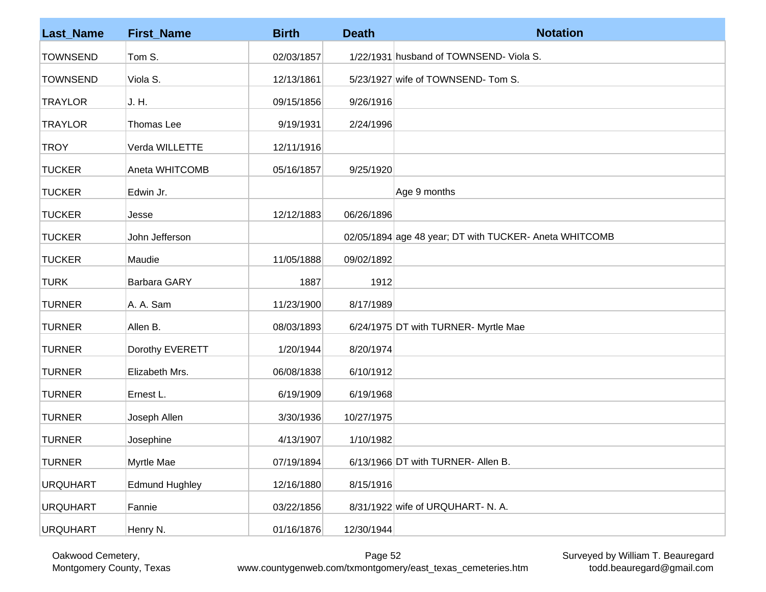| Last_Name | First_Name | Birth | Death | Notation |
| --- | --- | --- | --- | --- |
| TOWNSEND | Tom S. | 02/03/1857 | 1/22/1931 | husband of TOWNSEND- Viola S. |
| TOWNSEND | Viola S. | 12/13/1861 | 5/23/1927 | wife of TOWNSEND- Tom S. |
| TRAYLOR | J. H. | 09/15/1856 | 9/26/1916 | |
| TRAYLOR | Thomas Lee | 9/19/1931 | 2/24/1996 | |
| TROY | Verda WILLETTE | 12/11/1916 | | |
| TUCKER | Aneta WHITCOMB | 05/16/1857 | 9/25/1920 | |
| TUCKER | Edwin Jr. | | | Age 9 months |
| TUCKER | Jesse | 12/12/1883 | 06/26/1896 | |
| TUCKER | John Jefferson | | 02/05/1894 | age 48 year; DT with TUCKER- Aneta WHITCOMB |
| TUCKER | Maudie | 11/05/1888 | 09/02/1892 | |
| TURK | Barbara GARY | 1887 | 1912 | |
| TURNER | A. A. Sam | 11/23/1900 | 8/17/1989 | |
| TURNER | Allen B. | 08/03/1893 | 6/24/1975 | DT with TURNER- Myrtle Mae |
| TURNER | Dorothy EVERETT | 1/20/1944 | 8/20/1974 | |
| TURNER | Elizabeth Mrs. | 06/08/1838 | 6/10/1912 | |
| TURNER | Ernest L. | 6/19/1909 | 6/19/1968 | |
| TURNER | Joseph Allen | 3/30/1936 | 10/27/1975 | |
| TURNER | Josephine | 4/13/1907 | 1/10/1982 | |
| TURNER | Myrtle Mae | 07/19/1894 | 6/13/1966 | DT with TURNER- Allen B. |
| URQUHART | Edmund Hughley | 12/16/1880 | 8/15/1916 | |
| URQUHART | Fannie | 03/22/1856 | 8/31/1922 | wife of URQUHART- N. A. |
| URQUHART | Henry N. | 01/16/1876 | 12/30/1944 | |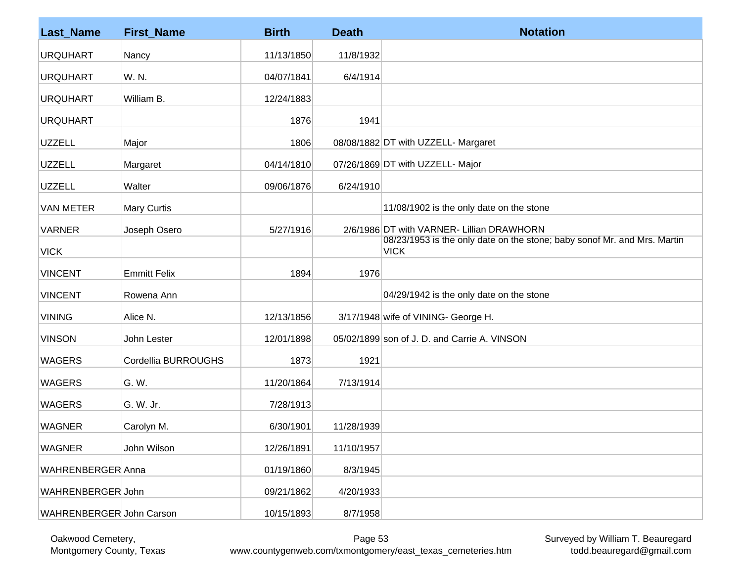| Last_Name | First_Name | Birth | Death | Notation |
|---|---|---|---|---|
| URQUHART | Nancy | 11/13/1850 | 11/8/1932 | |
| URQUHART | W. N. | 04/07/1841 | 6/4/1914 | |
| URQUHART | William B. | 12/24/1883 | | |
| URQUHART | | 1876 | 1941 | |
| UZZELL | Major | 1806 | 08/08/1882 | DT with UZZELL- Margaret |
| UZZELL | Margaret | 04/14/1810 | 07/26/1869 | DT with UZZELL- Major |
| UZZELL | Walter | 09/06/1876 | 6/24/1910 | |
| VAN METER | Mary Curtis | | | 11/08/1902 is the only date on the stone |
| VARNER | Joseph Osero | 5/27/1916 | 2/6/1986 | DT with VARNER- Lillian DRAWHORN |
| VICK | | | | 08/23/1953 is the only date on the stone; baby sonof Mr. and Mrs. Martin VICK |
| VINCENT | Emmitt Felix | 1894 | 1976 | |
| VINCENT | Rowena Ann | | | 04/29/1942 is the only date on the stone |
| VINING | Alice N. | 12/13/1856 | 3/17/1948 | wife of VINING- George H. |
| VINSON | John Lester | 12/01/1898 | 05/02/1899 | son of J. D. and Carrie A. VINSON |
| WAGERS | Cordellia BURROUGHS | 1873 | 1921 | |
| WAGERS | G. W. | 11/20/1864 | 7/13/1914 | |
| WAGERS | G. W. Jr. | 7/28/1913 | | |
| WAGNER | Carolyn M. | 6/30/1901 | 11/28/1939 | |
| WAGNER | John Wilson | 12/26/1891 | 11/10/1957 | |
| WAHRENBERGER | Anna | 01/19/1860 | 8/3/1945 | |
| WAHRENBERGER | John | 09/21/1862 | 4/20/1933 | |
| WAHRENBERGER | John Carson | 10/15/1893 | 8/7/1958 | |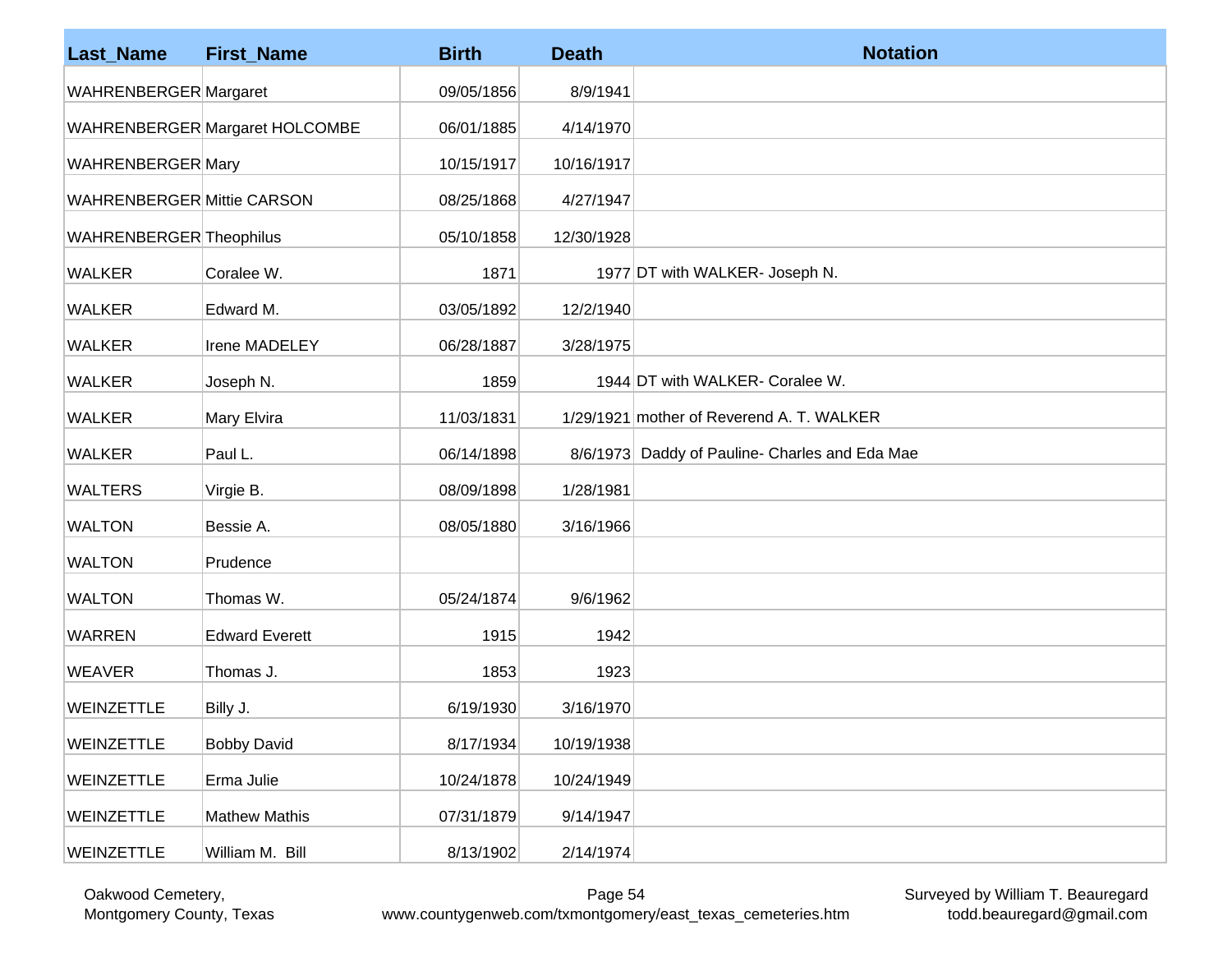| Last_Name | First_Name | Birth | Death | Notation |
|---|---|---|---|---|
| WAHRENBERGER | Margaret | 09/05/1856 | 8/9/1941 | |
| WAHRENBERGER | Margaret HOLCOMBE | 06/01/1885 | 4/14/1970 | |
| WAHRENBERGER | Mary | 10/15/1917 | 10/16/1917 | |
| WAHRENBERGER | Mittie CARSON | 08/25/1868 | 4/27/1947 | |
| WAHRENBERGER | Theophilus | 05/10/1858 | 12/30/1928 | |
| WALKER | Coralee W. | 1871 | 1977 | DT with WALKER- Joseph N. |
| WALKER | Edward M. | 03/05/1892 | 12/2/1940 | |
| WALKER | Irene MADELEY | 06/28/1887 | 3/28/1975 | |
| WALKER | Joseph N. | 1859 | 1944 | DT with WALKER- Coralee W. |
| WALKER | Mary Elvira | 11/03/1831 | 1/29/1921 | mother of Reverend A. T. WALKER |
| WALKER | Paul L. | 06/14/1898 | 8/6/1973 | Daddy of Pauline- Charles and Eda Mae |
| WALTERS | Virgie B. | 08/09/1898 | 1/28/1981 | |
| WALTON | Bessie A. | 08/05/1880 | 3/16/1966 | |
| WALTON | Prudence | | | |
| WALTON | Thomas W. | 05/24/1874 | 9/6/1962 | |
| WARREN | Edward Everett | 1915 | 1942 | |
| WEAVER | Thomas J. | 1853 | 1923 | |
| WEINZETTLE | Billy J. | 6/19/1930 | 3/16/1970 | |
| WEINZETTLE | Bobby David | 8/17/1934 | 10/19/1938 | |
| WEINZETTLE | Erma Julie | 10/24/1878 | 10/24/1949 | |
| WEINZETTLE | Mathew Mathis | 07/31/1879 | 9/14/1947 | |
| WEINZETTLE | William M. Bill | 8/13/1902 | 2/14/1974 | |

Oakwood Cemetery,
Montgomery County, Texas

www.countygenweb.com/txmontgomery/east_texas_cemeteries.htm

Surveyed by William T. Beauregard
todd.beauregard@gmail.com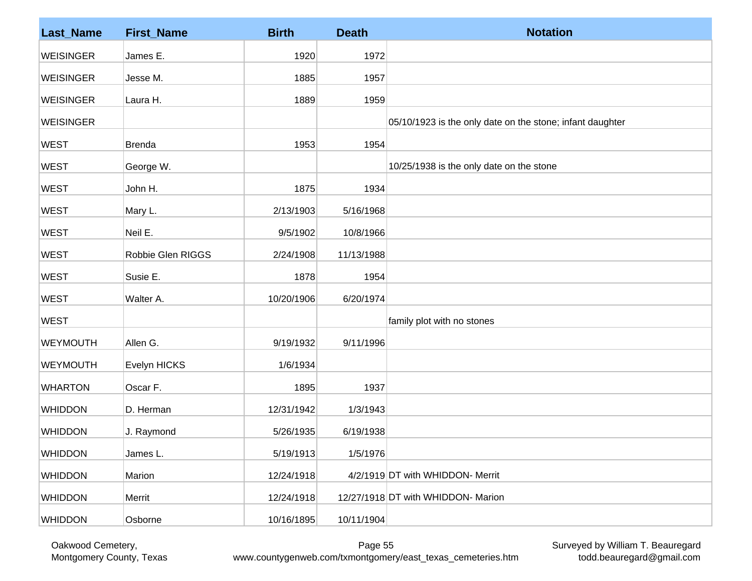| Last_Name | First_Name | Birth | Death | Notation |
|---|---|---|---|---|
| WEISINGER | James E. | 1920 | 1972 | |
| WEISINGER | Jesse M. | 1885 | 1957 | |
| WEISINGER | Laura H. | 1889 | 1959 | |
| WEISINGER | | | | 05/10/1923 is the only date on the stone; infant daughter |
| WEST | Brenda | 1953 | 1954 | |
| WEST | George W. | | | 10/25/1938 is the only date on the stone |
| WEST | John H. | 1875 | 1934 | |
| WEST | Mary L. | 2/13/1903 | 5/16/1968 | |
| WEST | Neil E. | 9/5/1902 | 10/8/1966 | |
| WEST | Robbie Glen RIGGS | 2/24/1908 | 11/13/1988 | |
| WEST | Susie E. | 1878 | 1954 | |
| WEST | Walter A. | 10/20/1906 | 6/20/1974 | |
| WEST | | | | family plot with no stones |
| WEYMOUTH | Allen G. | 9/19/1932 | 9/11/1996 | |
| WEYMOUTH | Evelyn HICKS | 1/6/1934 | | |
| WHARTON | Oscar F. | 1895 | 1937 | |
| WHIDDON | D. Herman | 12/31/1942 | 1/3/1943 | |
| WHIDDON | J. Raymond | 5/26/1935 | 6/19/1938 | |
| WHIDDON | James L. | 5/19/1913 | 1/5/1976 | |
| WHIDDON | Marion | 12/24/1918 | 4/2/1919 | DT with WHIDDON- Merrit |
| WHIDDON | Merrit | 12/24/1918 | 12/27/1918 | DT with WHIDDON- Marion |
| WHIDDON | Osborne | 10/16/1895 | 10/11/1904 | |

Oakwood Cemetery, Montgomery County, Texas

www.countygenweb.com/txmontgomery/east_texas_cemeteries.htm

Surveyed by William T. Beauregard todd.beauregard@gmail.com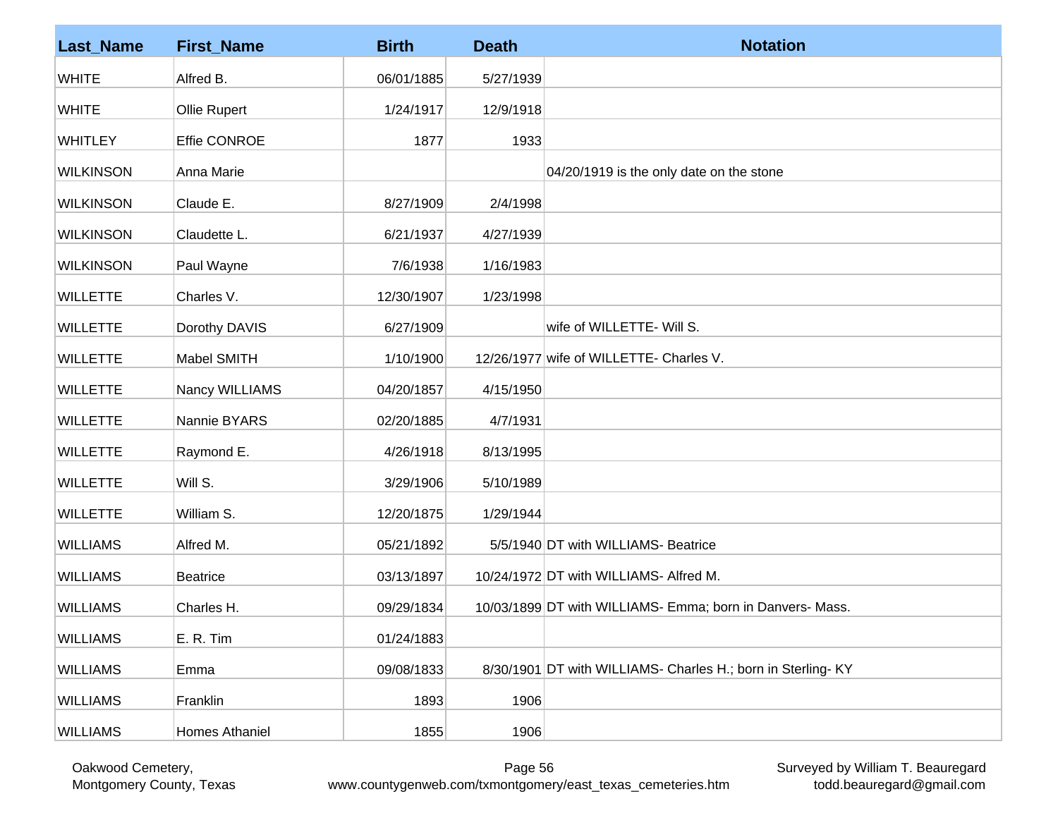| Last_Name | First_Name | Birth | Death | Notation |
|---|---|---|---|---|
| WHITE | Alfred B. | 06/01/1885 | 5/27/1939 | |
| WHITE | Ollie Rupert | 1/24/1917 | 12/9/1918 | |
| WHITLEY | Effie CONROE | 1877 | 1933 | |
| WILKINSON | Anna Marie | | | 04/20/1919 is the only date on the stone |
| WILKINSON | Claude E. | 8/27/1909 | 2/4/1998 | |
| WILKINSON | Claudette L. | 6/21/1937 | 4/27/1939 | |
| WILKINSON | Paul Wayne | 7/6/1938 | 1/16/1983 | |
| WILLETTE | Charles V. | 12/30/1907 | 1/23/1998 | |
| WILLETTE | Dorothy DAVIS | 6/27/1909 | | wife of WILLETTE- Will S. |
| WILLETTE | Mabel SMITH | 1/10/1900 | 12/26/1977 | wife of WILLETTE- Charles V. |
| WILLETTE | Nancy WILLIAMS | 04/20/1857 | 4/15/1950 | |
| WILLETTE | Nannie BYARS | 02/20/1885 | 4/7/1931 | |
| WILLETTE | Raymond E. | 4/26/1918 | 8/13/1995 | |
| WILLETTE | Will S. | 3/29/1906 | 5/10/1989 | |
| WILLETTE | William S. | 12/20/1875 | 1/29/1944 | |
| WILLIAMS | Alfred M. | 05/21/1892 | 5/5/1940 | DT with WILLIAMS- Beatrice |
| WILLIAMS | Beatrice | 03/13/1897 | 10/24/1972 | DT with WILLIAMS- Alfred M. |
| WILLIAMS | Charles H. | 09/29/1834 | 10/03/1899 | DT with WILLIAMS- Emma; born in Danvers- Mass. |
| WILLIAMS | E. R. Tim | 01/24/1883 | | |
| WILLIAMS | Emma | 09/08/1833 | 8/30/1901 | DT with WILLIAMS- Charles H.; born in Sterling- KY |
| WILLIAMS | Franklin | 1893 | 1906 | |
| WILLIAMS | Homes Athaniel | 1855 | 1906 | |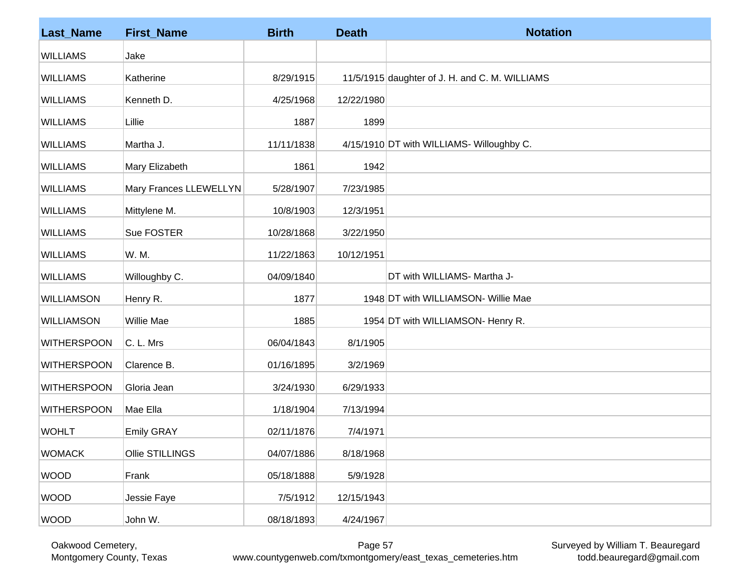| Last_Name | First_Name | Birth | Death | Notation |
|---|---|---|---|---|
| WILLIAMS | Jake | | | |
| WILLIAMS | Katherine | 8/29/1915 | 11/5/1915 | daughter of J. H. and C. M. WILLIAMS |
| WILLIAMS | Kenneth D. | 4/25/1968 | 12/22/1980 | |
| WILLIAMS | Lillie | 1887 | 1899 | |
| WILLIAMS | Martha J. | 11/11/1838 | 4/15/1910 | DT with WILLIAMS- Willoughby C. |
| WILLIAMS | Mary Elizabeth | 1861 | 1942 | |
| WILLIAMS | Mary Frances LLEWELLYN | 5/28/1907 | 7/23/1985 | |
| WILLIAMS | Mittylene M. | 10/8/1903 | 12/3/1951 | |
| WILLIAMS | Sue FOSTER | 10/28/1868 | 3/22/1950 | |
| WILLIAMS | W. M. | 11/22/1863 | 10/12/1951 | |
| WILLIAMS | Willoughby C. | 04/09/1840 | | DT with WILLIAMS- Martha J- |
| WILLIAMSON | Henry R. | 1877 | 1948 | DT with WILLIAMSON- Willie Mae |
| WILLIAMSON | Willie Mae | 1885 | 1954 | DT with WILLIAMSON- Henry R. |
| WITHERSPOON | C. L. Mrs | 06/04/1843 | 8/1/1905 | |
| WITHERSPOON | Clarence B. | 01/16/1895 | 3/2/1969 | |
| WITHERSPOON | Gloria Jean | 3/24/1930 | 6/29/1933 | |
| WITHERSPOON | Mae Ella | 1/18/1904 | 7/13/1994 | |
| WOHLT | Emily GRAY | 02/11/1876 | 7/4/1971 | |
| WOMACK | Ollie STILLINGS | 04/07/1886 | 8/18/1968 | |
| WOOD | Frank | 05/18/1888 | 5/9/1928 | |
| WOOD | Jessie Faye | 7/5/1912 | 12/15/1943 | |
| WOOD | John W. | 08/18/1893 | 4/24/1967 | |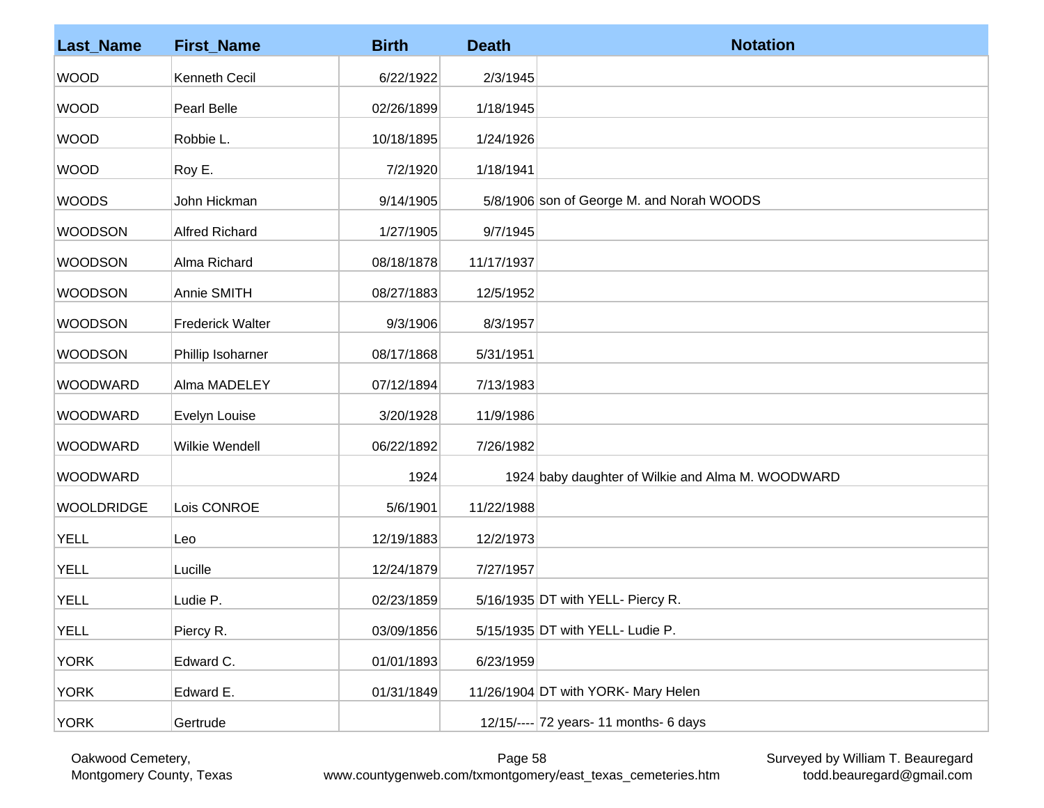| Last_Name | First_Name | Birth | Death | Notation |
|---|---|---|---|---|
| WOOD | Kenneth Cecil | 6/22/1922 | 2/3/1945 | |
| WOOD | Pearl Belle | 02/26/1899 | 1/18/1945 | |
| WOOD | Robbie L. | 10/18/1895 | 1/24/1926 | |
| WOOD | Roy E. | 7/2/1920 | 1/18/1941 | |
| WOODS | John Hickman | 9/14/1905 | 5/8/1906 | son of George M. and Norah WOODS |
| WOODSON | Alfred Richard | 1/27/1905 | 9/7/1945 | |
| WOODSON | Alma Richard | 08/18/1878 | 11/17/1937 | |
| WOODSON | Annie SMITH | 08/27/1883 | 12/5/1952 | |
| WOODSON | Frederick Walter | 9/3/1906 | 8/3/1957 | |
| WOODSON | Phillip Isoharner | 08/17/1868 | 5/31/1951 | |
| WOODWARD | Alma MADELEY | 07/12/1894 | 7/13/1983 | |
| WOODWARD | Evelyn Louise | 3/20/1928 | 11/9/1986 | |
| WOODWARD | Wilkie Wendell | 06/22/1892 | 7/26/1982 | |
| WOODWARD | | 1924 | 1924 | baby daughter of Wilkie and Alma M. WOODWARD |
| WOOLDRIDGE | Lois CONROE | 5/6/1901 | 11/22/1988 | |
| YELL | Leo | 12/19/1883 | 12/2/1973 | |
| YELL | Lucille | 12/24/1879 | 7/27/1957 | |
| YELL | Ludie P. | 02/23/1859 | 5/16/1935 | DT with YELL- Piercy R. |
| YELL | Piercy R. | 03/09/1856 | 5/15/1935 | DT with YELL- Ludie P. |
| YORK | Edward C. | 01/01/1893 | 6/23/1959 | |
| YORK | Edward E. | 01/31/1849 | 11/26/1904 | DT with YORK- Mary Helen |
| YORK | Gertrude | | 12/15/---- | 72 years- 11 months- 6 days |

Oakwood Cemetery, Montgomery County, Texas

www.countygenweb.com/txmontgomery/east_texas_cemeteries.htm

Surveyed by William T. Beauregard todd.beauregard@gmail.com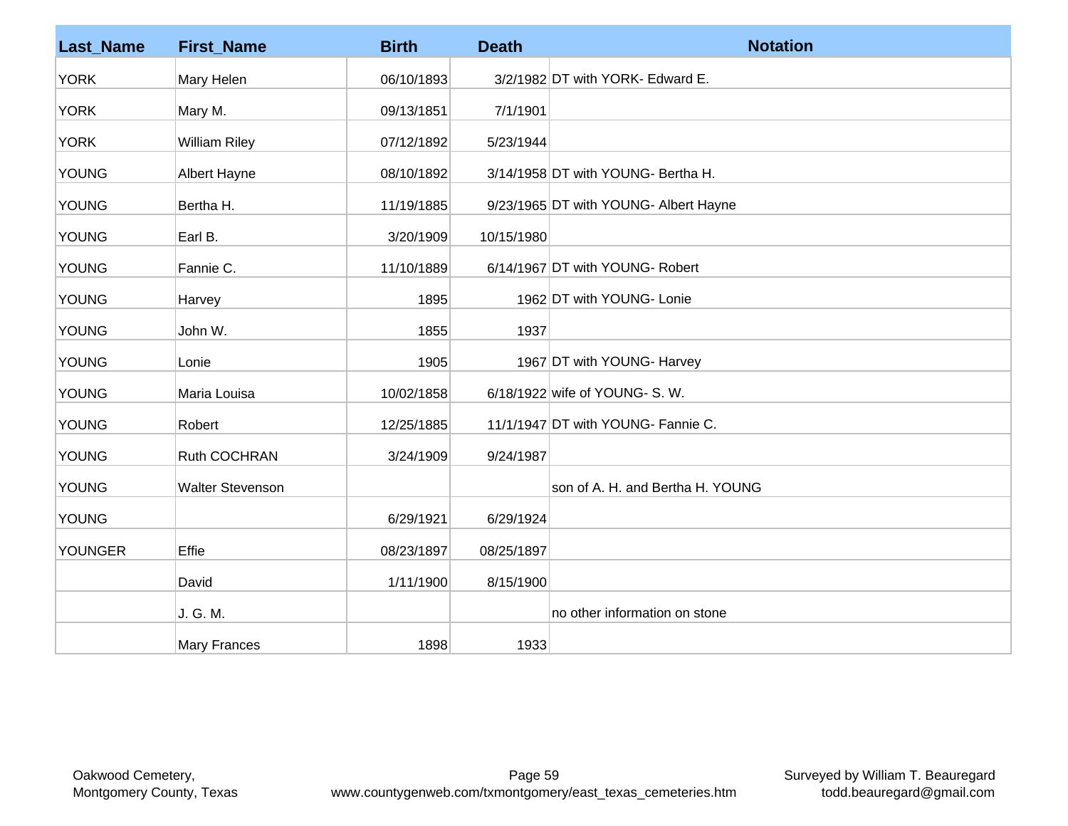| Last_Name | First_Name | Birth | Death | Notation |
|---|---|---|---|---|
| YORK | Mary Helen | 06/10/1893 | 3/2/1982 | DT with YORK- Edward E. |
| YORK | Mary M. | 09/13/1851 | 7/1/1901 | |
| YORK | William Riley | 07/12/1892 | 5/23/1944 | |
| YOUNG | Albert Hayne | 08/10/1892 | 3/14/1958 | DT with YOUNG- Bertha H. |
| YOUNG | Bertha H. | 11/19/1885 | 9/23/1965 | DT with YOUNG- Albert Hayne |
| YOUNG | Earl B. | 3/20/1909 | 10/15/1980 | |
| YOUNG | Fannie C. | 11/10/1889 | 6/14/1967 | DT with YOUNG- Robert |
| YOUNG | Harvey | 1895 | 1962 | DT with YOUNG- Lonie |
| YOUNG | John W. | 1855 | 1937 | |
| YOUNG | Lonie | 1905 | 1967 | DT with YOUNG- Harvey |
| YOUNG | Maria Louisa | 10/02/1858 | 6/18/1922 | wife of YOUNG- S. W. |
| YOUNG | Robert | 12/25/1885 | 11/1/1947 | DT with YOUNG- Fannie C. |
| YOUNG | Ruth COCHRAN | 3/24/1909 | 9/24/1987 | |
| YOUNG | Walter Stevenson | | | son of A. H. and Bertha H. YOUNG |
| YOUNG | | 6/29/1921 | 6/29/1924 | |
| YOUNGER | Effie | 08/23/1897 | 08/25/1897 | |
| | David | 1/11/1900 | 8/15/1900 | |
| | J. G. M. | | | no other information on stone |
| | Mary Frances | 1898 | 1933 | |